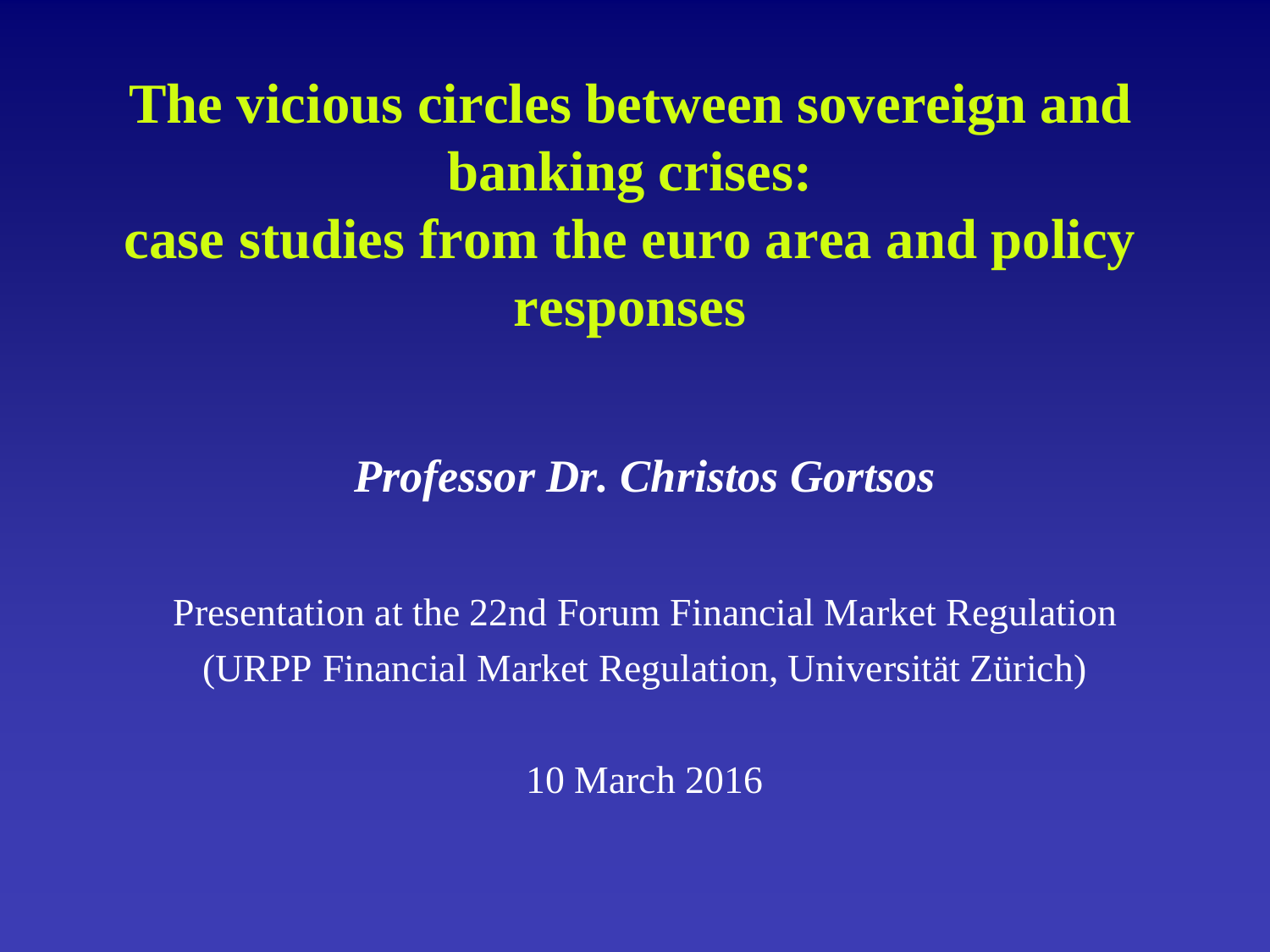# The vicious circles between sovereign and banking crises: case studies from the euro area and policy responses

***Professor Dr. Christos Gortsos***

Presentation at the 22nd Forum Financial Market Regulation (URPP Financial Market Regulation, Universität Zürich)

10 March 2016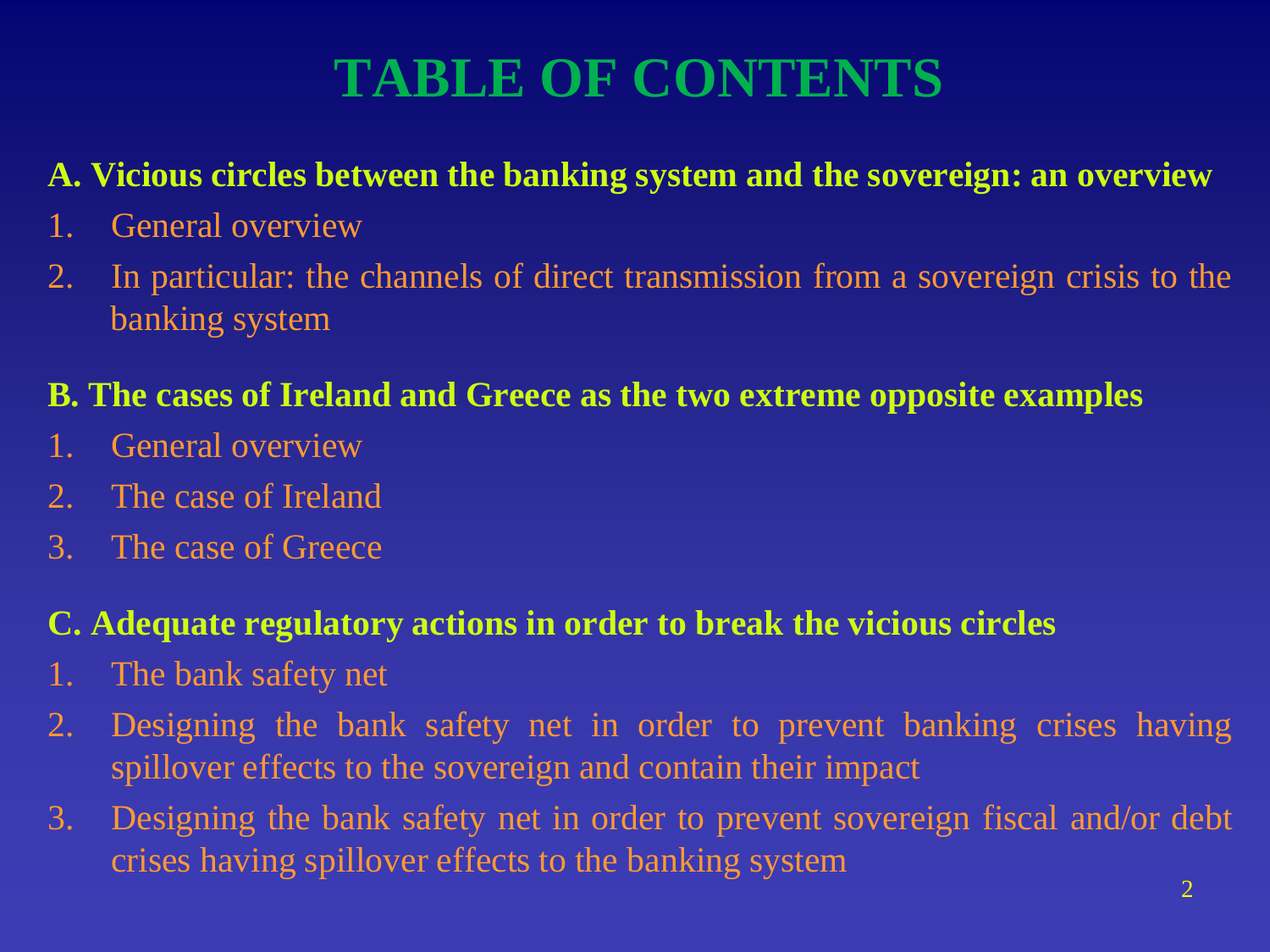# TABLE OF CONTENTS

**A. Vicious circles between the banking system and the sovereign: an overview**

1. General overview
2. In particular: the channels of direct transmission from a sovereign crisis to the banking system

**B. The cases of Ireland and Greece as the two extreme opposite examples**

1. General overview
2. The case of Ireland
3. The case of Greece

**C. Adequate regulatory actions in order to break the vicious circles**

1. The bank safety net
2. Designing the bank safety net in order to prevent banking crises having spillover effects to the sovereign and contain their impact
3. Designing the bank safety net in order to prevent sovereign fiscal and/or debt crises having spillover effects to the banking system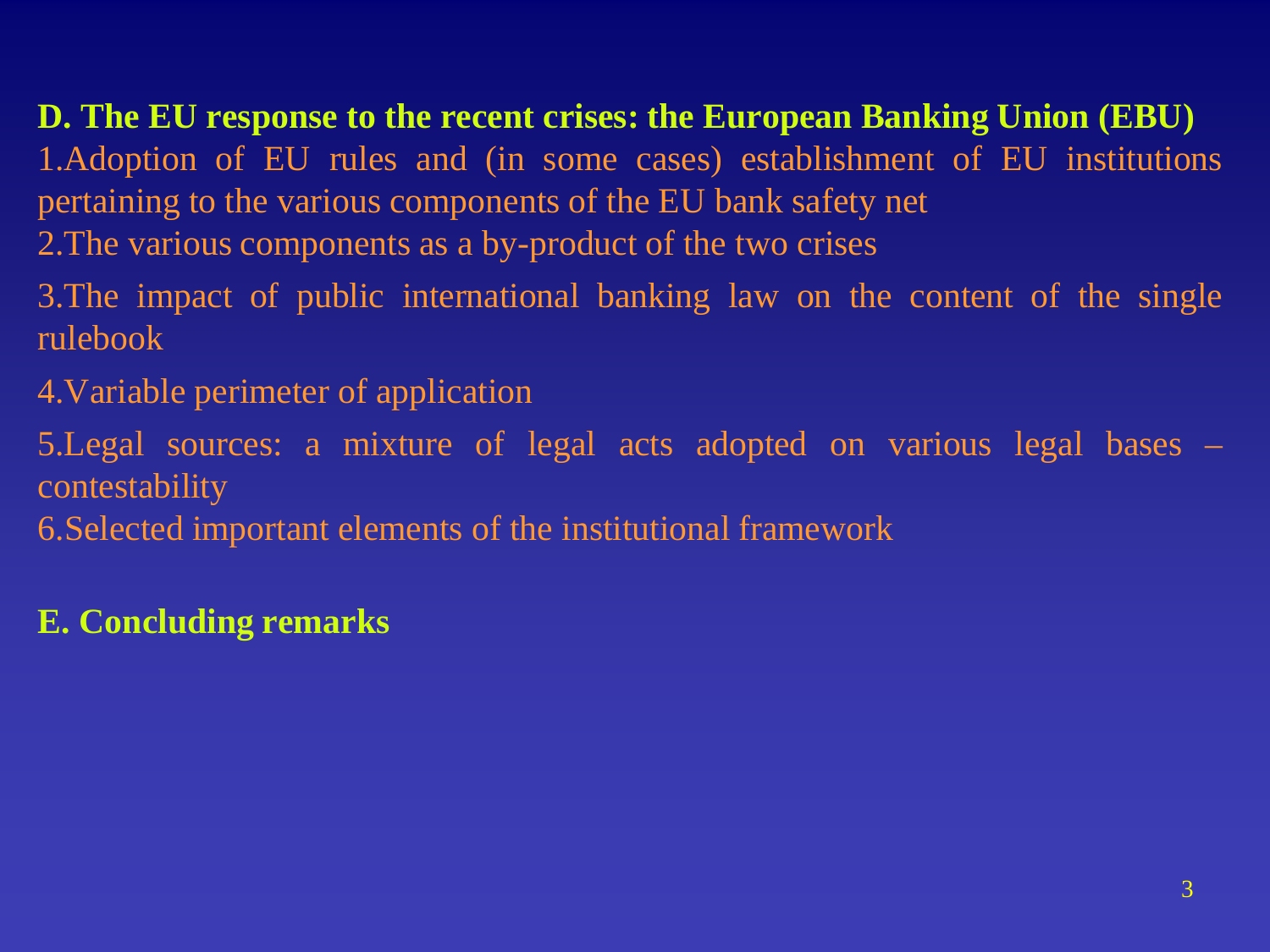**D. The EU response to the recent crises: the European Banking Union (EBU)**

1. Adoption of EU rules and (in some cases) establishment of EU institutions pertaining to the various components of the EU bank safety net
2. The various components as a by-product of the two crises
3. The impact of public international banking law on the content of the single rulebook
4. Variable perimeter of application
5. Legal sources: a mixture of legal acts adopted on various legal bases – contestability
6. Selected important elements of the institutional framework

**E. Concluding remarks**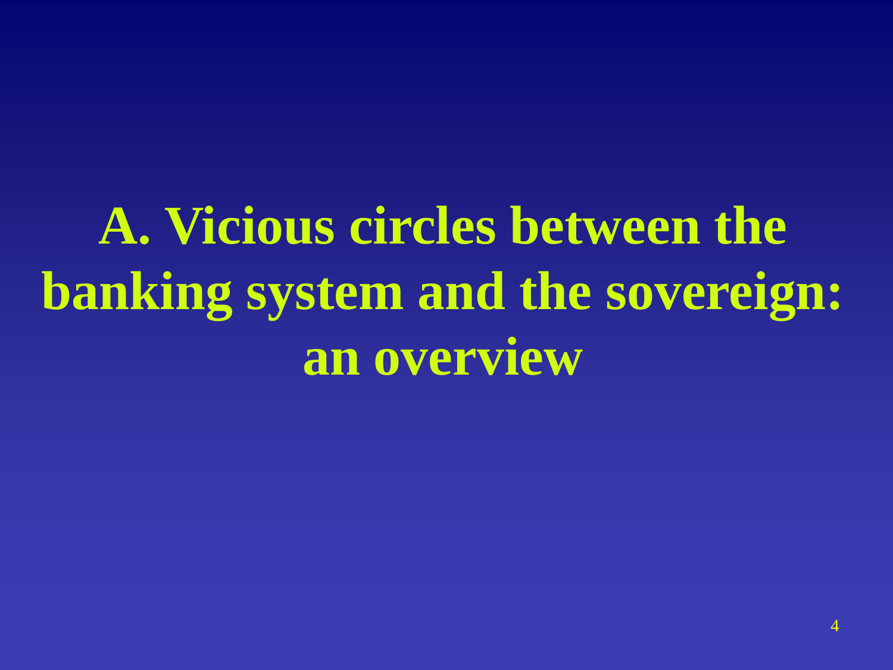# A. Vicious circles between the banking system and the sovereign: an overview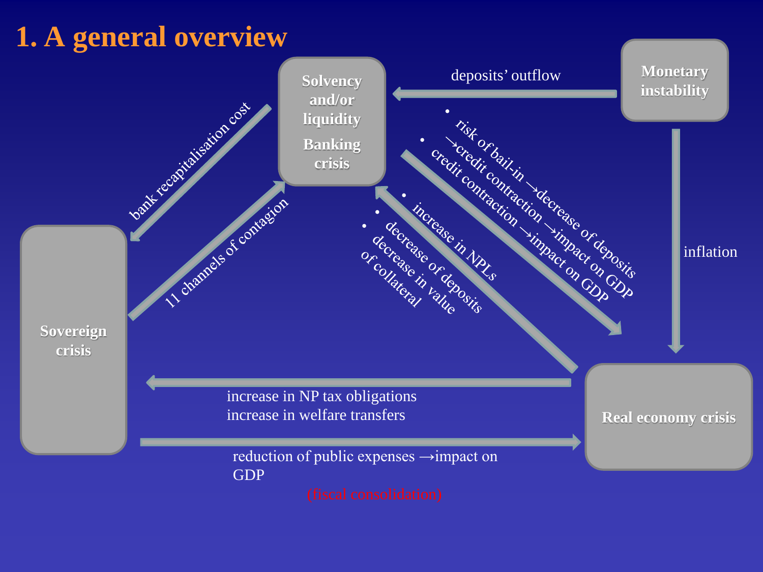# 1. A general overview

**Solvency and/or liquidity**

**Banking crisis**

**Monetary instability**

**Sovereign crisis**

**Real economy crisis**

deposits' outflow

bank recapitalisation cost

11 channels of contagion

- risk of bail-in →decrease of deposits →credit contraction →impact on GDP
- credit contraction →impact on GDP

- increase in NPLs
- decrease of deposits
- decrease in value of collateral

inflation

increase in NP tax obligations
increase in welfare transfers

reduction of public expenses →impact on GDP
(fiscal consolidation)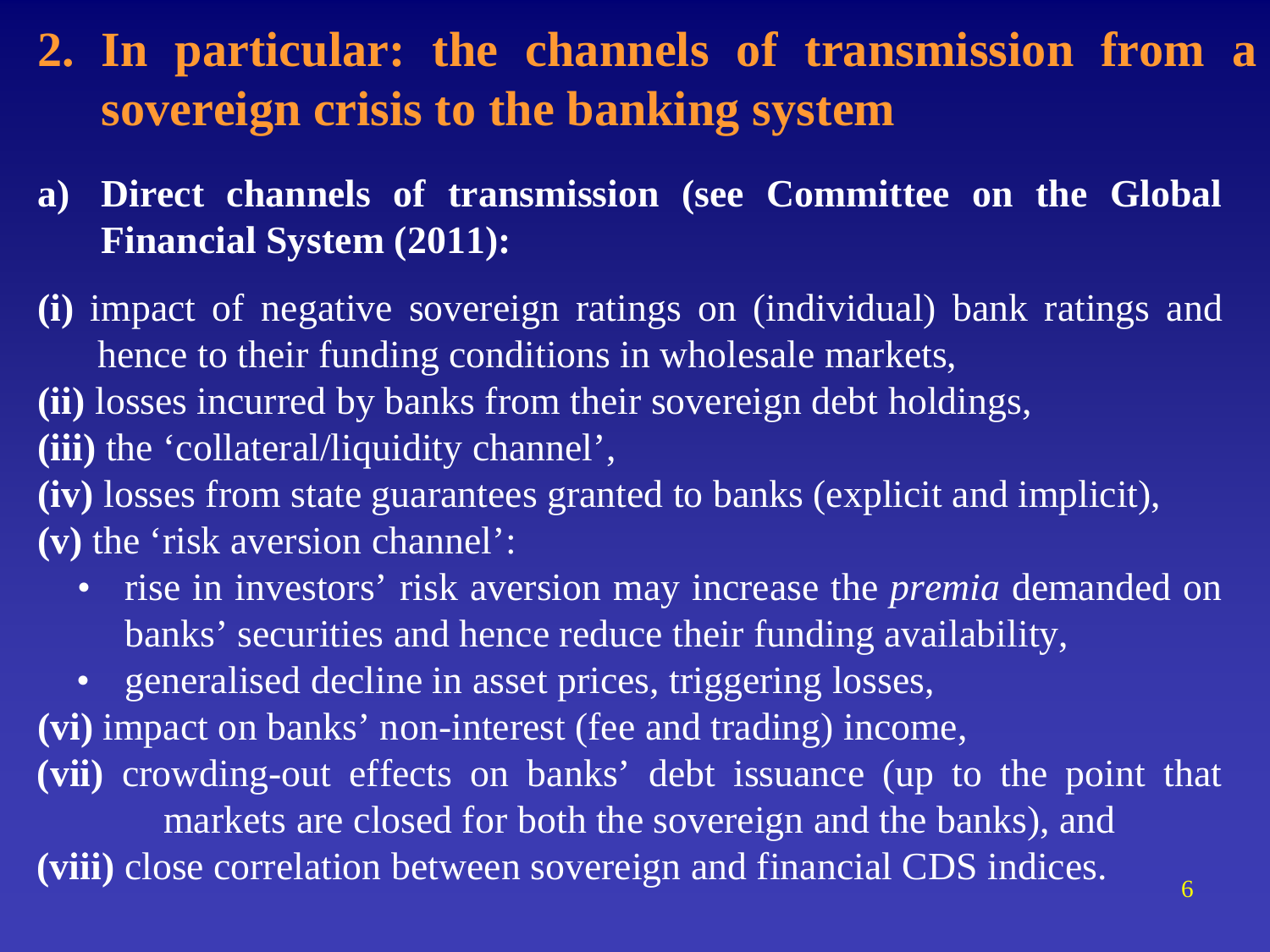## 2. In particular: the channels of transmission from a sovereign crisis to the banking system

**a) Direct channels of transmission (see Committee on the Global Financial System (2011):**

**(i)** impact of negative sovereign ratings on (individual) bank ratings and hence to their funding conditions in wholesale markets,

**(ii)** losses incurred by banks from their sovereign debt holdings,

**(iii)** the 'collateral/liquidity channel',

**(iv)** losses from state guarantees granted to banks (explicit and implicit),

**(v)** the 'risk aversion channel':

- rise in investors' risk aversion may increase the *premia* demanded on banks' securities and hence reduce their funding availability,
- generalised decline in asset prices, triggering losses,

**(vi)** impact on banks' non-interest (fee and trading) income,

**(vii)** crowding-out effects on banks' debt issuance (up to the point that markets are closed for both the sovereign and the banks), and

**(viii)** close correlation between sovereign and financial CDS indices.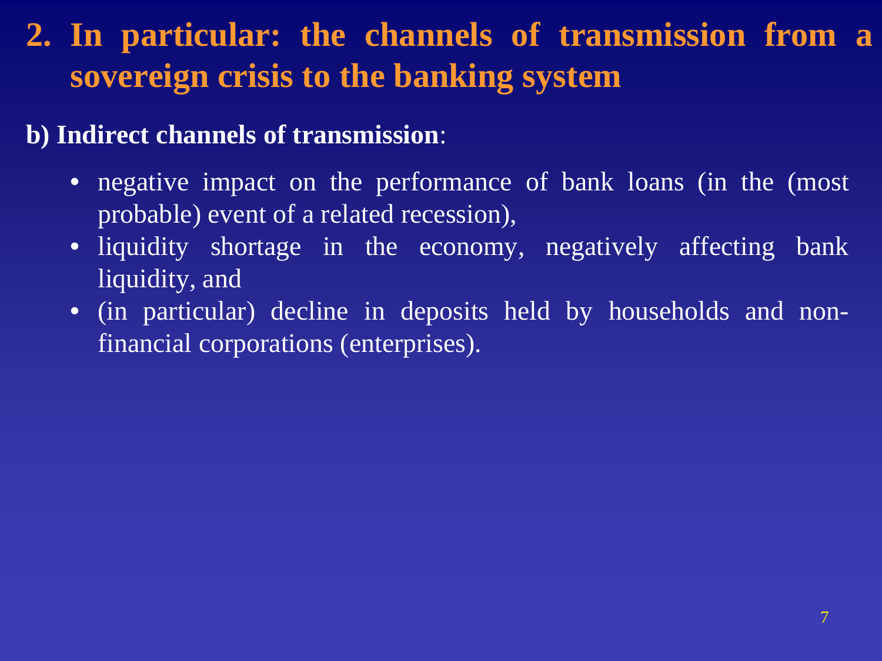## 2. In particular: the channels of transmission from a sovereign crisis to the banking system

**b) Indirect channels of transmission**:

- negative impact on the performance of bank loans (in the (most probable) event of a related recession),
- liquidity shortage in the economy, negatively affecting bank liquidity, and
- (in particular) decline in deposits held by households and non-financial corporations (enterprises).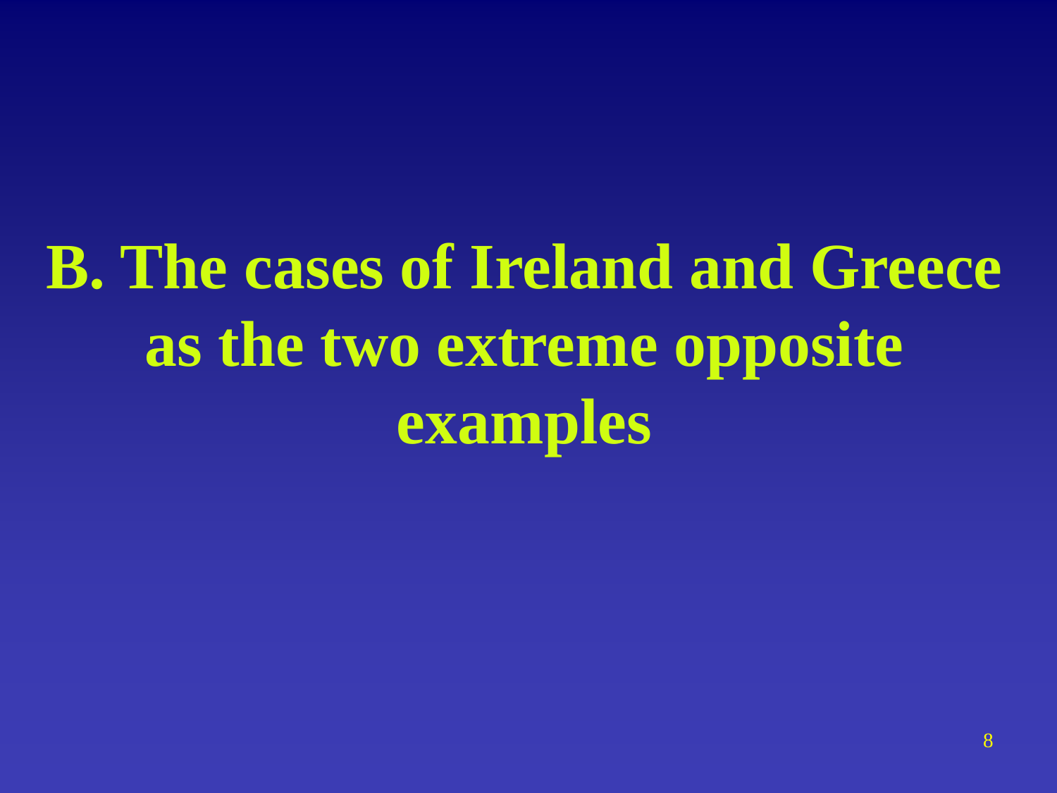# B. The cases of Ireland and Greece as the two extreme opposite examples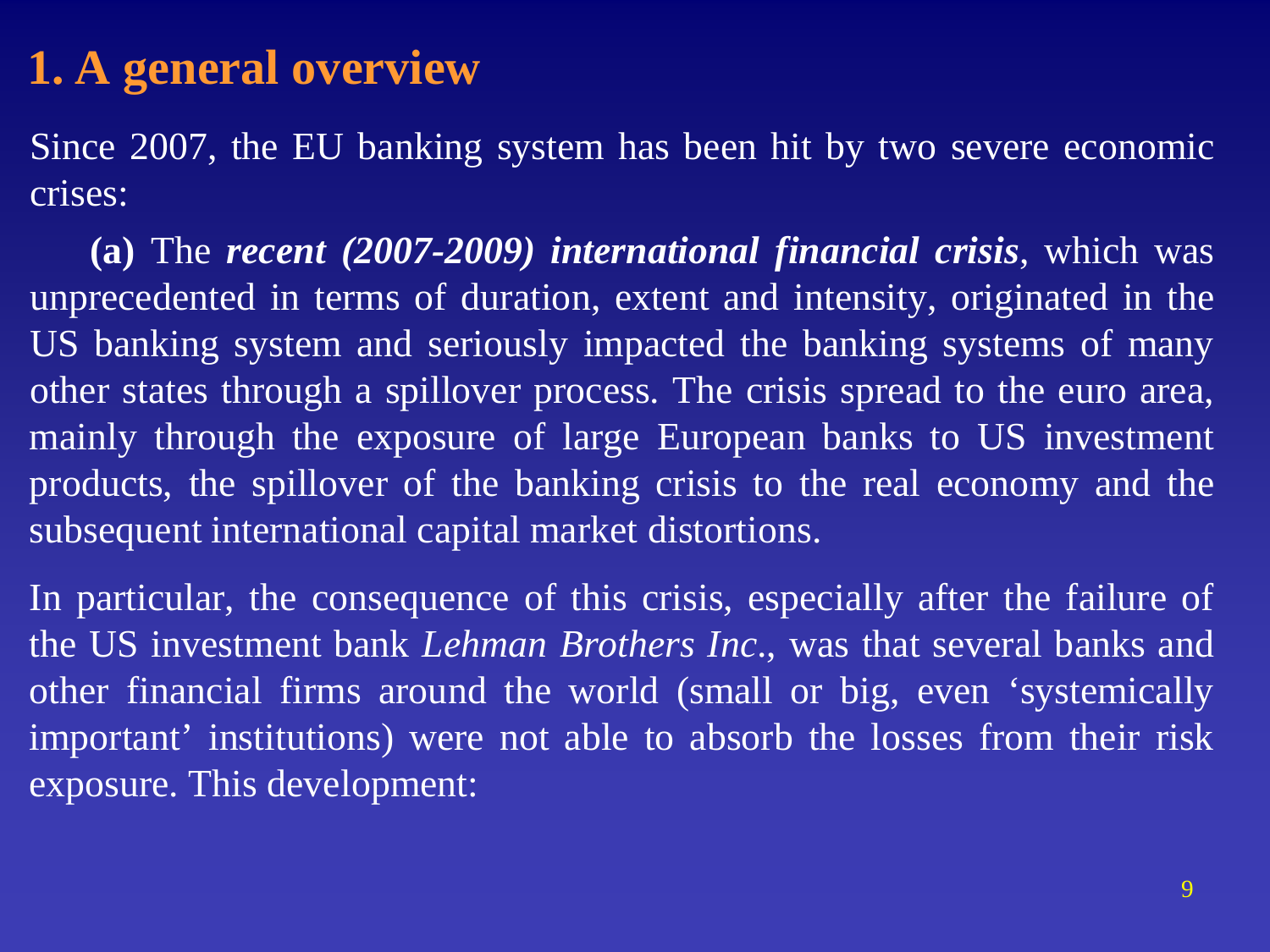# 1. A general overview

Since 2007, the EU banking system has been hit by two severe economic crises:

**(a)** The ***recent (2007-2009) international financial crisis***, which was unprecedented in terms of duration, extent and intensity, originated in the US banking system and seriously impacted the banking systems of many other states through a spillover process. The crisis spread to the euro area, mainly through the exposure of large European banks to US investment products, the spillover of the banking crisis to the real economy and the subsequent international capital market distortions.

In particular, the consequence of this crisis, especially after the failure of the US investment bank *Lehman Brothers Inc*., was that several banks and other financial firms around the world (small or big, even 'systemically important' institutions) were not able to absorb the losses from their risk exposure. This development: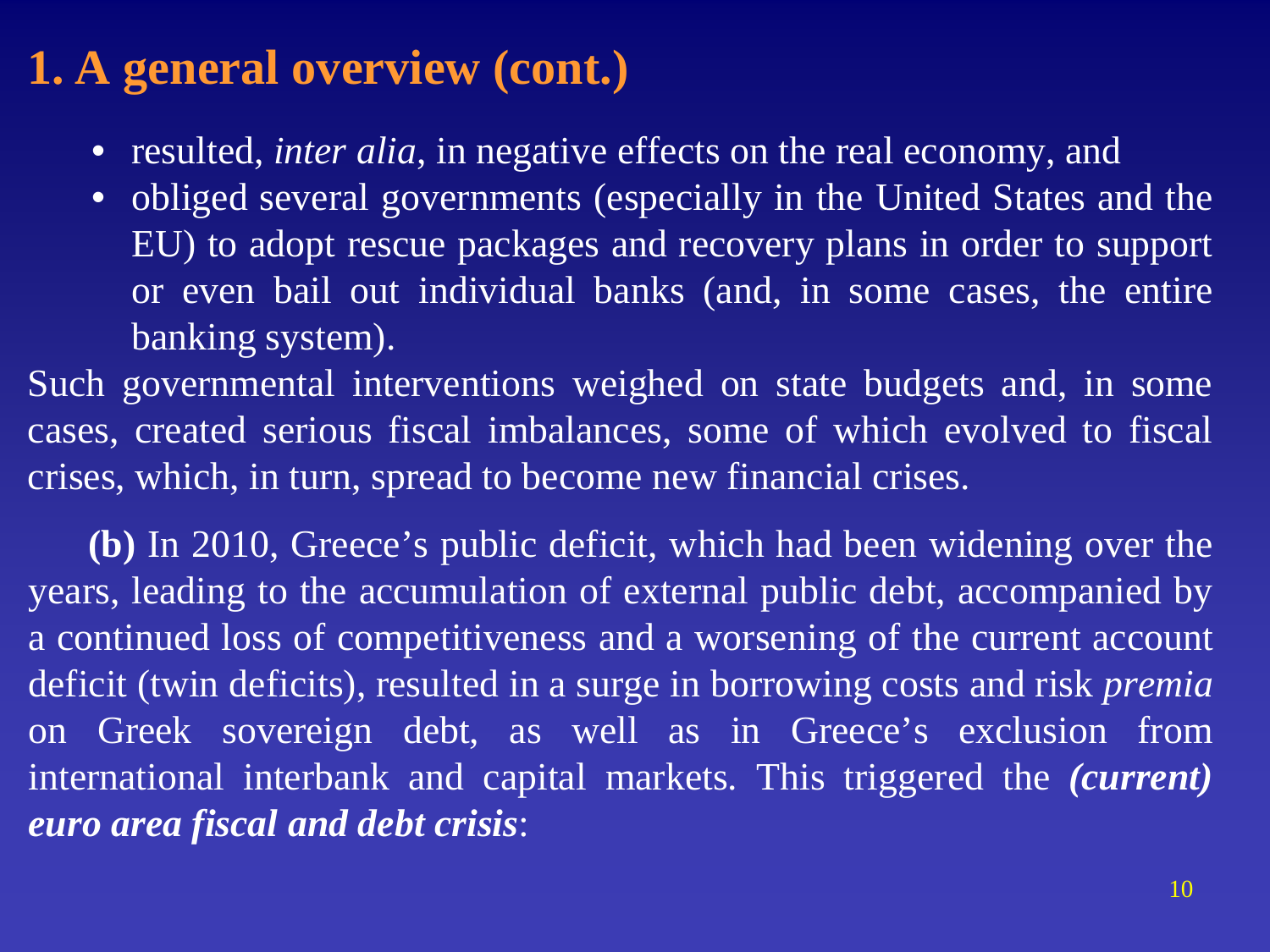# 1. A general overview (cont.)

- resulted, *inter alia*, in negative effects on the real economy, and
- obliged several governments (especially in the United States and the EU) to adopt rescue packages and recovery plans in order to support or even bail out individual banks (and, in some cases, the entire banking system).

Such governmental interventions weighed on state budgets and, in some cases, created serious fiscal imbalances, some of which evolved to fiscal crises, which, in turn, spread to become new financial crises.

**(b)** In 2010, Greece's public deficit, which had been widening over the years, leading to the accumulation of external public debt, accompanied by a continued loss of competitiveness and a worsening of the current account deficit (twin deficits), resulted in a surge in borrowing costs and risk *premia* on Greek sovereign debt, as well as in Greece's exclusion from international interbank and capital markets. This triggered the ***(current) euro area fiscal and debt crisis***: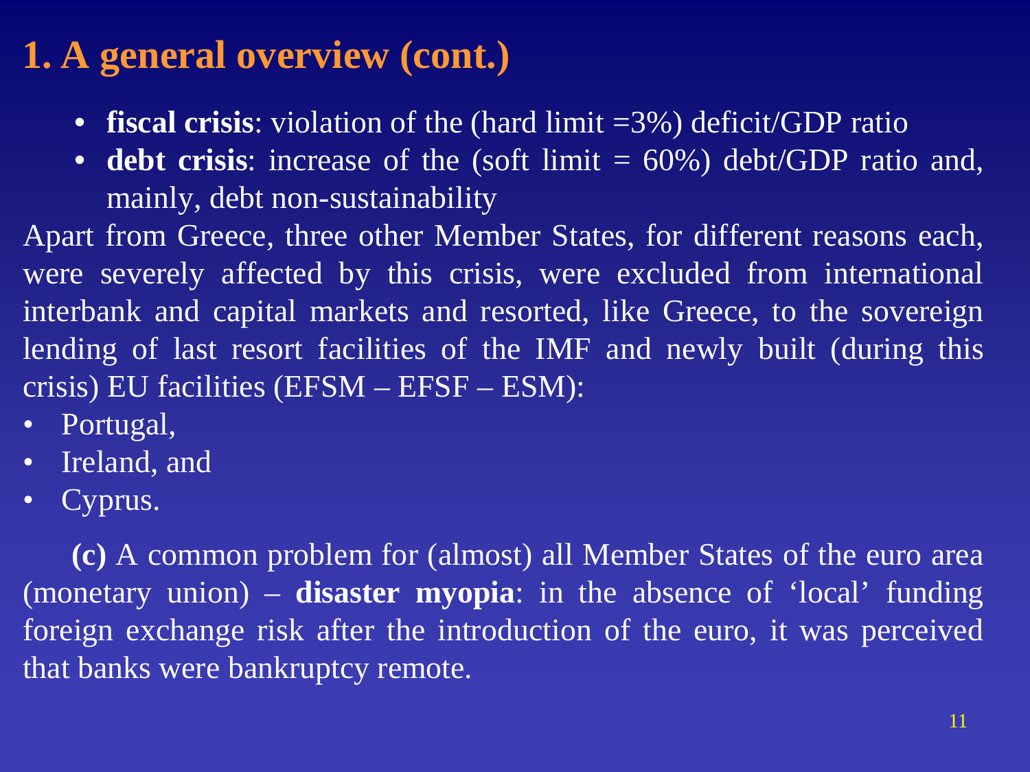# 1. A general overview (cont.)

- **fiscal crisis**: violation of the (hard limit =3%) deficit/GDP ratio
- **debt crisis**: increase of the (soft limit = 60%) debt/GDP ratio and, mainly, debt non-sustainability

Apart from Greece, three other Member States, for different reasons each, were severely affected by this crisis, were excluded from international interbank and capital markets and resorted, like Greece, to the sovereign lending of last resort facilities of the IMF and newly built (during this crisis) EU facilities (EFSM – EFSF – ESM):

- Portugal,
- Ireland, and
- Cyprus.

**(c)** A common problem for (almost) all Member States of the euro area (monetary union) – **disaster myopia**: in the absence of 'local' funding foreign exchange risk after the introduction of the euro, it was perceived that banks were bankruptcy remote.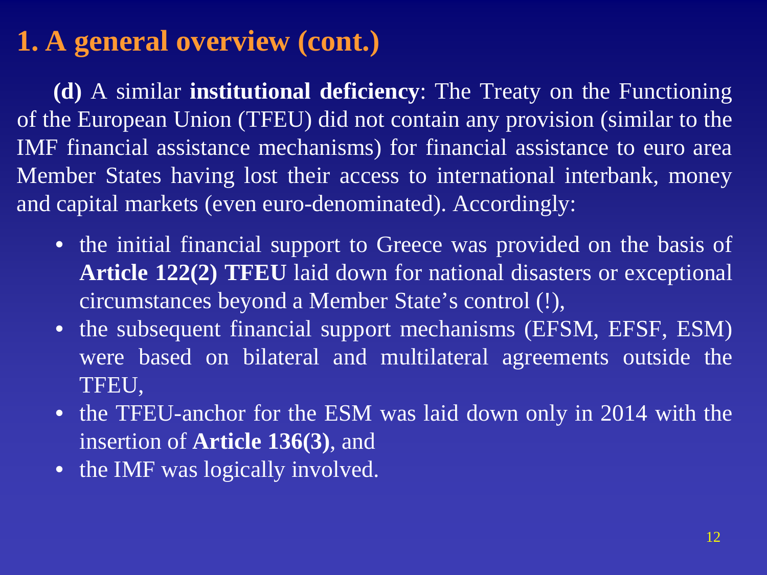# 1. A general overview (cont.)

**(d)** A similar **institutional deficiency**: The Treaty on the Functioning of the European Union (TFEU) did not contain any provision (similar to the IMF financial assistance mechanisms) for financial assistance to euro area Member States having lost their access to international interbank, money and capital markets (even euro-denominated). Accordingly:

- the initial financial support to Greece was provided on the basis of **Article 122(2) TFEU** laid down for national disasters or exceptional circumstances beyond a Member State's control (!),
- the subsequent financial support mechanisms (EFSM, EFSF, ESM) were based on bilateral and multilateral agreements outside the TFEU,
- the TFEU-anchor for the ESM was laid down only in 2014 with the insertion of **Article 136(3)**, and
- the IMF was logically involved.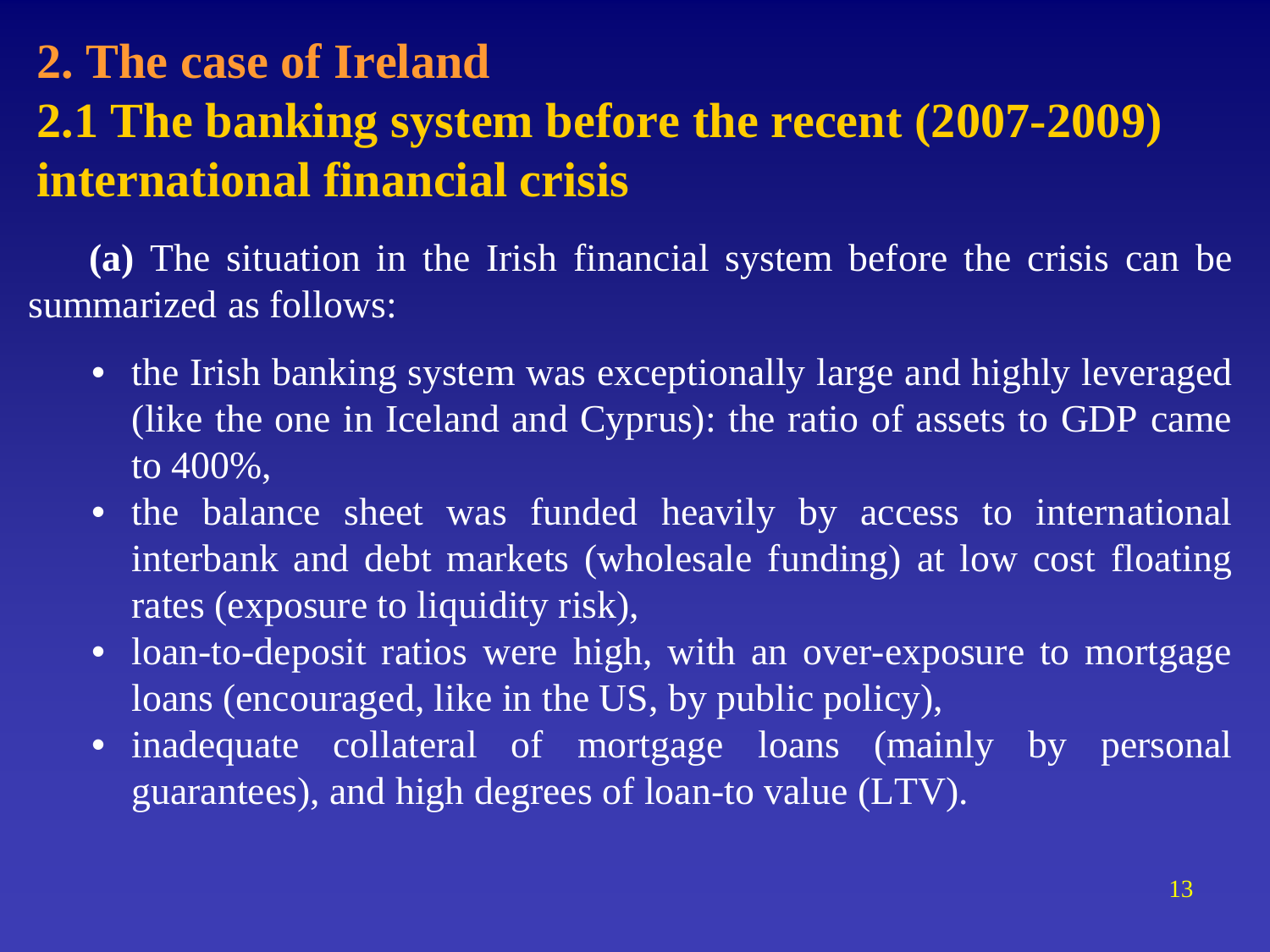# 2. The case of Ireland

## 2.1 The banking system before the recent (2007-2009) international financial crisis

**(a)** The situation in the Irish financial system before the crisis can be summarized as follows:

- the Irish banking system was exceptionally large and highly leveraged (like the one in Iceland and Cyprus): the ratio of assets to GDP came to 400%,
- the balance sheet was funded heavily by access to international interbank and debt markets (wholesale funding) at low cost floating rates (exposure to liquidity risk),
- loan-to-deposit ratios were high, with an over-exposure to mortgage loans (encouraged, like in the US, by public policy),
- inadequate collateral of mortgage loans (mainly by personal guarantees), and high degrees of loan-to value (LTV).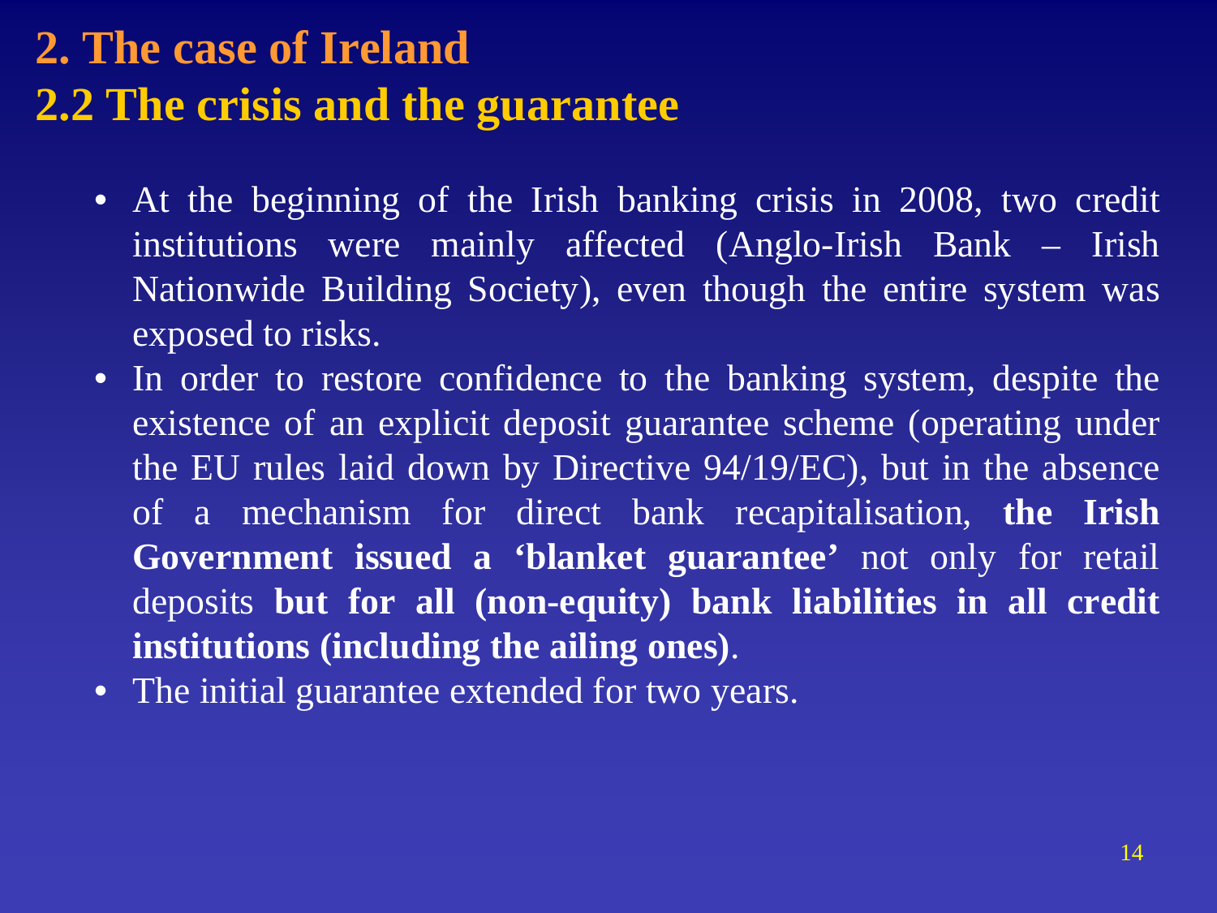# 2. The case of Ireland
## 2.2 The crisis and the guarantee

- At the beginning of the Irish banking crisis in 2008, two credit institutions were mainly affected (Anglo-Irish Bank – Irish Nationwide Building Society), even though the entire system was exposed to risks.
- In order to restore confidence to the banking system, despite the existence of an explicit deposit guarantee scheme (operating under the EU rules laid down by Directive 94/19/EC), but in the absence of a mechanism for direct bank recapitalisation, **the Irish Government issued a 'blanket guarantee'** not only for retail deposits **but for all (non-equity) bank liabilities in all credit institutions (including the ailing ones)**.
- The initial guarantee extended for two years.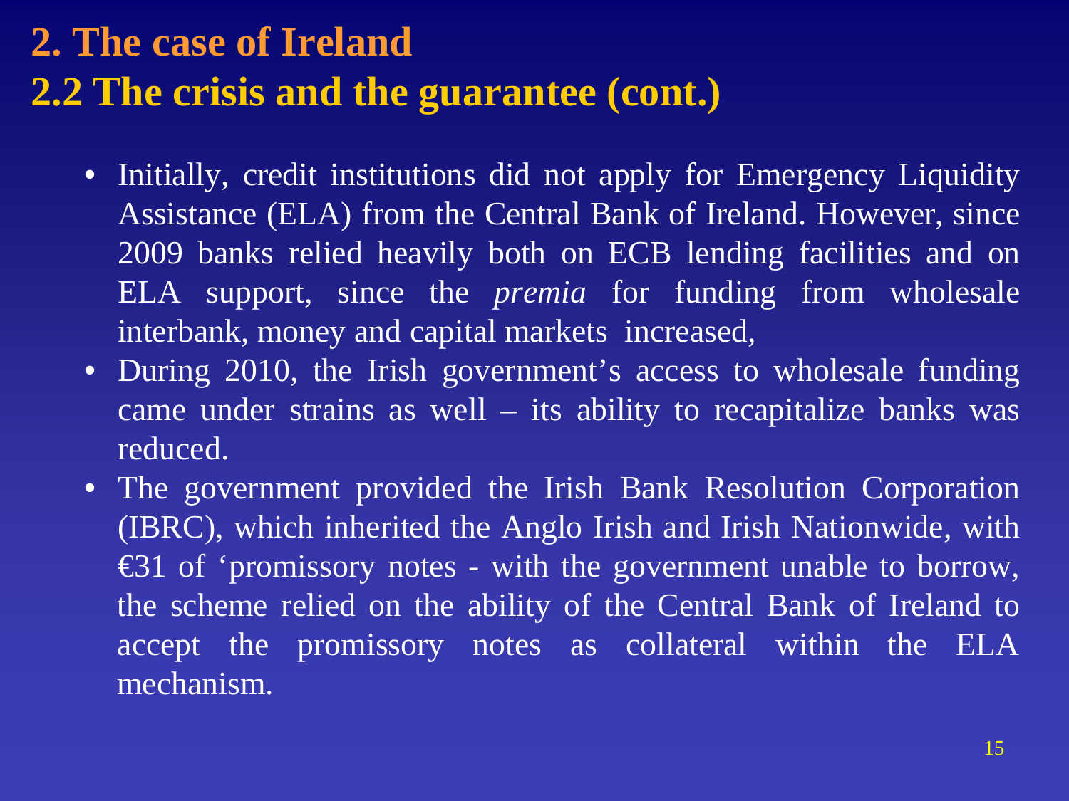# 2. The case of Ireland

## 2.2 The crisis and the guarantee (cont.)

- Initially, credit institutions did not apply for Emergency Liquidity Assistance (ELA) from the Central Bank of Ireland. However, since 2009 banks relied heavily both on ECB lending facilities and on ELA support, since the *premia* for funding from wholesale interbank, money and capital markets increased,
- During 2010, the Irish government's access to wholesale funding came under strains as well – its ability to recapitalize banks was reduced.
- The government provided the Irish Bank Resolution Corporation (IBRC), which inherited the Anglo Irish and Irish Nationwide, with €31 of 'promissory notes - with the government unable to borrow, the scheme relied on the ability of the Central Bank of Ireland to accept the promissory notes as collateral within the ELA mechanism.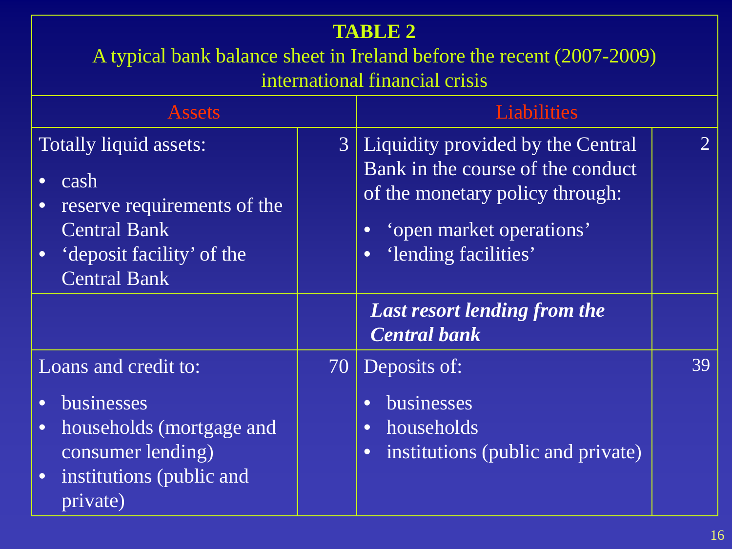**TABLE 2**

A typical bank balance sheet in Ireland before the recent (2007-2009) international financial crisis

| Assets | | Liabilities | |
|---|---|---|---|
| Totally liquid assets:<br>• cash<br>• reserve requirements of the Central Bank<br>• 'deposit facility' of the Central Bank | 3 | Liquidity provided by the Central Bank in the course of the conduct of the monetary policy through:<br>• 'open market operations'<br>• 'lending facilities' | 2 |
| | | ***Last resort lending from the Central bank*** | |
| Loans and credit to:<br>• businesses<br>• households (mortgage and consumer lending)<br>• institutions (public and private) | 70 | Deposits of:<br>• businesses<br>• households<br>• institutions (public and private) | 39 |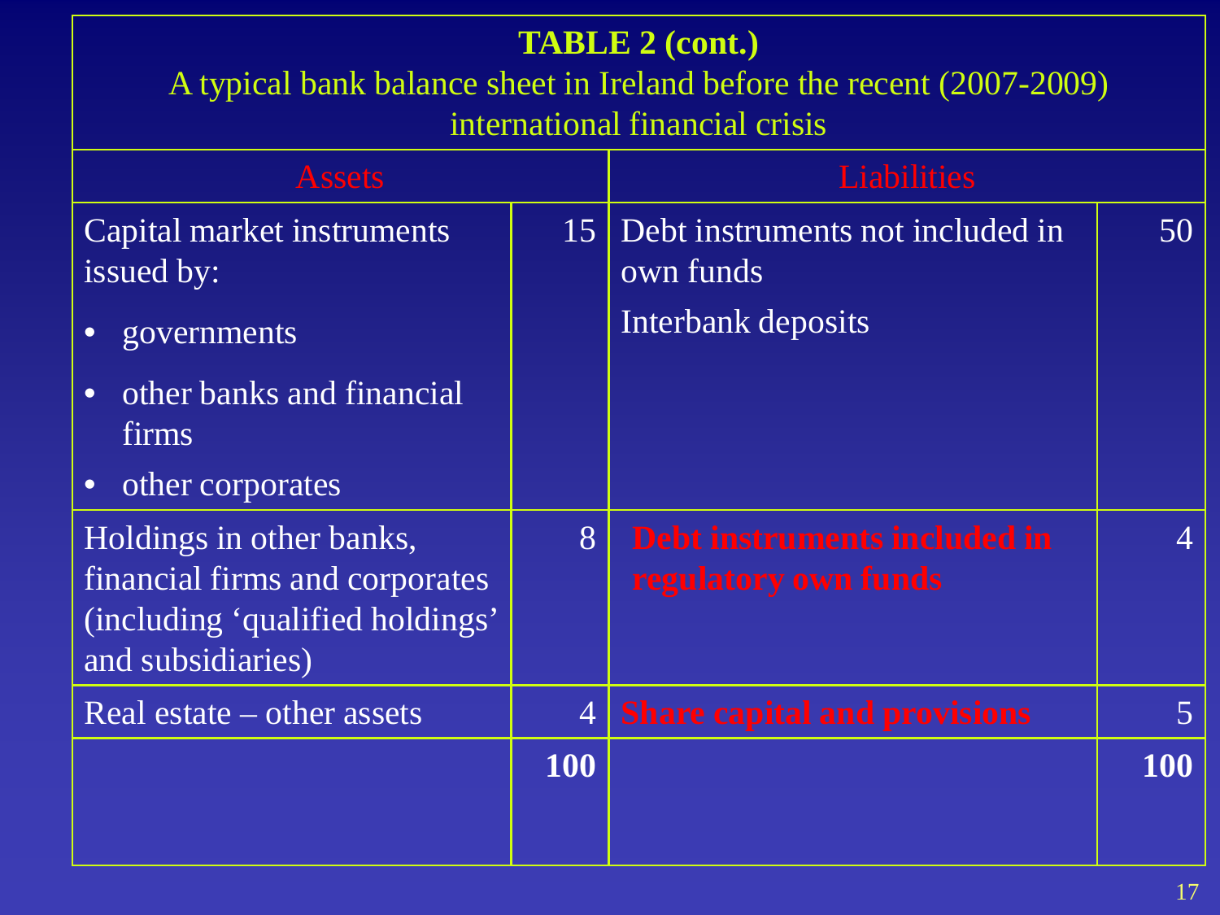**TABLE 2 (cont.)**

A typical bank balance sheet in Ireland before the recent (2007-2009) international financial crisis

| Assets | | Liabilities | |
|---|---|---|---|
| Capital market instruments issued by:<br>• governments<br>• other banks and financial firms<br>• other corporates | 15 | Debt instruments not included in own funds<br>Interbank deposits | 50 |
| Holdings in other banks, financial firms and corporates (including ‘qualified holdings’ and subsidiaries) | 8 | **Debt instruments included in regulatory own funds** | 4 |
| Real estate – other assets | 4 | **Share capital and provisions** | 5 |
| | **100** | | **100** |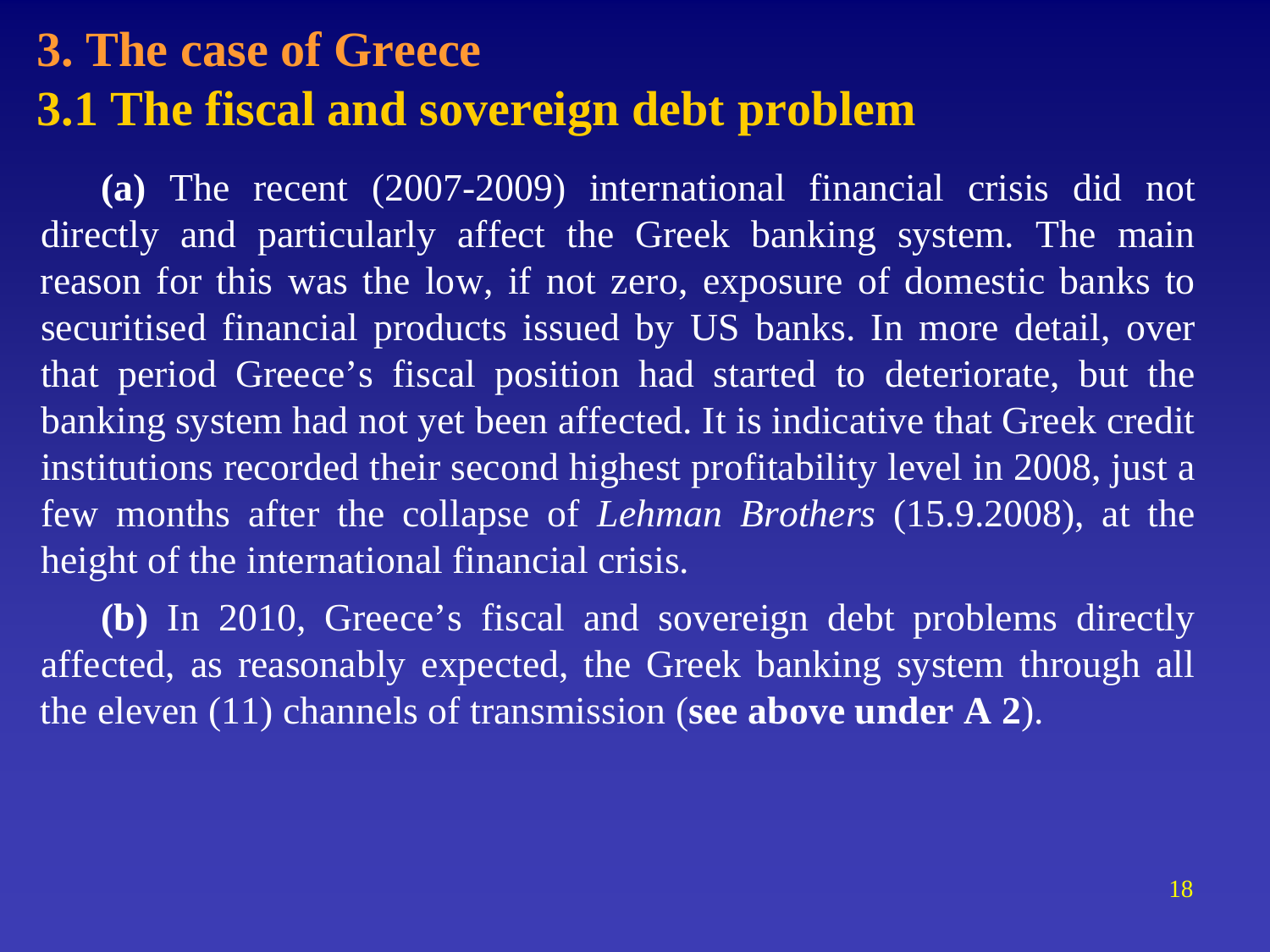# 3. The case of Greece

## 3.1 The fiscal and sovereign debt problem

**(a)** The recent (2007-2009) international financial crisis did not directly and particularly affect the Greek banking system. The main reason for this was the low, if not zero, exposure of domestic banks to securitised financial products issued by US banks. In more detail, over that period Greece's fiscal position had started to deteriorate, but the banking system had not yet been affected. It is indicative that Greek credit institutions recorded their second highest profitability level in 2008, just a few months after the collapse of *Lehman Brothers* (15.9.2008), at the height of the international financial crisis.

**(b)** In 2010, Greece's fiscal and sovereign debt problems directly affected, as reasonably expected, the Greek banking system through all the eleven (11) channels of transmission (**see above under A 2**).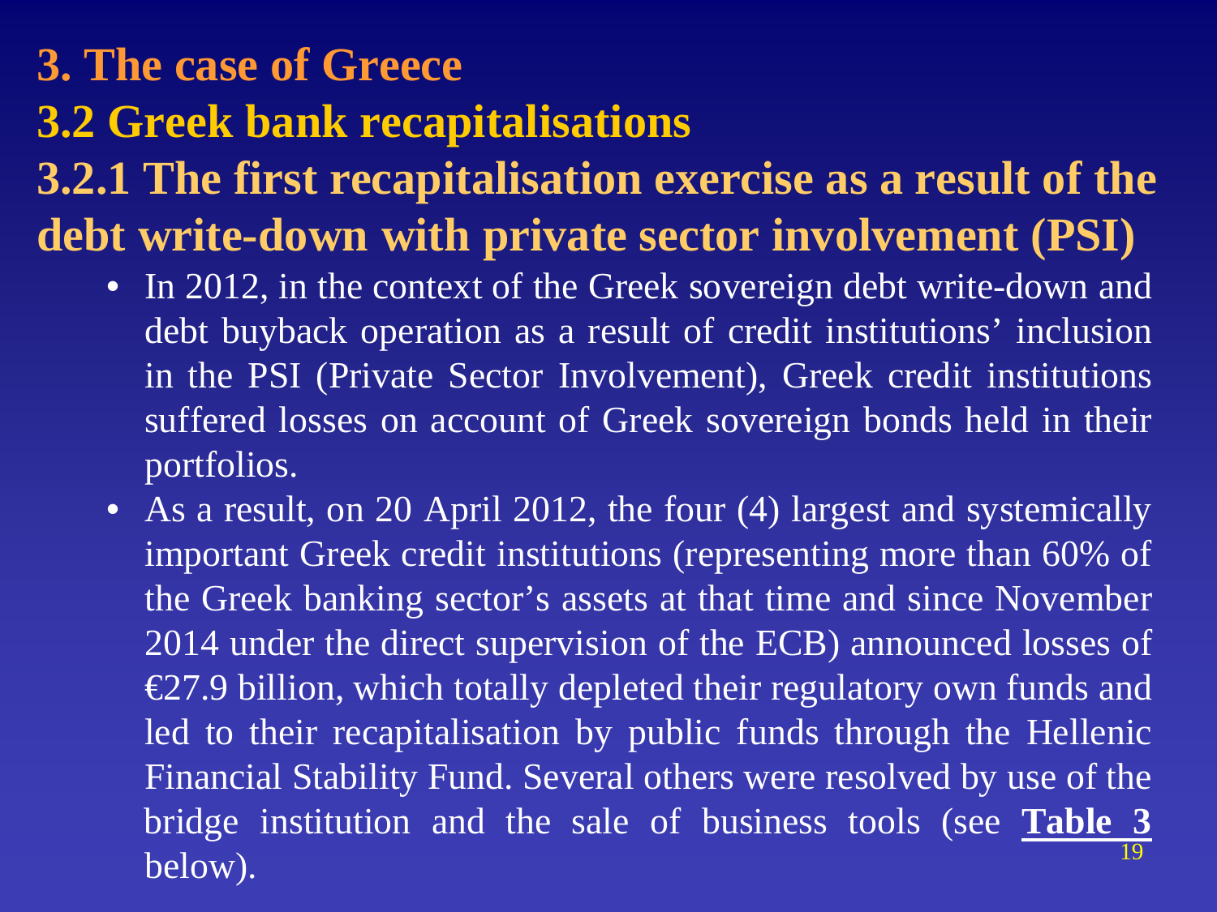# 3. The case of Greece

## 3.2 Greek bank recapitalisations

### 3.2.1 The first recapitalisation exercise as a result of the debt write-down with private sector involvement (PSI)

- In 2012, in the context of the Greek sovereign debt write-down and debt buyback operation as a result of credit institutions' inclusion in the PSI (Private Sector Involvement), Greek credit institutions suffered losses on account of Greek sovereign bonds held in their portfolios.
- As a result, on 20 April 2012, the four (4) largest and systemically important Greek credit institutions (representing more than 60% of the Greek banking sector's assets at that time and since November 2014 under the direct supervision of the ECB) announced losses of €27.9 billion, which totally depleted their regulatory own funds and led to their recapitalisation by public funds through the Hellenic Financial Stability Fund. Several others were resolved by use of the bridge institution and the sale of business tools (see **Table 3** below).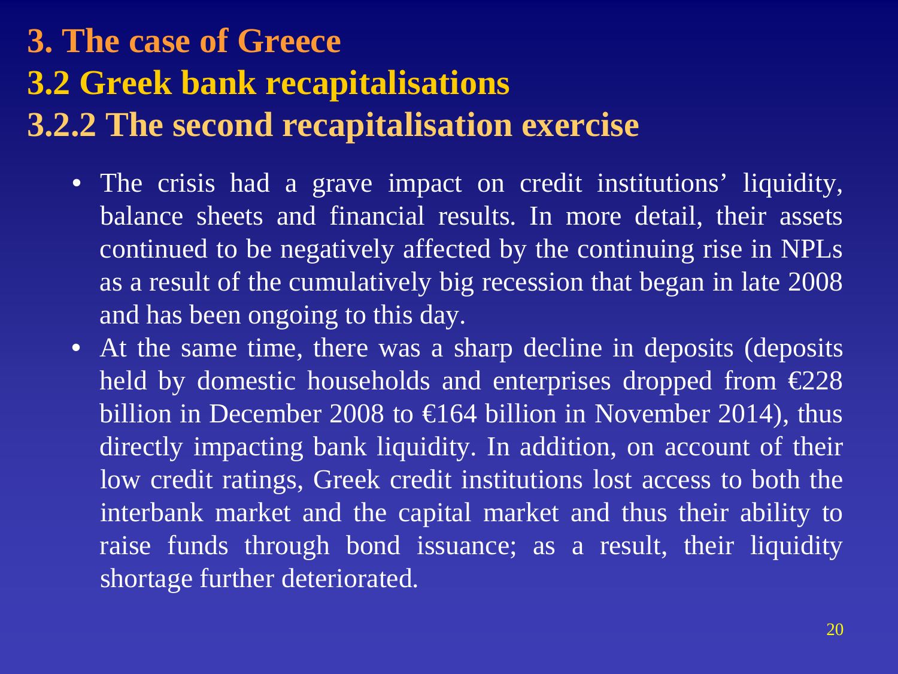# 3. The case of Greece

## 3.2 Greek bank recapitalisations

### 3.2.2 The second recapitalisation exercise

- The crisis had a grave impact on credit institutions' liquidity, balance sheets and financial results. In more detail, their assets continued to be negatively affected by the continuing rise in NPLs as a result of the cumulatively big recession that began in late 2008 and has been ongoing to this day.
- At the same time, there was a sharp decline in deposits (deposits held by domestic households and enterprises dropped from €228 billion in December 2008 to €164 billion in November 2014), thus directly impacting bank liquidity. In addition, on account of their low credit ratings, Greek credit institutions lost access to both the interbank market and the capital market and thus their ability to raise funds through bond issuance; as a result, their liquidity shortage further deteriorated.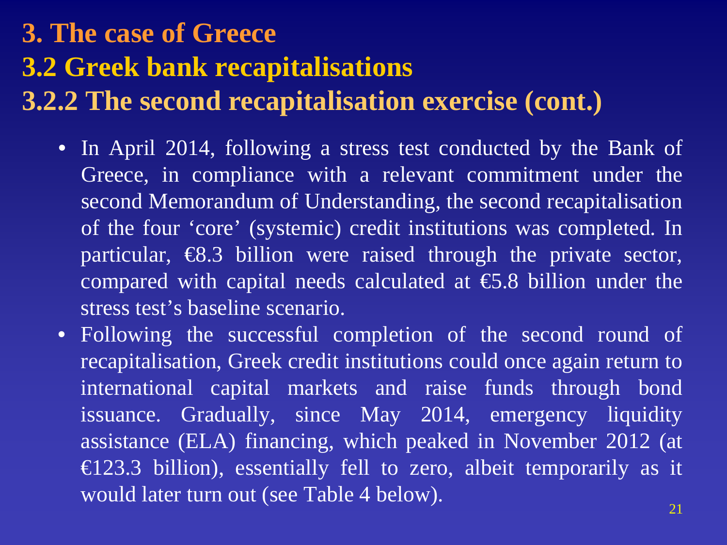# 3. The case of Greece

## 3.2 Greek bank recapitalisations

### 3.2.2 The second recapitalisation exercise (cont.)

- In April 2014, following a stress test conducted by the Bank of Greece, in compliance with a relevant commitment under the second Memorandum of Understanding, the second recapitalisation of the four ‘core’ (systemic) credit institutions was completed. In particular, €8.3 billion were raised through the private sector, compared with capital needs calculated at €5.8 billion under the stress test’s baseline scenario.
- Following the successful completion of the second round of recapitalisation, Greek credit institutions could once again return to international capital markets and raise funds through bond issuance. Gradually, since May 2014, emergency liquidity assistance (ELA) financing, which peaked in November 2012 (at €123.3 billion), essentially fell to zero, albeit temporarily as it would later turn out (see Table 4 below).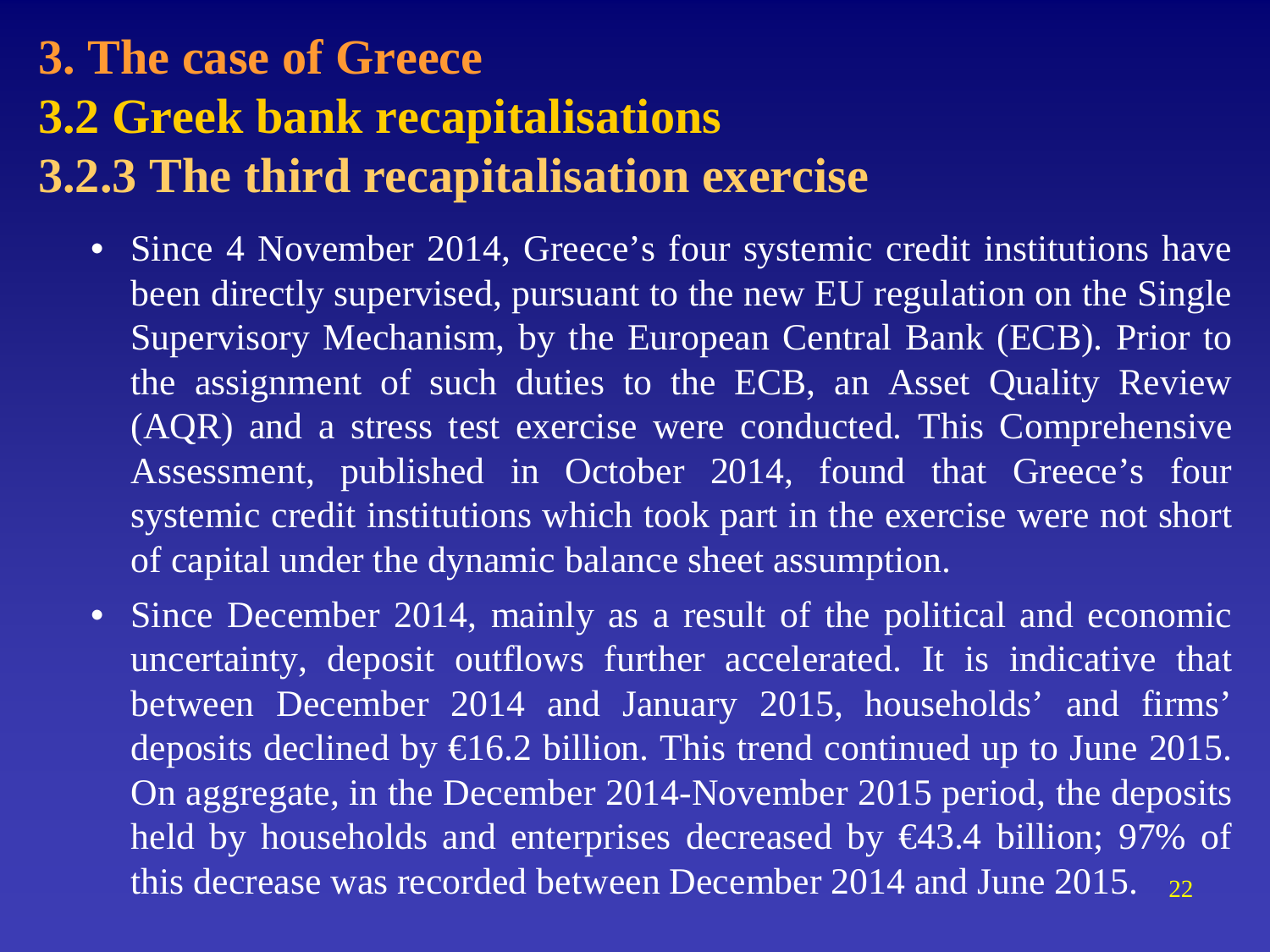# 3. The case of Greece

## 3.2 Greek bank recapitalisations

### 3.2.3 The third recapitalisation exercise

- Since 4 November 2014, Greece's four systemic credit institutions have been directly supervised, pursuant to the new EU regulation on the Single Supervisory Mechanism, by the European Central Bank (ECB). Prior to the assignment of such duties to the ECB, an Asset Quality Review (AQR) and a stress test exercise were conducted. This Comprehensive Assessment, published in October 2014, found that Greece's four systemic credit institutions which took part in the exercise were not short of capital under the dynamic balance sheet assumption.
- Since December 2014, mainly as a result of the political and economic uncertainty, deposit outflows further accelerated. It is indicative that between December 2014 and January 2015, households' and firms' deposits declined by €16.2 billion. This trend continued up to June 2015. On aggregate, in the December 2014-November 2015 period, the deposits held by households and enterprises decreased by €43.4 billion; 97% of this decrease was recorded between December 2014 and June 2015.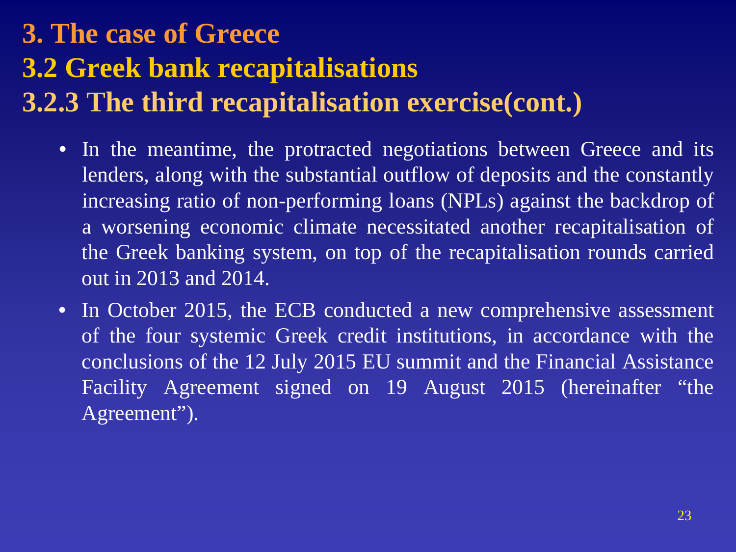# 3. The case of Greece

## 3.2 Greek bank recapitalisations

### 3.2.3 The third recapitalisation exercise(cont.)

- In the meantime, the protracted negotiations between Greece and its lenders, along with the substantial outflow of deposits and the constantly increasing ratio of non-performing loans (NPLs) against the backdrop of a worsening economic climate necessitated another recapitalisation of the Greek banking system, on top of the recapitalisation rounds carried out in 2013 and 2014.
- In October 2015, the ECB conducted a new comprehensive assessment of the four systemic Greek credit institutions, in accordance with the conclusions of the 12 July 2015 EU summit and the Financial Assistance Facility Agreement signed on 19 August 2015 (hereinafter "the Agreement").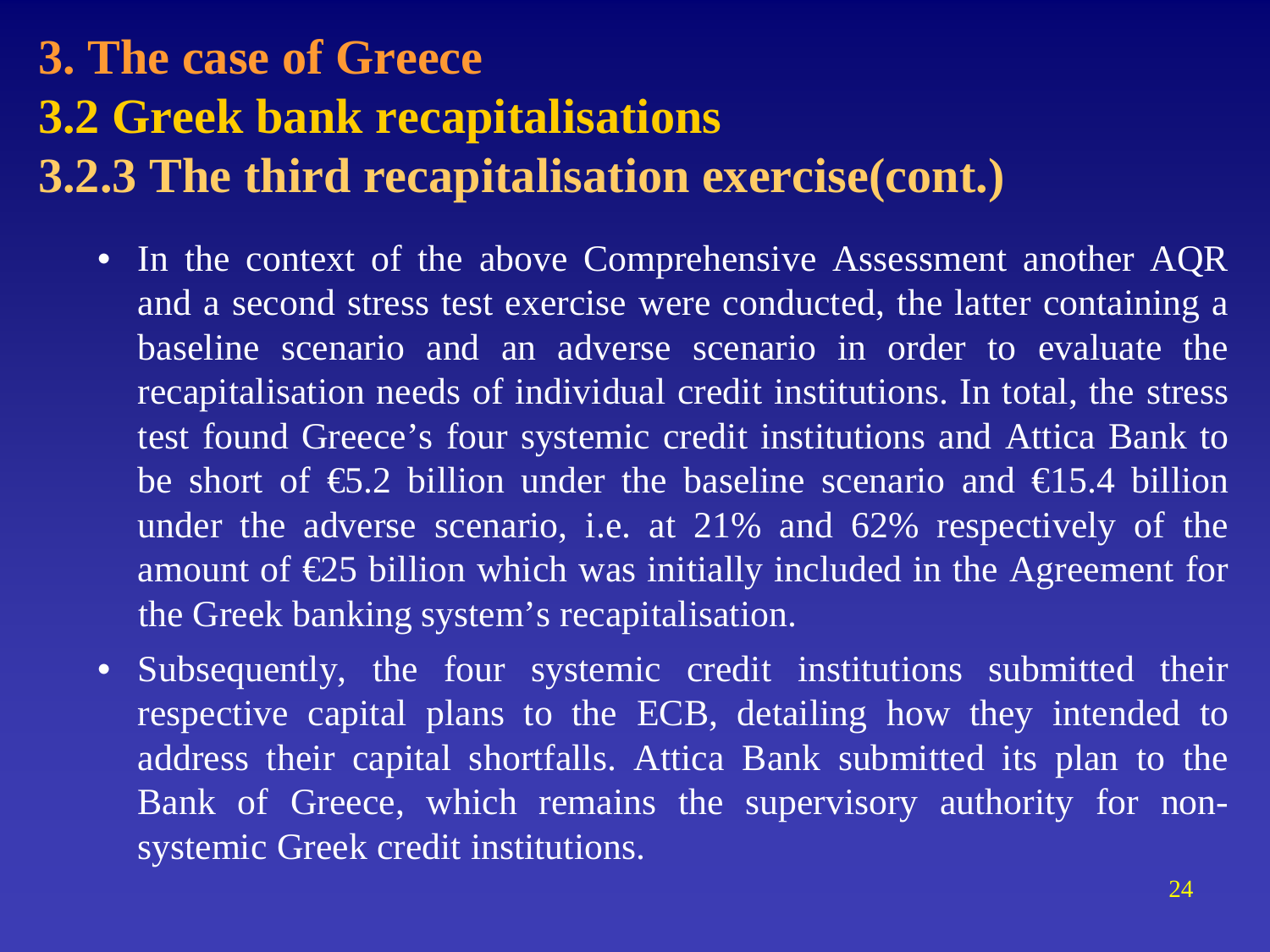# 3. The case of Greece

## 3.2 Greek bank recapitalisations

### 3.2.3 The third recapitalisation exercise(cont.)

- In the context of the above Comprehensive Assessment another AQR and a second stress test exercise were conducted, the latter containing a baseline scenario and an adverse scenario in order to evaluate the recapitalisation needs of individual credit institutions. In total, the stress test found Greece's four systemic credit institutions and Attica Bank to be short of €5.2 billion under the baseline scenario and €15.4 billion under the adverse scenario, i.e. at 21% and 62% respectively of the amount of €25 billion which was initially included in the Agreement for the Greek banking system's recapitalisation.
- Subsequently, the four systemic credit institutions submitted their respective capital plans to the ECB, detailing how they intended to address their capital shortfalls. Attica Bank submitted its plan to the Bank of Greece, which remains the supervisory authority for non-systemic Greek credit institutions.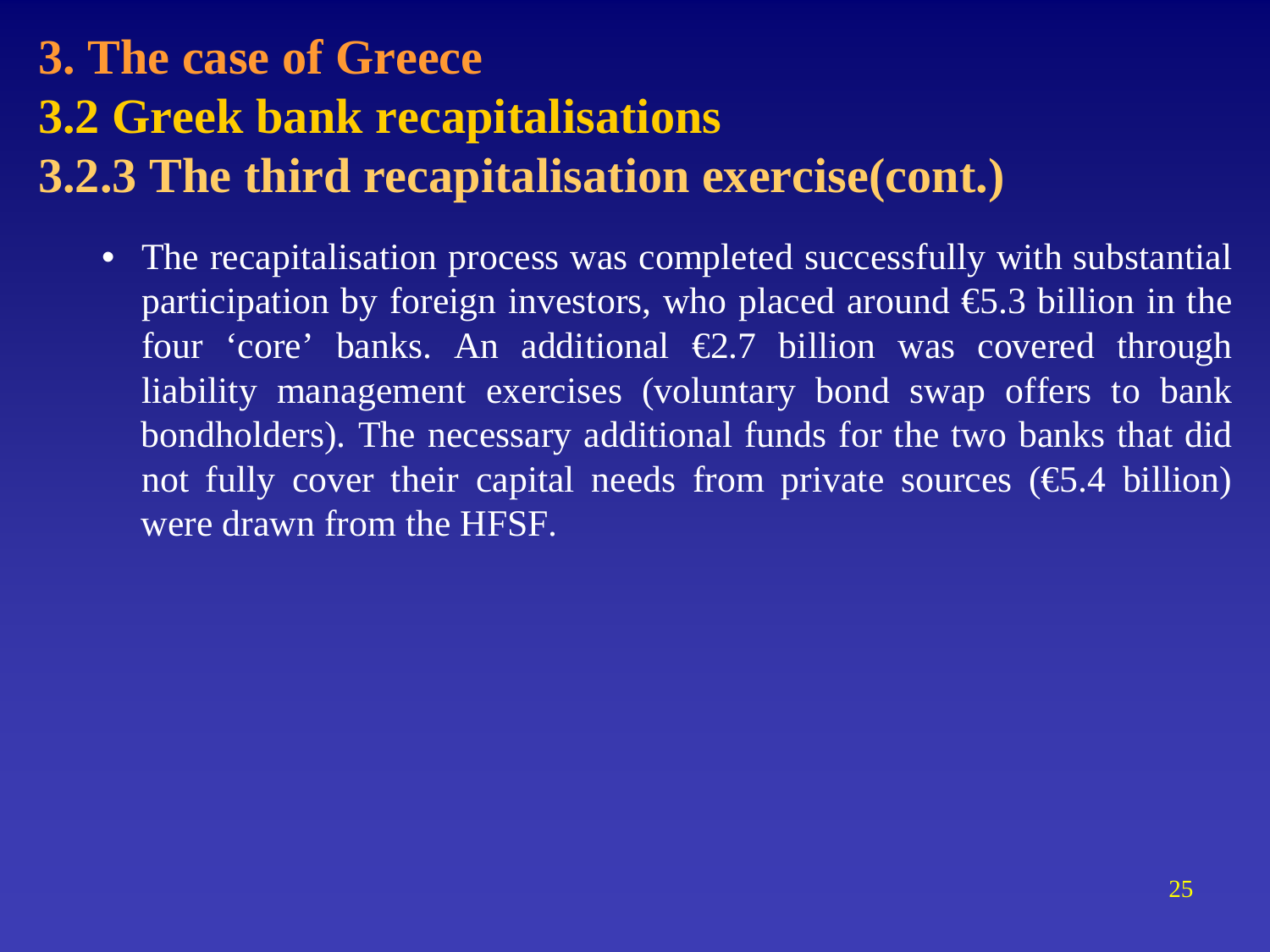# 3. The case of Greece

## 3.2 Greek bank recapitalisations

### 3.2.3 The third recapitalisation exercise(cont.)

- The recapitalisation process was completed successfully with substantial participation by foreign investors, who placed around €5.3 billion in the four ‘core’ banks. An additional €2.7 billion was covered through liability management exercises (voluntary bond swap offers to bank bondholders). The necessary additional funds for the two banks that did not fully cover their capital needs from private sources (€5.4 billion) were drawn from the HFSF.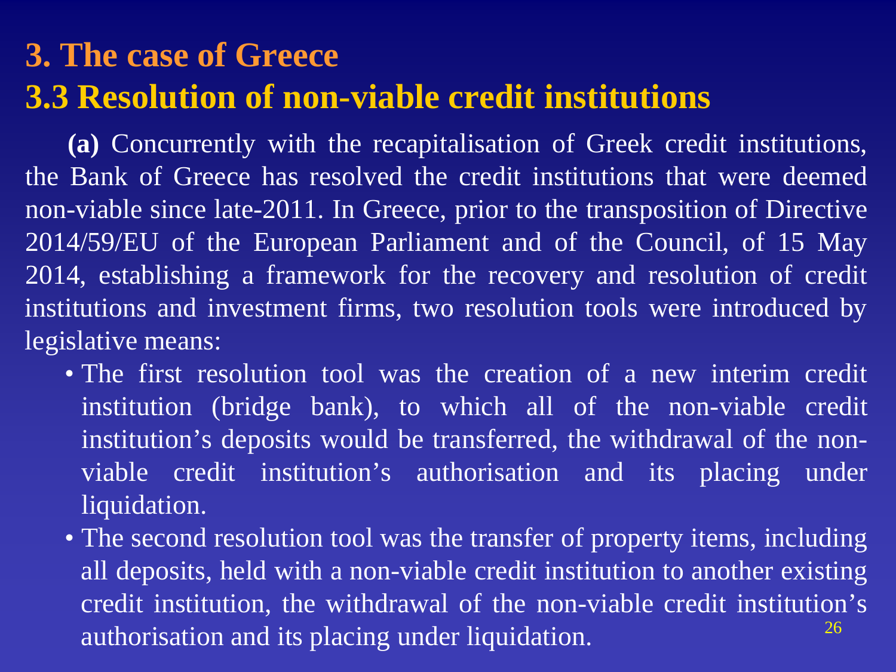# 3. The case of Greece

## 3.3 Resolution of non-viable credit institutions

**(a)** Concurrently with the recapitalisation of Greek credit institutions, the Bank of Greece has resolved the credit institutions that were deemed non-viable since late-2011. In Greece, prior to the transposition of Directive 2014/59/EU of the European Parliament and of the Council, of 15 May 2014, establishing a framework for the recovery and resolution of credit institutions and investment firms, two resolution tools were introduced by legislative means:

- The first resolution tool was the creation of a new interim credit institution (bridge bank), to which all of the non-viable credit institution's deposits would be transferred, the withdrawal of the non-viable credit institution's authorisation and its placing under liquidation.
- The second resolution tool was the transfer of property items, including all deposits, held with a non-viable credit institution to another existing credit institution, the withdrawal of the non-viable credit institution's authorisation and its placing under liquidation.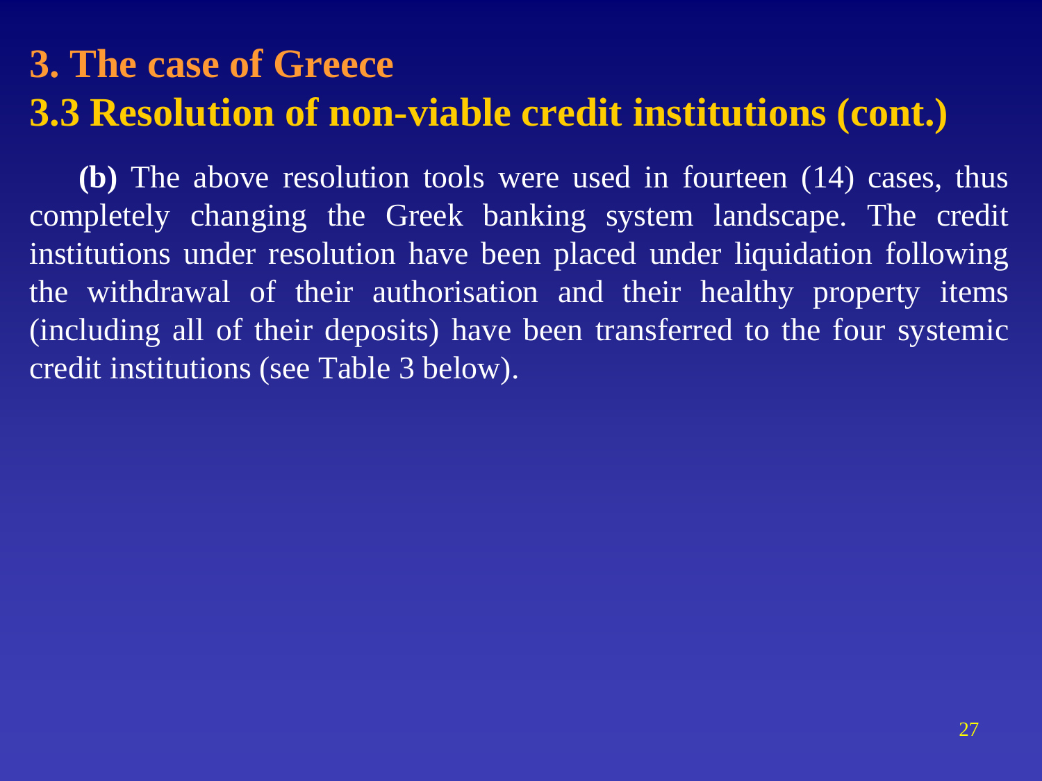# 3. The case of Greece

## 3.3 Resolution of non-viable credit institutions (cont.)

**(b)** The above resolution tools were used in fourteen (14) cases, thus completely changing the Greek banking system landscape. The credit institutions under resolution have been placed under liquidation following the withdrawal of their authorisation and their healthy property items (including all of their deposits) have been transferred to the four systemic credit institutions (see Table 3 below).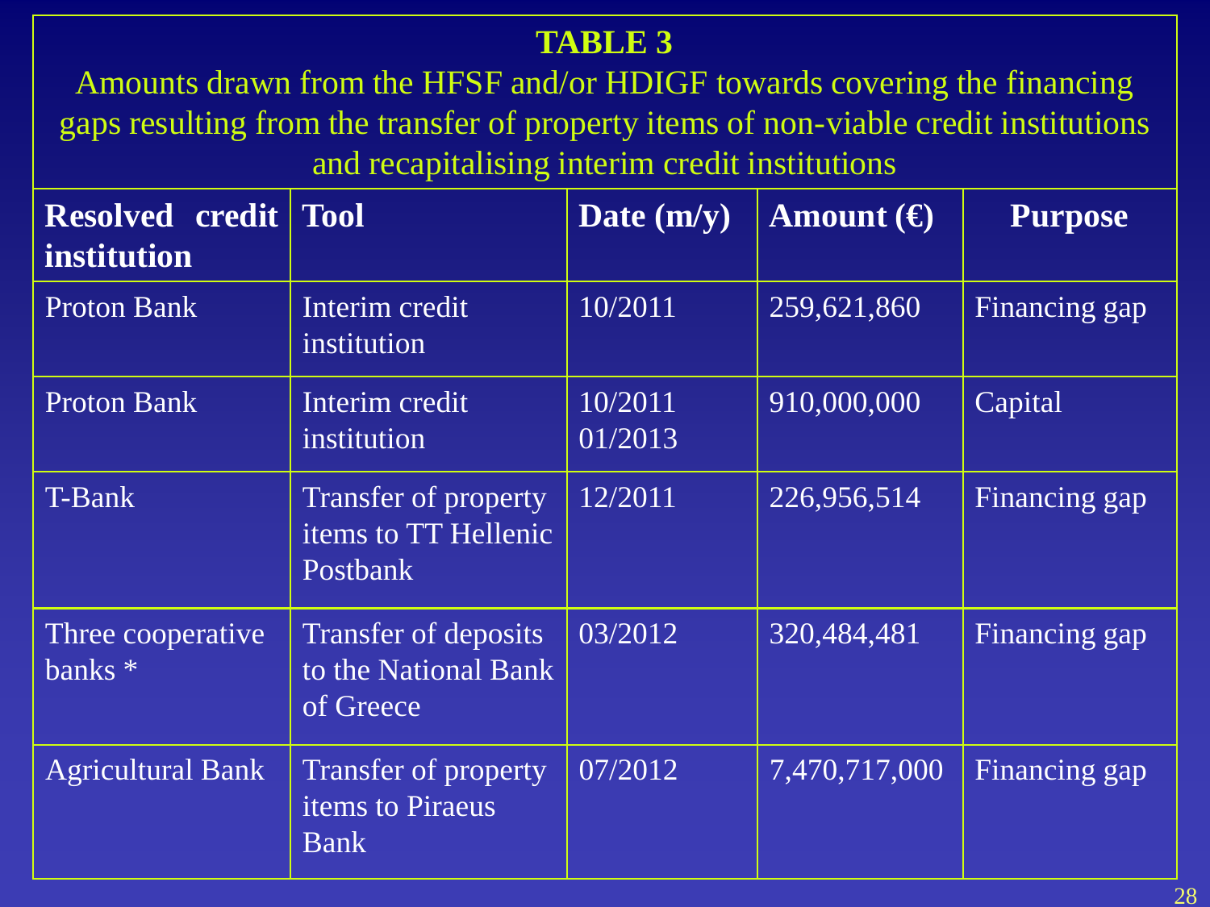## TABLE 3

Amounts drawn from the HFSF and/or HDIGF towards covering the financing gaps resulting from the transfer of property items of non-viable credit institutions and recapitalising interim credit institutions

| Resolved credit institution | Tool | Date (m/y) | Amount (€) | Purpose |
|---|---|---|---|---|
| Proton Bank | Interim credit institution | 10/2011 | 259,621,860 | Financing gap |
| Proton Bank | Interim credit institution | 10/2011 01/2013 | 910,000,000 | Capital |
| T-Bank | Transfer of property items to TT Hellenic Postbank | 12/2011 | 226,956,514 | Financing gap |
| Three cooperative banks * | Transfer of deposits to the National Bank of Greece | 03/2012 | 320,484,481 | Financing gap |
| Agricultural Bank | Transfer of property items to Piraeus Bank | 07/2012 | 7,470,717,000 | Financing gap |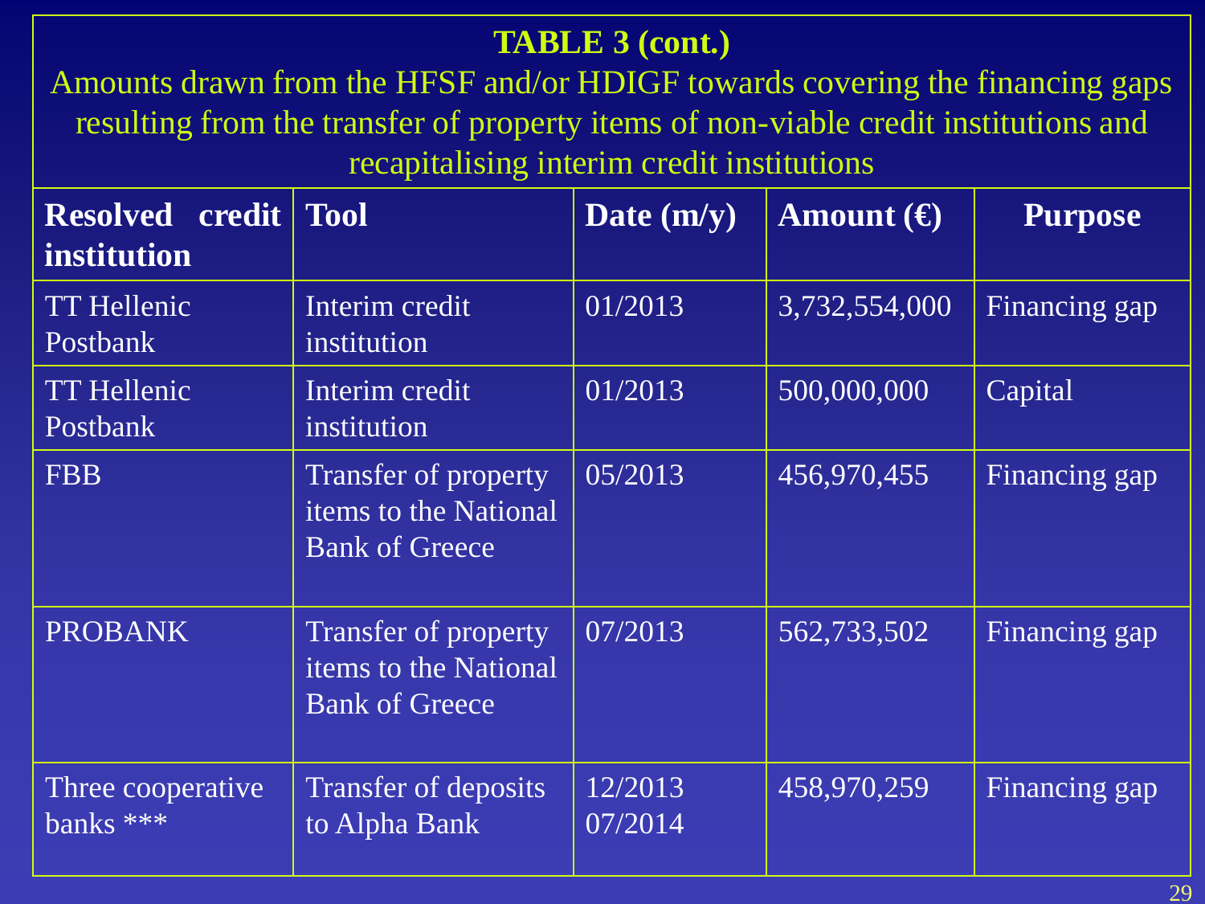**TABLE 3 (cont.)**

Amounts drawn from the HFSF and/or HDIGF towards covering the financing gaps resulting from the transfer of property items of non-viable credit institutions and recapitalising interim credit institutions

| Resolved credit institution | Tool | Date (m/y) | Amount (€) | Purpose |
|---|---|---|---|---|
| TT Hellenic Postbank | Interim credit institution | 01/2013 | 3,732,554,000 | Financing gap |
| TT Hellenic Postbank | Interim credit institution | 01/2013 | 500,000,000 | Capital |
| FBB | Transfer of property items to the National Bank of Greece | 05/2013 | 456,970,455 | Financing gap |
| PROBANK | Transfer of property items to the National Bank of Greece | 07/2013 | 562,733,502 | Financing gap |
| Three cooperative banks *** | Transfer of deposits to Alpha Bank | 12/2013 07/2014 | 458,970,259 | Financing gap |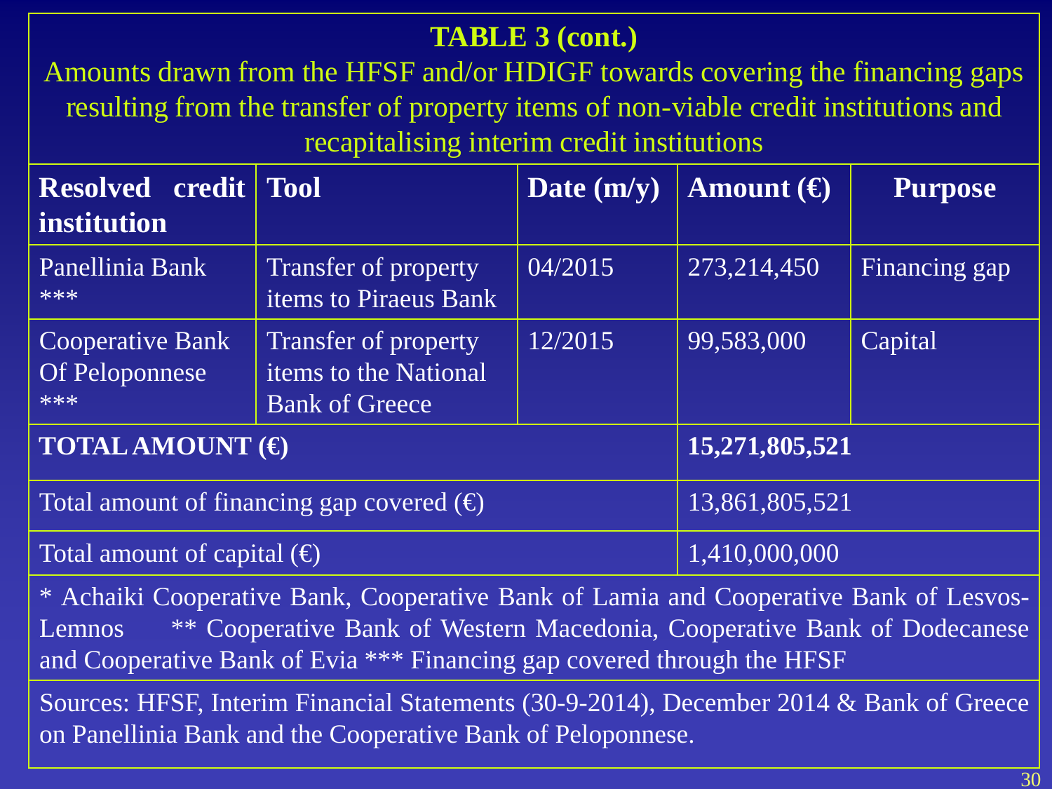**TABLE 3 (cont.)**

Amounts drawn from the HFSF and/or HDIGF towards covering the financing gaps resulting from the transfer of property items of non-viable credit institutions and recapitalising interim credit institutions

| Resolved credit institution | Tool | Date (m/y) | Amount (€) | Purpose |
|---|---|---|---|---|
| Panellinia Bank *** | Transfer of property items to Piraeus Bank | 04/2015 | 273,214,450 | Financing gap |
| Cooperative Bank Of Peloponnese *** | Transfer of property items to the National Bank of Greece | 12/2015 | 99,583,000 | Capital |
| **TOTAL AMOUNT (€)** | | | **15,271,805,521** | |
| Total amount of financing gap covered (€) | | | 13,861,805,521 | |
| Total amount of capital (€) | | | 1,410,000,000 | |

* Achaiki Cooperative Bank, Cooperative Bank of Lamia and Cooperative Bank of Lesvos-Lemnos ** Cooperative Bank of Western Macedonia, Cooperative Bank of Dodecanese and Cooperative Bank of Evia *** Financing gap covered through the HFSF

Sources: HFSF, Interim Financial Statements (30-9-2014), December 2014 & Bank of Greece on Panellinia Bank and the Cooperative Bank of Peloponnese.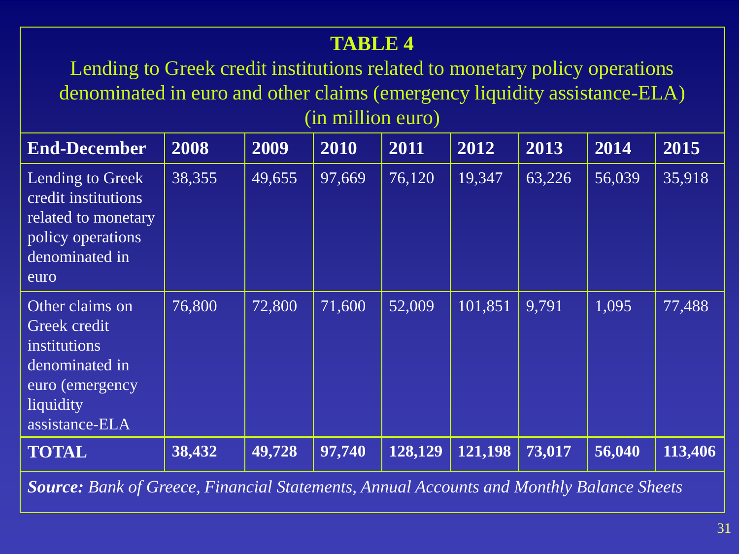**TABLE 4**

Lending to Greek credit institutions related to monetary policy operations denominated in euro and other claims (emergency liquidity assistance-ELA) (in million euro)

| End-December | 2008 | 2009 | 2010 | 2011 | 2012 | 2013 | 2014 | 2015 |
|---|---|---|---|---|---|---|---|---|
| Lending to Greek credit institutions related to monetary policy operations denominated in euro | 38,355 | 49,655 | 97,669 | 76,120 | 19,347 | 63,226 | 56,039 | 35,918 |
| Other claims on Greek credit institutions denominated in euro (emergency liquidity assistance-ELA | 76,800 | 72,800 | 71,600 | 52,009 | 101,851 | 9,791 | 1,095 | 77,488 |
| **TOTAL** | **38,432** | **49,728** | **97,740** | **128,129** | **121,198** | **73,017** | **56,040** | **113,406** |

***Source:*** *Bank of Greece, Financial Statements, Annual Accounts and Monthly Balance Sheets*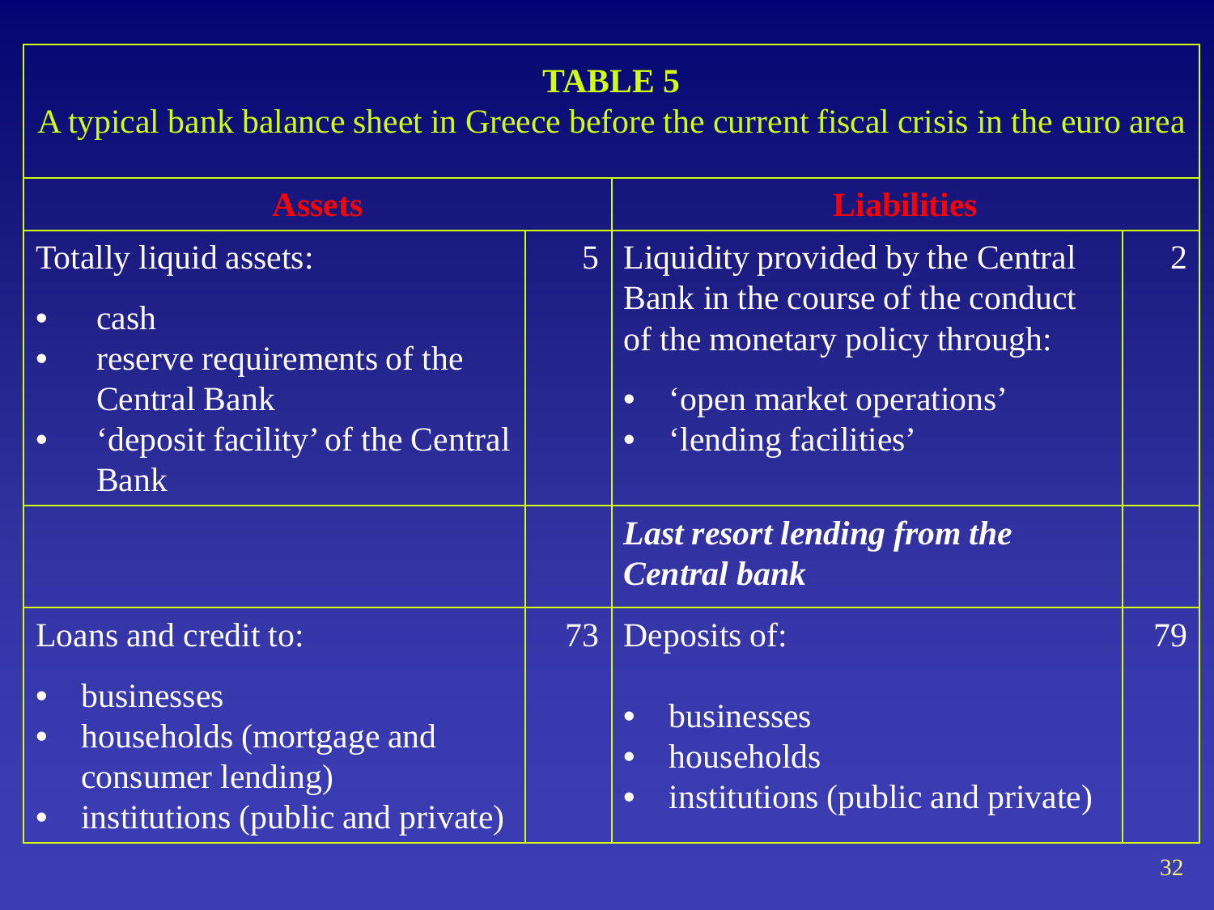**TABLE 5**

A typical bank balance sheet in Greece before the current fiscal crisis in the euro area

| Assets | | Liabilities | |
|---|---|---|---|
| Totally liquid assets:<br>• cash<br>• reserve requirements of the Central Bank<br>• 'deposit facility' of the Central Bank | 5 | Liquidity provided by the Central Bank in the course of the conduct of the monetary policy through:<br>• 'open market operations'<br>• 'lending facilities' | 2 |
| | | ***Last resort lending from the Central bank*** | |
| Loans and credit to:<br>• businesses<br>• households (mortgage and consumer lending)<br>• institutions (public and private) | 73 | Deposits of:<br>• businesses<br>• households<br>• institutions (public and private) | 79 |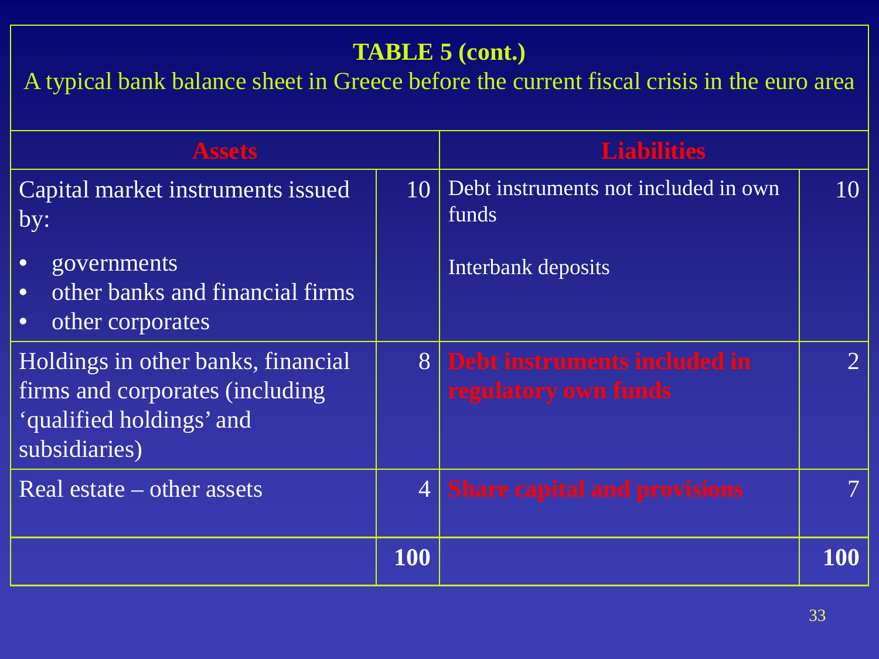**TABLE 5 (cont.)**

A typical bank balance sheet in Greece before the current fiscal crisis in the euro area

| Assets | | Liabilities | |
|---|---|---|---|
| Capital market instruments issued by:<br>• governments<br>• other banks and financial firms<br>• other corporates | 10 | Debt instruments not included in own funds<br><br>Interbank deposits | 10 |
| Holdings in other banks, financial firms and corporates (including 'qualified holdings' and subsidiaries) | 8 | **Debt instruments included in regulatory own funds** | 2 |
| Real estate – other assets | 4 | **Share capital and provisions** | 7 |
| | **100** | | **100** |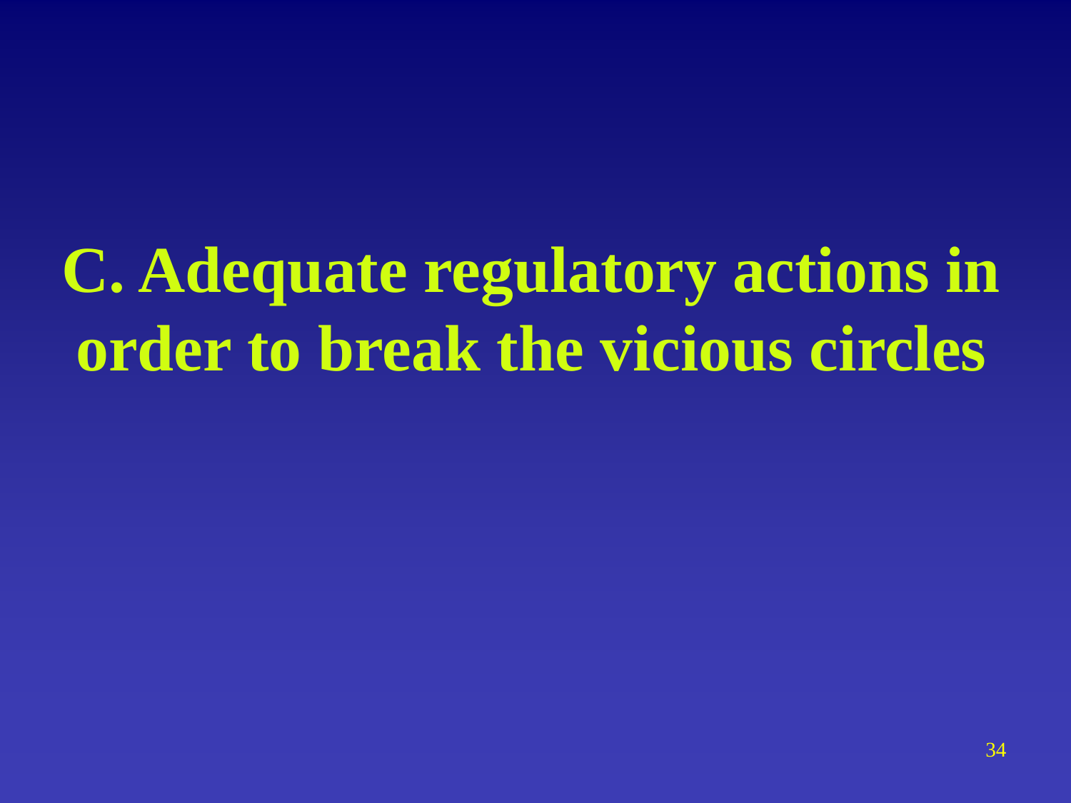# C. Adequate regulatory actions in order to break the vicious circles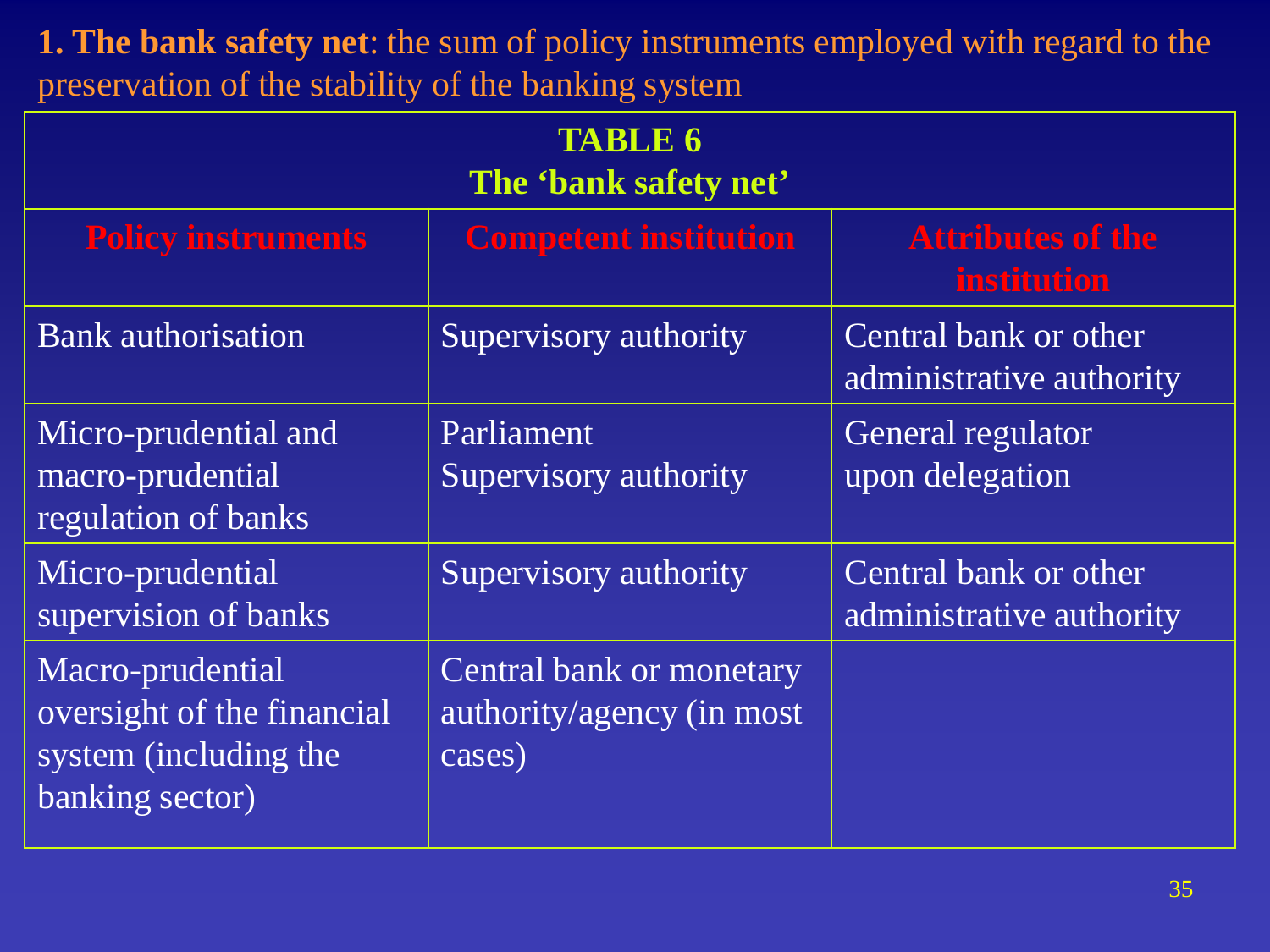**1. The bank safety net**: the sum of policy instruments employed with regard to the preservation of the stability of the banking system

**TABLE 6**
**The 'bank safety net'**

| Policy instruments | Competent institution | Attributes of the institution |
|---|---|---|
| Bank authorisation | Supervisory authority | Central bank or other administrative authority |
| Micro-prudential and macro-prudential regulation of banks | Parliament<br>Supervisory authority | General regulator<br>upon delegation |
| Micro-prudential supervision of banks | Supervisory authority | Central bank or other administrative authority |
| Macro-prudential oversight of the financial system (including the banking sector) | Central bank or monetary authority/agency (in most cases) | |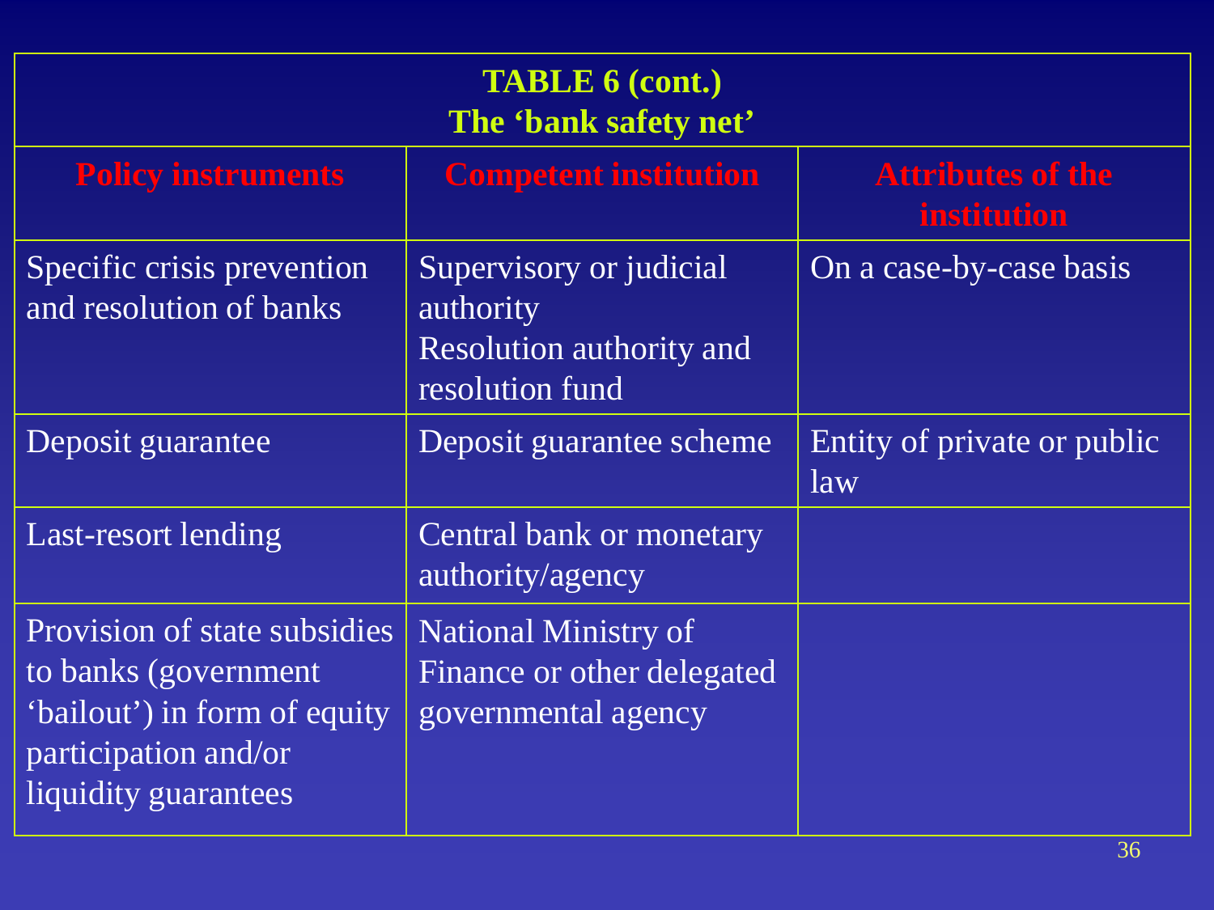**TABLE 6 (cont.)**
**The 'bank safety net'**

| Policy instruments | Competent institution | Attributes of the institution |
|---|---|---|
| Specific crisis prevention and resolution of banks | Supervisory or judicial authority<br>Resolution authority and resolution fund | On a case-by-case basis |
| Deposit guarantee | Deposit guarantee scheme | Entity of private or public law |
| Last-resort lending | Central bank or monetary authority/agency | |
| Provision of state subsidies to banks (government 'bailout') in form of equity participation and/or liquidity guarantees | National Ministry of Finance or other delegated governmental agency | |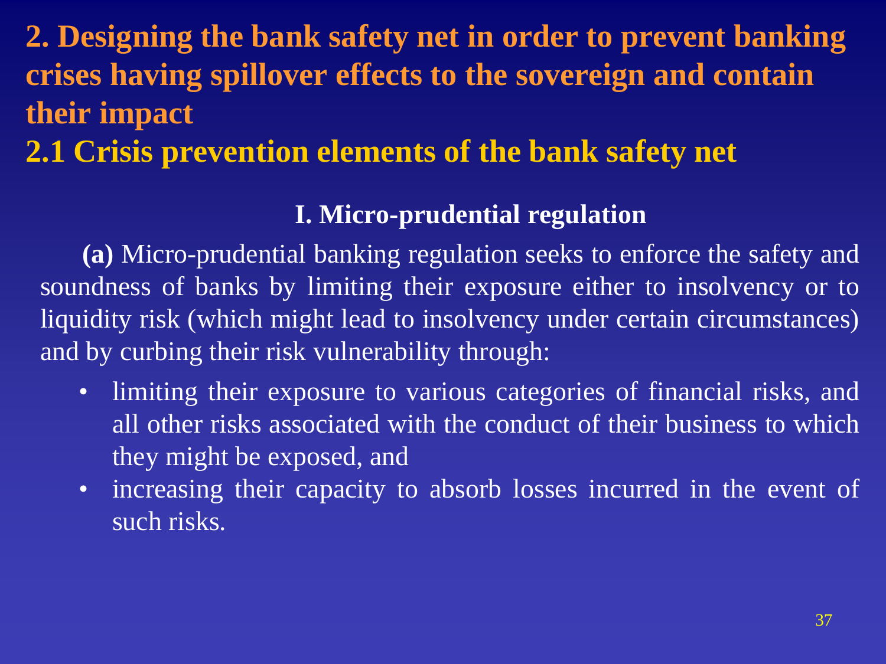## 2. Designing the bank safety net in order to prevent banking crises having spillover effects to the sovereign and contain their impact

### 2.1 Crisis prevention elements of the bank safety net

#### I. Micro-prudential regulation

**(a)** Micro-prudential banking regulation seeks to enforce the safety and soundness of banks by limiting their exposure either to insolvency or to liquidity risk (which might lead to insolvency under certain circumstances) and by curbing their risk vulnerability through:

- limiting their exposure to various categories of financial risks, and all other risks associated with the conduct of their business to which they might be exposed, and
- increasing their capacity to absorb losses incurred in the event of such risks.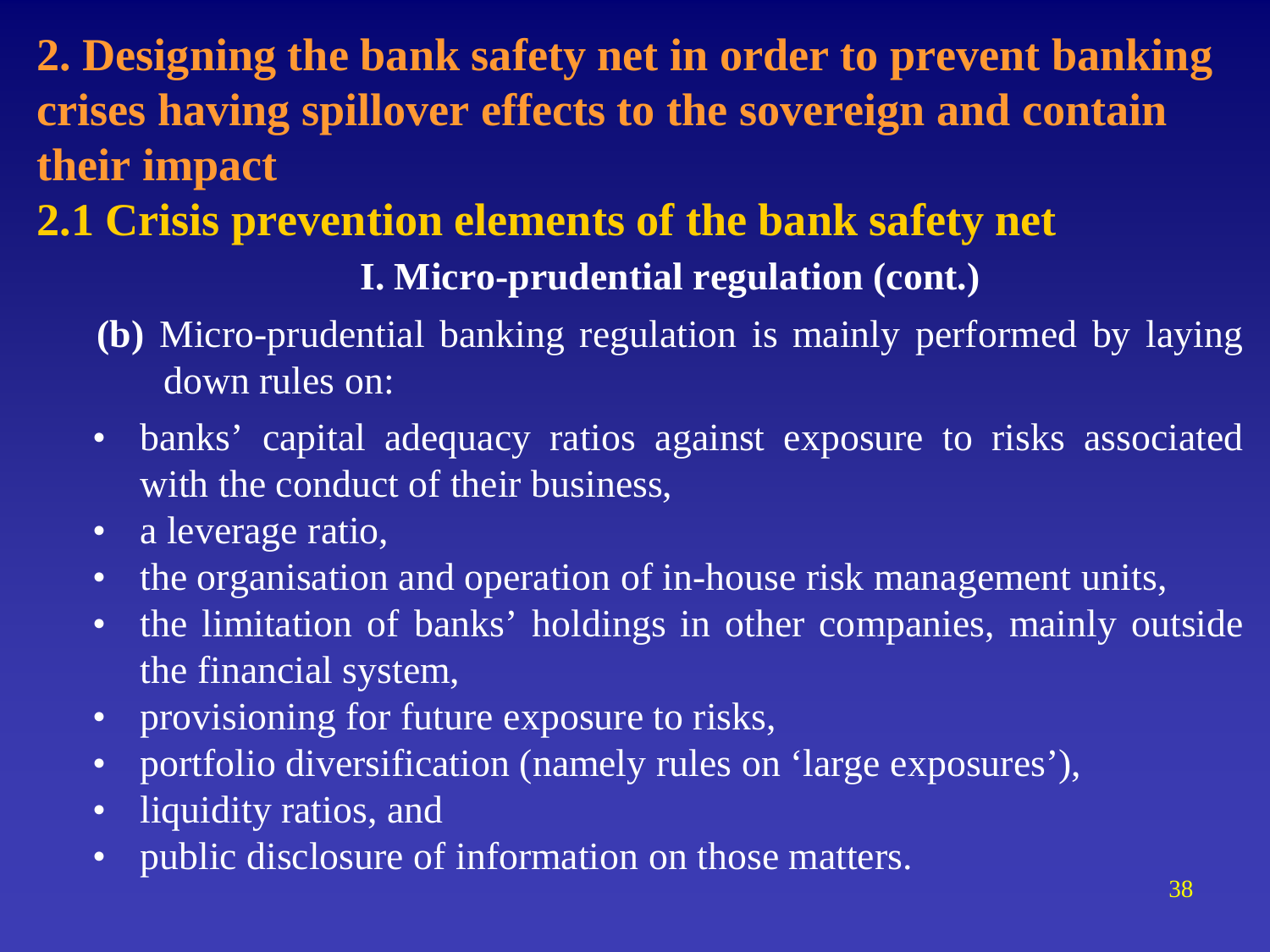## 2. Designing the bank safety net in order to prevent banking crises having spillover effects to the sovereign and contain their impact

### 2.1 Crisis prevention elements of the bank safety net

**I. Micro-prudential regulation (cont.)**

**(b)** Micro-prudential banking regulation is mainly performed by laying down rules on:

- banks' capital adequacy ratios against exposure to risks associated with the conduct of their business,
- a leverage ratio,
- the organisation and operation of in-house risk management units,
- the limitation of banks' holdings in other companies, mainly outside the financial system,
- provisioning for future exposure to risks,
- portfolio diversification (namely rules on 'large exposures'),
- liquidity ratios, and
- public disclosure of information on those matters.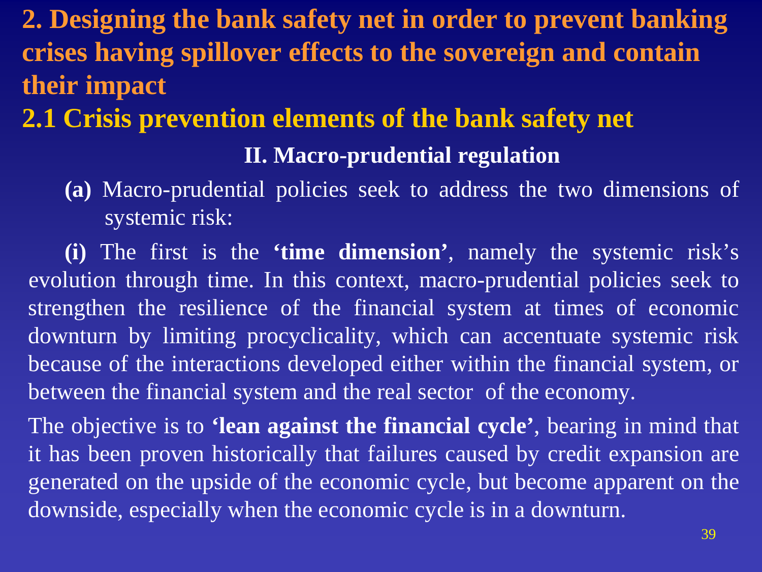## 2. Designing the bank safety net in order to prevent banking crises having spillover effects to the sovereign and contain their impact

### 2.1 Crisis prevention elements of the bank safety net

**II. Macro-prudential regulation**

**(a)** Macro-prudential policies seek to address the two dimensions of systemic risk:

**(i)** The first is the **'time dimension'**, namely the systemic risk's evolution through time. In this context, macro-prudential policies seek to strengthen the resilience of the financial system at times of economic downturn by limiting procyclicality, which can accentuate systemic risk because of the interactions developed either within the financial system, or between the financial system and the real sector of the economy.

The objective is to **'lean against the financial cycle'**, bearing in mind that it has been proven historically that failures caused by credit expansion are generated on the upside of the economic cycle, but become apparent on the downside, especially when the economic cycle is in a downturn.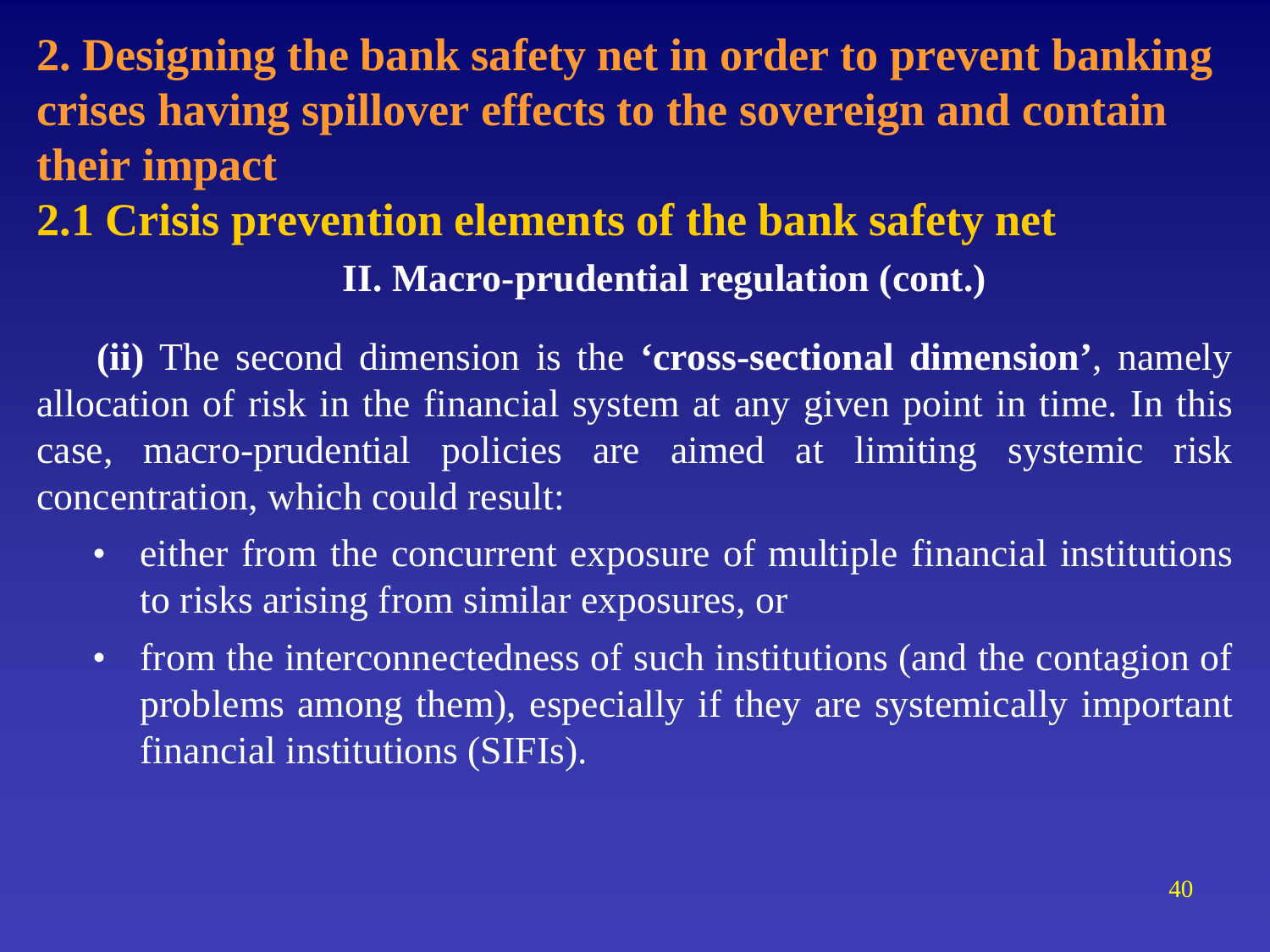## 2. Designing the bank safety net in order to prevent banking crises having spillover effects to the sovereign and contain their impact

### 2.1 Crisis prevention elements of the bank safety net

**II. Macro-prudential regulation (cont.)**

**(ii)** The second dimension is the **'cross-sectional dimension'**, namely allocation of risk in the financial system at any given point in time. In this case, macro-prudential policies are aimed at limiting systemic risk concentration, which could result:

- either from the concurrent exposure of multiple financial institutions to risks arising from similar exposures, or
- from the interconnectedness of such institutions (and the contagion of problems among them), especially if they are systemically important financial institutions (SIFIs).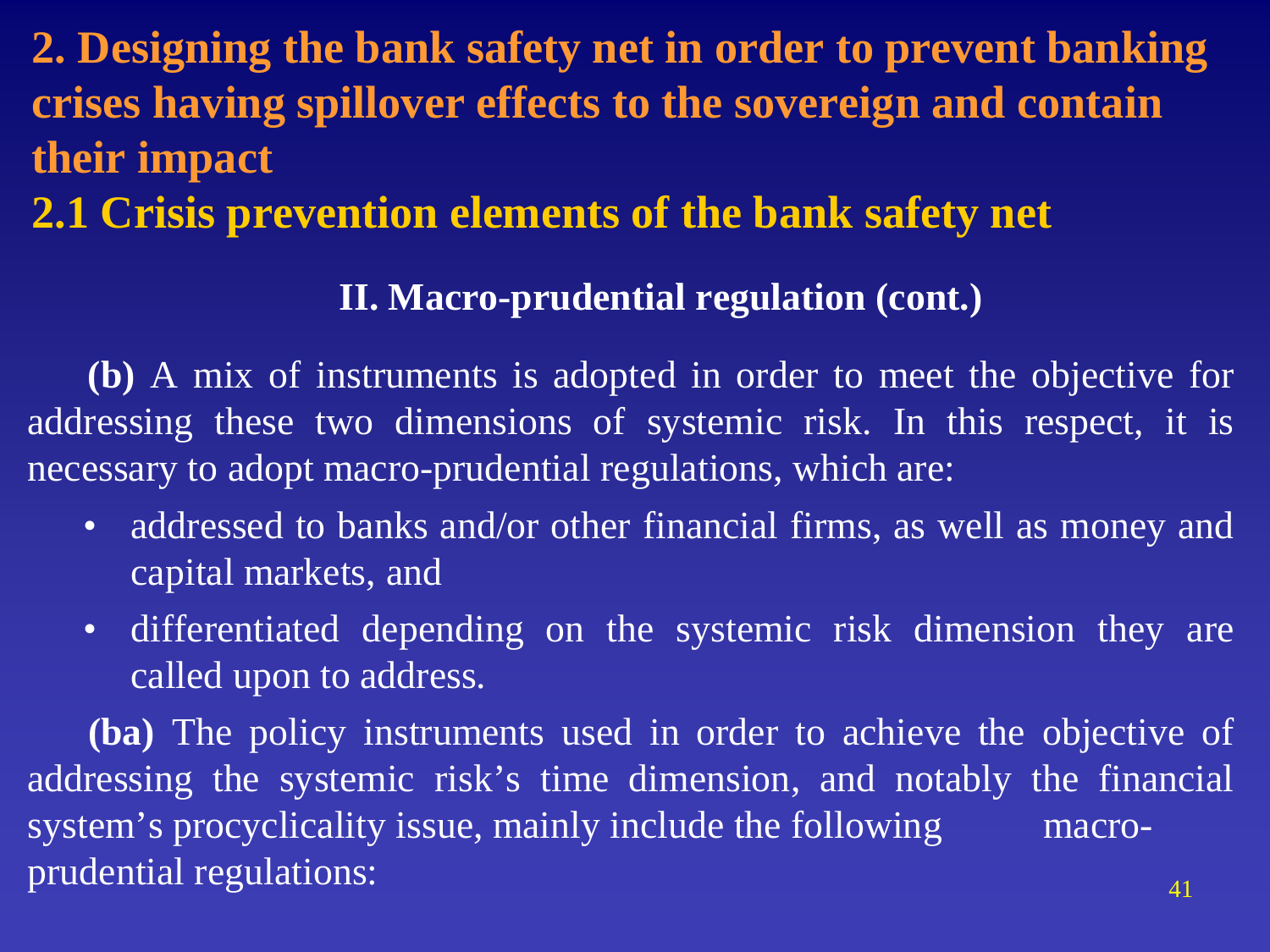## 2. Designing the bank safety net in order to prevent banking crises having spillover effects to the sovereign and contain their impact

## 2.1 Crisis prevention elements of the bank safety net

### II. Macro-prudential regulation (cont.)

**(b)** A mix of instruments is adopted in order to meet the objective for addressing these two dimensions of systemic risk. In this respect, it is necessary to adopt macro-prudential regulations, which are:

- addressed to banks and/or other financial firms, as well as money and capital markets, and
- differentiated depending on the systemic risk dimension they are called upon to address.

**(ba)** The policy instruments used in order to achieve the objective of addressing the systemic risk's time dimension, and notably the financial system's procyclicality issue, mainly include the following macro-prudential regulations: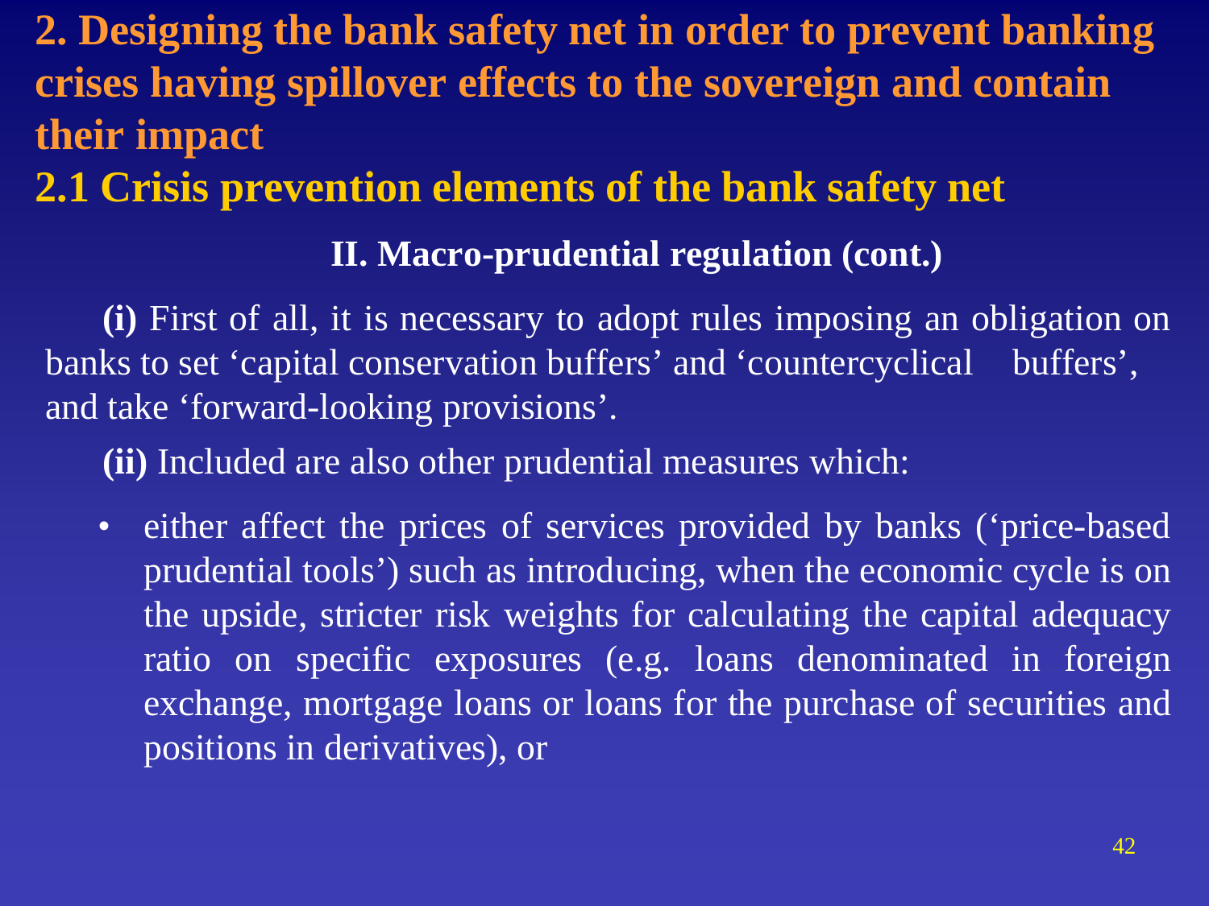# 2. Designing the bank safety net in order to prevent banking crises having spillover effects to the sovereign and contain their impact

## 2.1 Crisis prevention elements of the bank safety net

### II. Macro-prudential regulation (cont.)

**(i)** First of all, it is necessary to adopt rules imposing an obligation on banks to set 'capital conservation buffers' and 'countercyclical buffers', and take 'forward-looking provisions'.

**(ii)** Included are also other prudential measures which:

- either affect the prices of services provided by banks ('price-based prudential tools') such as introducing, when the economic cycle is on the upside, stricter risk weights for calculating the capital adequacy ratio on specific exposures (e.g. loans denominated in foreign exchange, mortgage loans or loans for the purchase of securities and positions in derivatives), or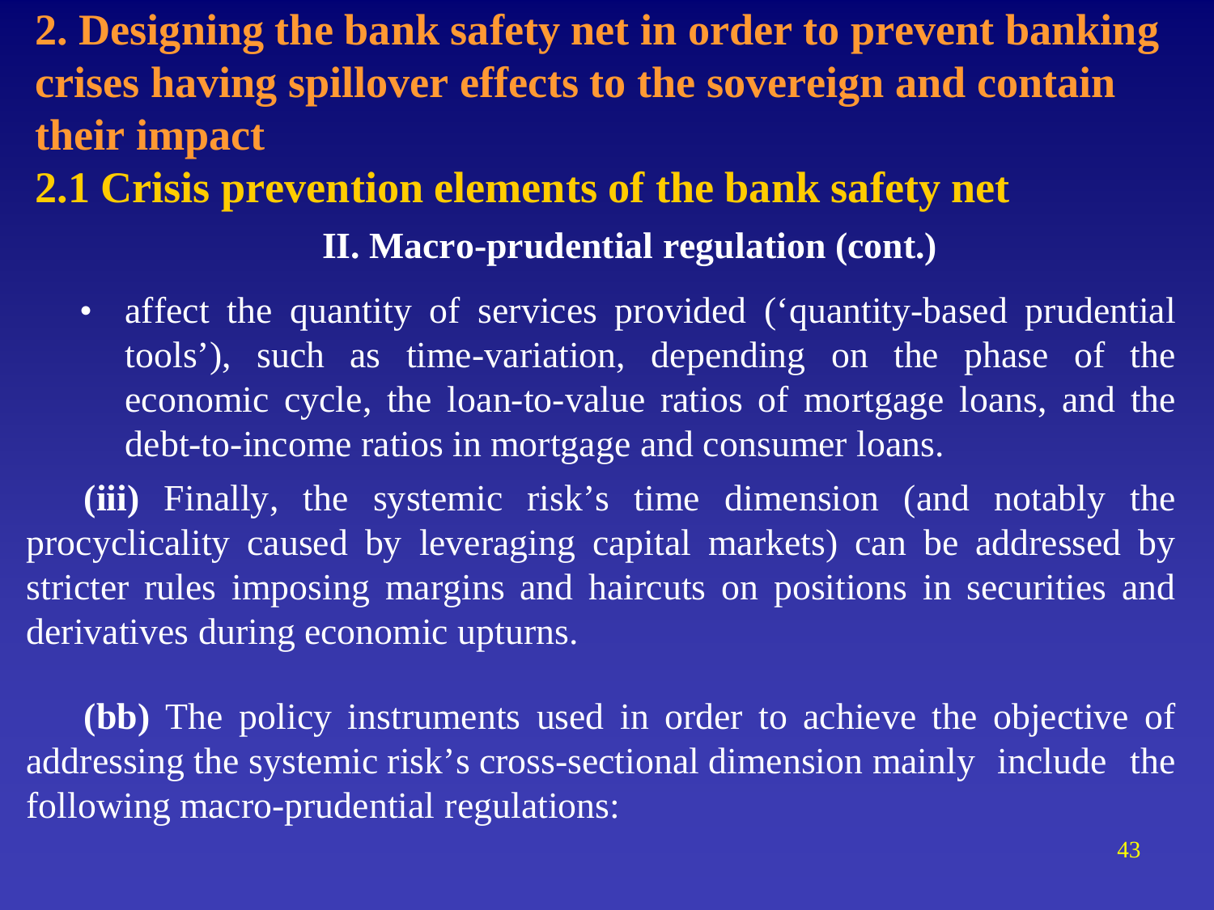## 2. Designing the bank safety net in order to prevent banking crises having spillover effects to the sovereign and contain their impact

### 2.1 Crisis prevention elements of the bank safety net

**II. Macro-prudential regulation (cont.)**

- affect the quantity of services provided ('quantity-based prudential tools'), such as time-variation, depending on the phase of the economic cycle, the loan-to-value ratios of mortgage loans, and the debt-to-income ratios in mortgage and consumer loans.

**(iii)** Finally, the systemic risk's time dimension (and notably the procyclicality caused by leveraging capital markets) can be addressed by stricter rules imposing margins and haircuts on positions in securities and derivatives during economic upturns.

**(bb)** The policy instruments used in order to achieve the objective of addressing the systemic risk's cross-sectional dimension mainly include the following macro-prudential regulations: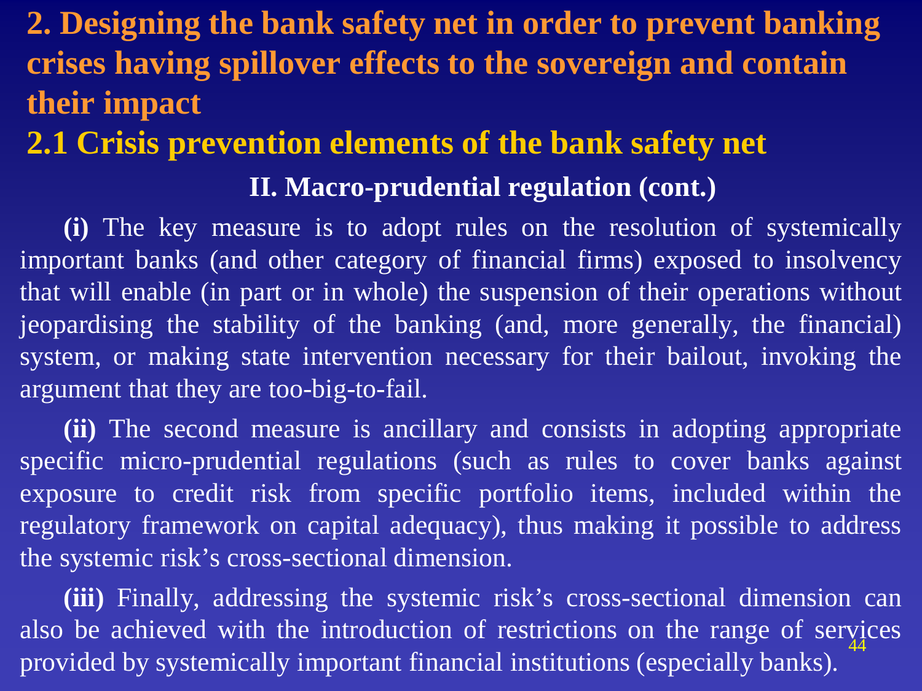## 2. Designing the bank safety net in order to prevent banking crises having spillover effects to the sovereign and contain their impact

### 2.1 Crisis prevention elements of the bank safety net

#### II. Macro-prudential regulation (cont.)

**(i)** The key measure is to adopt rules on the resolution of systemically important banks (and other category of financial firms) exposed to insolvency that will enable (in part or in whole) the suspension of their operations without jeopardising the stability of the banking (and, more generally, the financial) system, or making state intervention necessary for their bailout, invoking the argument that they are too-big-to-fail.

**(ii)** The second measure is ancillary and consists in adopting appropriate specific micro-prudential regulations (such as rules to cover banks against exposure to credit risk from specific portfolio items, included within the regulatory framework on capital adequacy), thus making it possible to address the systemic risk's cross-sectional dimension.

**(iii)** Finally, addressing the systemic risk's cross-sectional dimension can also be achieved with the introduction of restrictions on the range of services provided by systemically important financial institutions (especially banks).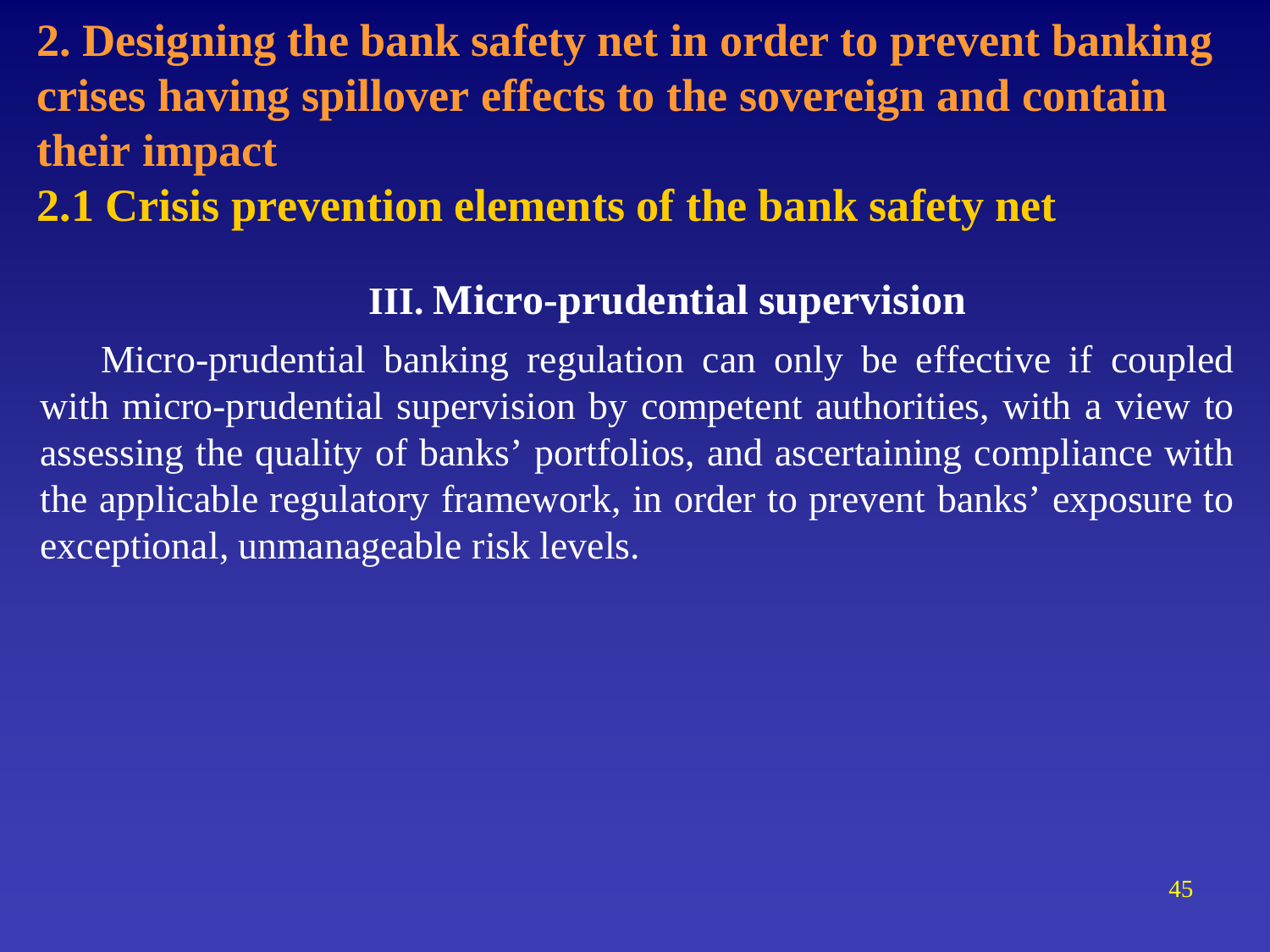## 2. Designing the bank safety net in order to prevent banking crises having spillover effects to the sovereign and contain their impact

## 2.1 Crisis prevention elements of the bank safety net

### III. Micro-prudential supervision

Micro-prudential banking regulation can only be effective if coupled with micro-prudential supervision by competent authorities, with a view to assessing the quality of banks’ portfolios, and ascertaining compliance with the applicable regulatory framework, in order to prevent banks’ exposure to exceptional, unmanageable risk levels.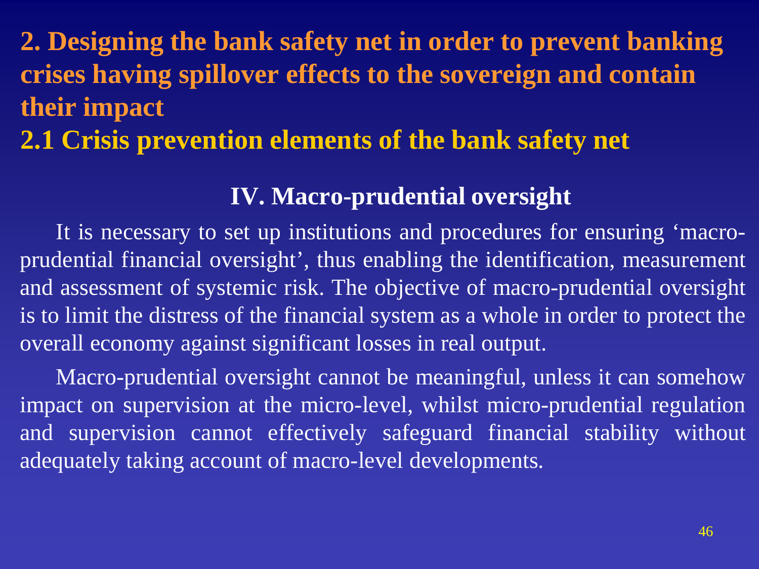## 2. Designing the bank safety net in order to prevent banking crises having spillover effects to the sovereign and contain their impact

### 2.1 Crisis prevention elements of the bank safety net

#### IV. Macro-prudential oversight

It is necessary to set up institutions and procedures for ensuring 'macro-prudential financial oversight', thus enabling the identification, measurement and assessment of systemic risk. The objective of macro-prudential oversight is to limit the distress of the financial system as a whole in order to protect the overall economy against significant losses in real output.

Macro-prudential oversight cannot be meaningful, unless it can somehow impact on supervision at the micro-level, whilst micro-prudential regulation and supervision cannot effectively safeguard financial stability without adequately taking account of macro-level developments.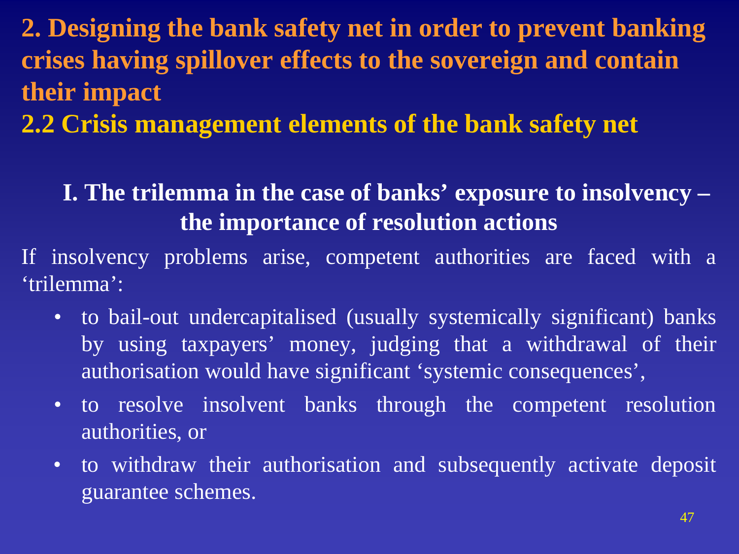## 2. Designing the bank safety net in order to prevent banking crises having spillover effects to the sovereign and contain their impact

### 2.2 Crisis management elements of the bank safety net

#### I. The trilemma in the case of banks' exposure to insolvency – the importance of resolution actions

If insolvency problems arise, competent authorities are faced with a 'trilemma':

- to bail-out undercapitalised (usually systemically significant) banks by using taxpayers' money, judging that a withdrawal of their authorisation would have significant 'systemic consequences',
- to resolve insolvent banks through the competent resolution authorities, or
- to withdraw their authorisation and subsequently activate deposit guarantee schemes.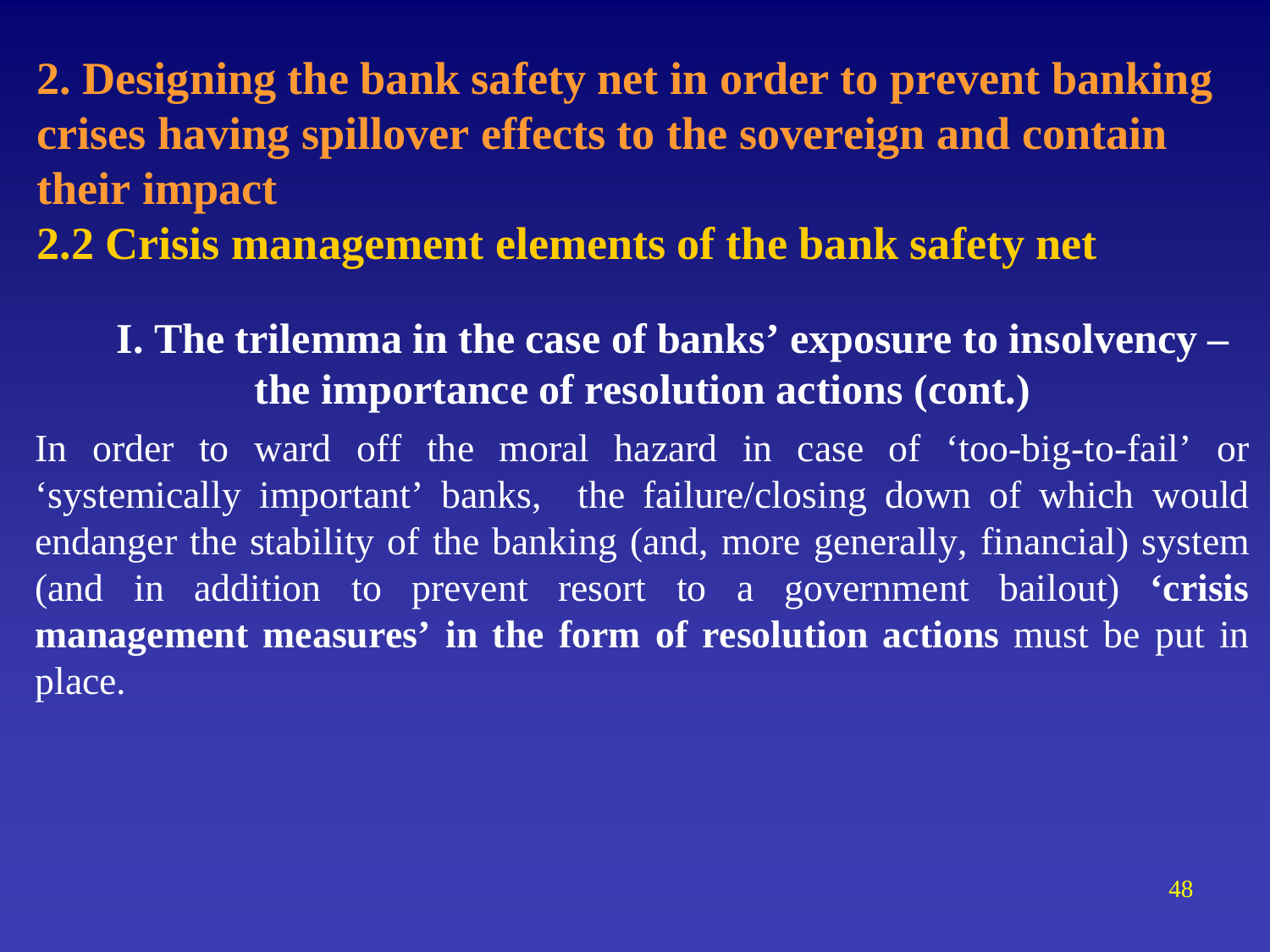## 2. Designing the bank safety net in order to prevent banking crises having spillover effects to the sovereign and contain their impact

## 2.2 Crisis management elements of the bank safety net

### I. The trilemma in the case of banks' exposure to insolvency – the importance of resolution actions (cont.)

In order to ward off the moral hazard in case of 'too-big-to-fail' or 'systemically important' banks, the failure/closing down of which would endanger the stability of the banking (and, more generally, financial) system (and in addition to prevent resort to a government bailout) **'crisis management measures' in the form of resolution actions** must be put in place.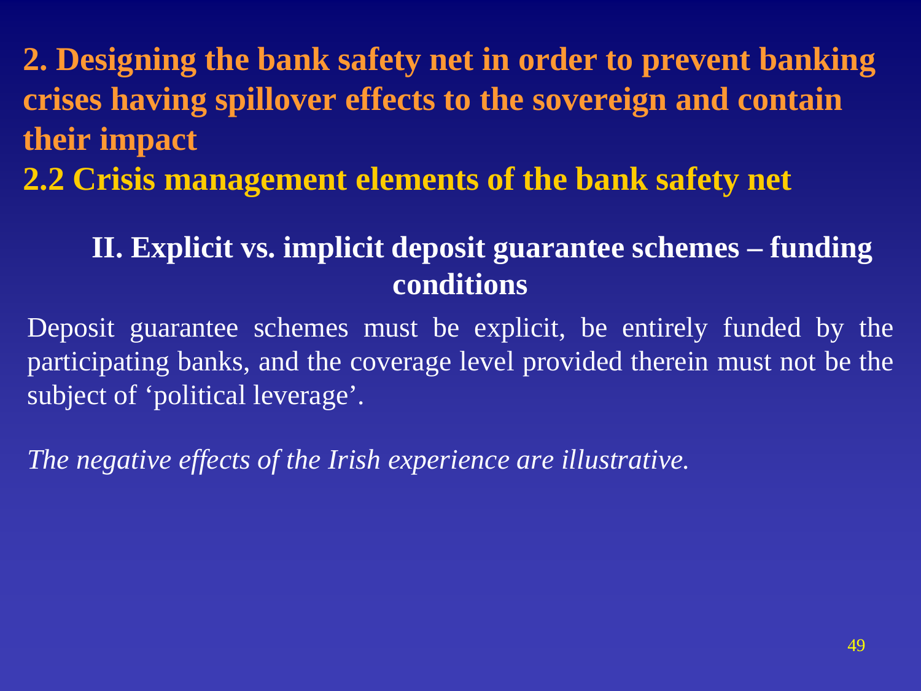## 2. Designing the bank safety net in order to prevent banking crises having spillover effects to the sovereign and contain their impact

## 2.2 Crisis management elements of the bank safety net

### II. Explicit vs. implicit deposit guarantee schemes – funding conditions

Deposit guarantee schemes must be explicit, be entirely funded by the participating banks, and the coverage level provided therein must not be the subject of ‘political leverage’.

*The negative effects of the Irish experience are illustrative.*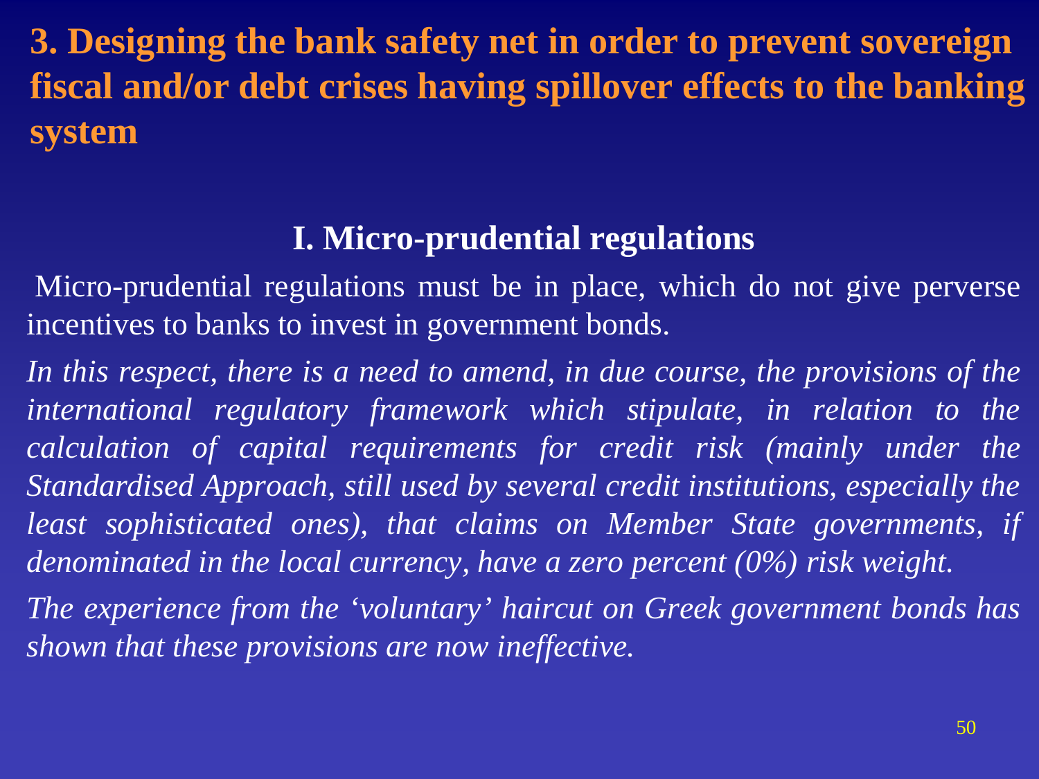# 3. Designing the bank safety net in order to prevent sovereign fiscal and/or debt crises having spillover effects to the banking system

## I. Micro-prudential regulations

Micro-prudential regulations must be in place, which do not give perverse incentives to banks to invest in government bonds.

*In this respect, there is a need to amend, in due course, the provisions of the international regulatory framework which stipulate, in relation to the calculation of capital requirements for credit risk (mainly under the Standardised Approach, still used by several credit institutions, especially the least sophisticated ones), that claims on Member State governments, if denominated in the local currency, have a zero percent (0%) risk weight.*

*The experience from the 'voluntary' haircut on Greek government bonds has shown that these provisions are now ineffective.*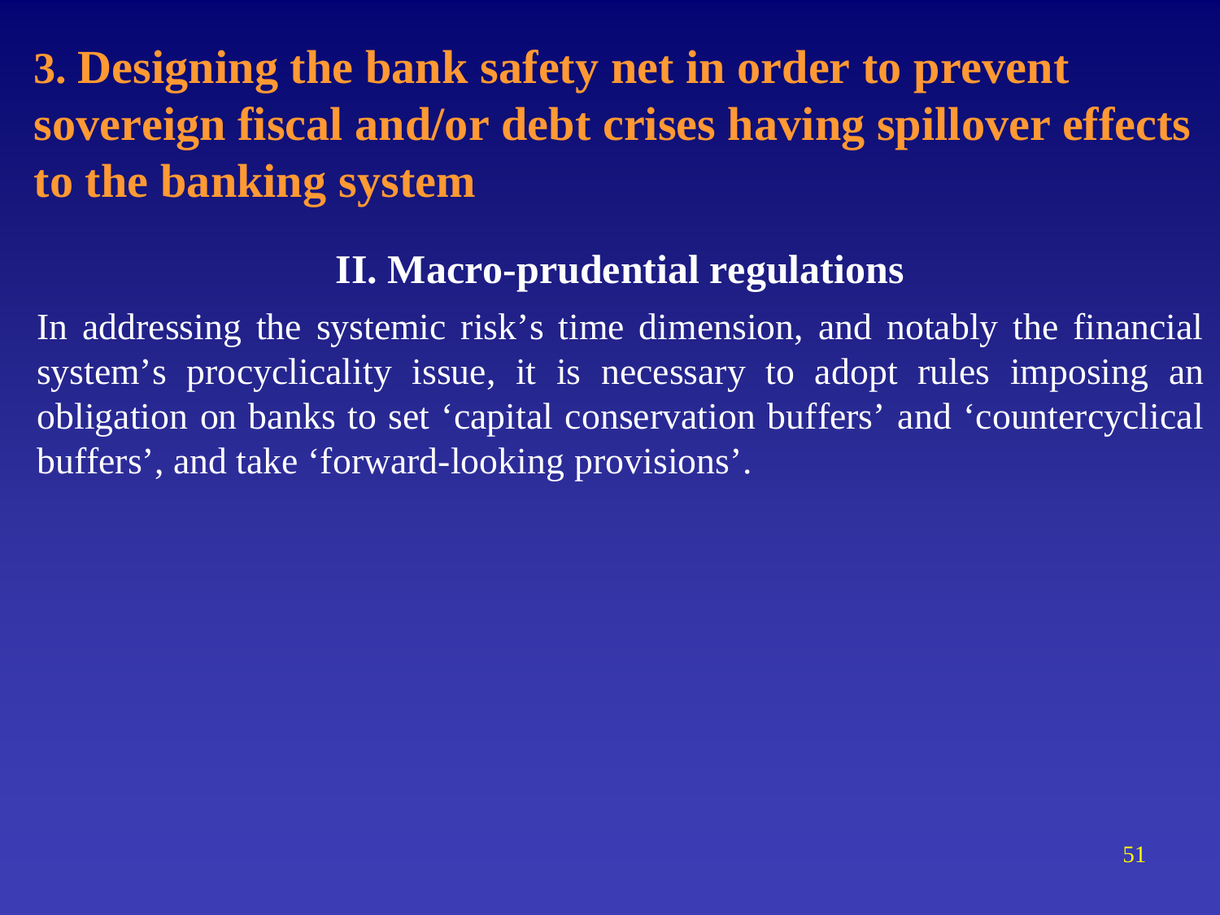## 3. Designing the bank safety net in order to prevent sovereign fiscal and/or debt crises having spillover effects to the banking system

### II. Macro-prudential regulations

In addressing the systemic risk's time dimension, and notably the financial system's procyclicality issue, it is necessary to adopt rules imposing an obligation on banks to set 'capital conservation buffers' and 'countercyclical buffers', and take 'forward-looking provisions'.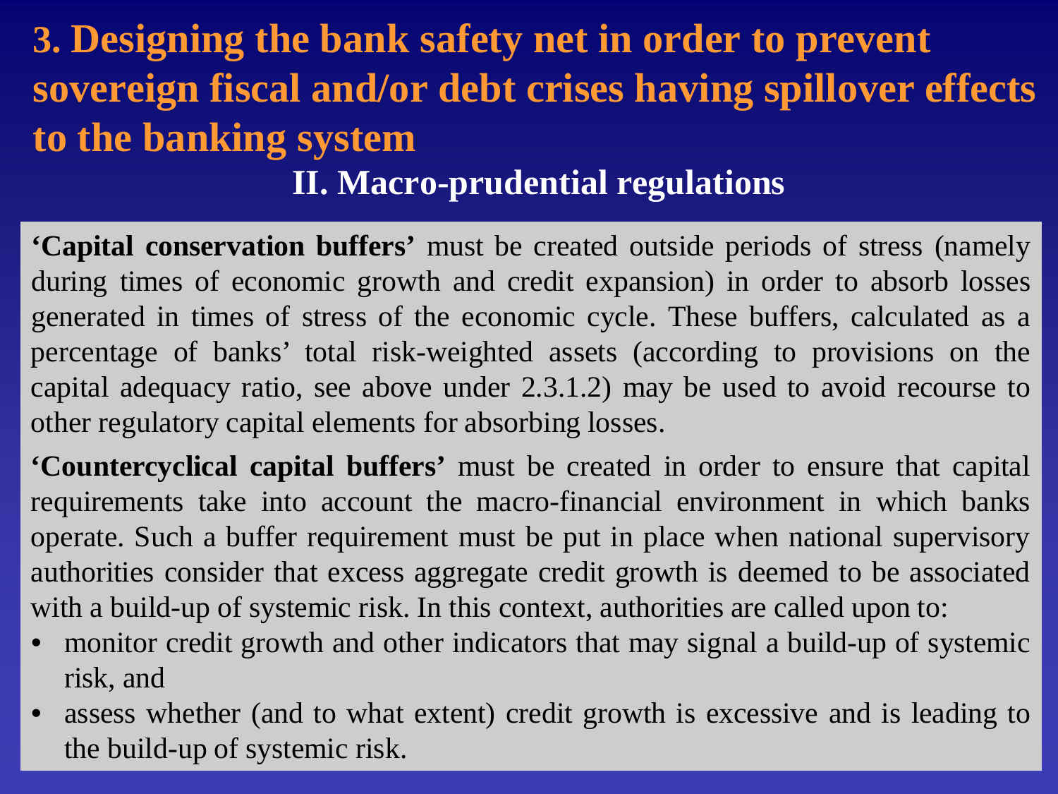# 3. Designing the bank safety net in order to prevent sovereign fiscal and/or debt crises having spillover effects to the banking system

## II. Macro-prudential regulations

**'Capital conservation buffers'** must be created outside periods of stress (namely during times of economic growth and credit expansion) in order to absorb losses generated in times of stress of the economic cycle. These buffers, calculated as a percentage of banks' total risk-weighted assets (according to provisions on the capital adequacy ratio, see above under 2.3.1.2) may be used to avoid recourse to other regulatory capital elements for absorbing losses.

**'Countercyclical capital buffers'** must be created in order to ensure that capital requirements take into account the macro-financial environment in which banks operate. Such a buffer requirement must be put in place when national supervisory authorities consider that excess aggregate credit growth is deemed to be associated with a build-up of systemic risk. In this context, authorities are called upon to:

- monitor credit growth and other indicators that may signal a build-up of systemic risk, and
- assess whether (and to what extent) credit growth is excessive and is leading to the build-up of systemic risk.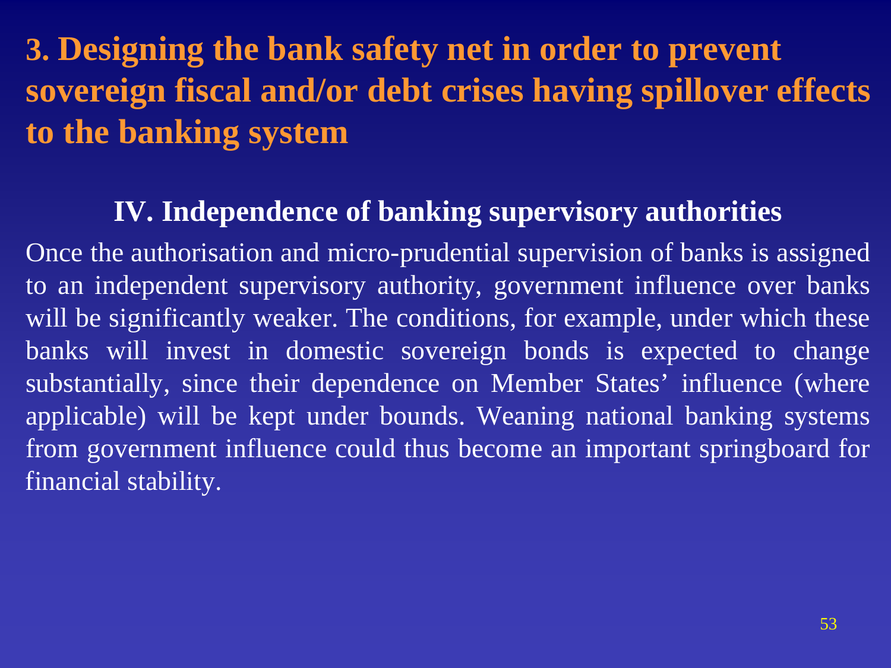## 3. Designing the bank safety net in order to prevent sovereign fiscal and/or debt crises having spillover effects to the banking system

### IV. Independence of banking supervisory authorities

Once the authorisation and micro-prudential supervision of banks is assigned to an independent supervisory authority, government influence over banks will be significantly weaker. The conditions, for example, under which these banks will invest in domestic sovereign bonds is expected to change substantially, since their dependence on Member States' influence (where applicable) will be kept under bounds. Weaning national banking systems from government influence could thus become an important springboard for financial stability.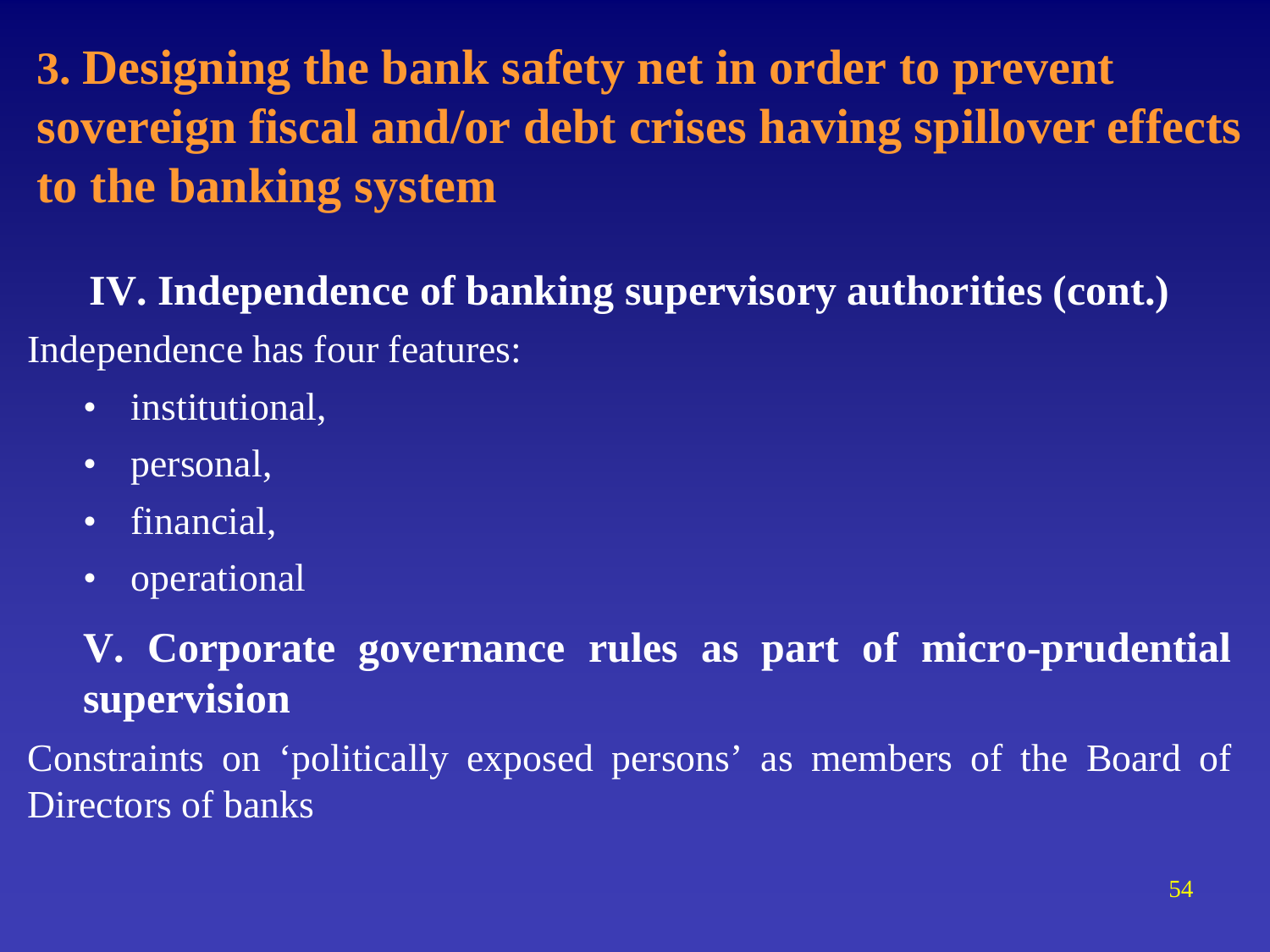# 3. Designing the bank safety net in order to prevent sovereign fiscal and/or debt crises having spillover effects to the banking system

## IV. Independence of banking supervisory authorities (cont.)

Independence has four features:

- institutional,
- personal,
- financial,
- operational

## V. Corporate governance rules as part of micro-prudential supervision

Constraints on 'politically exposed persons' as members of the Board of Directors of banks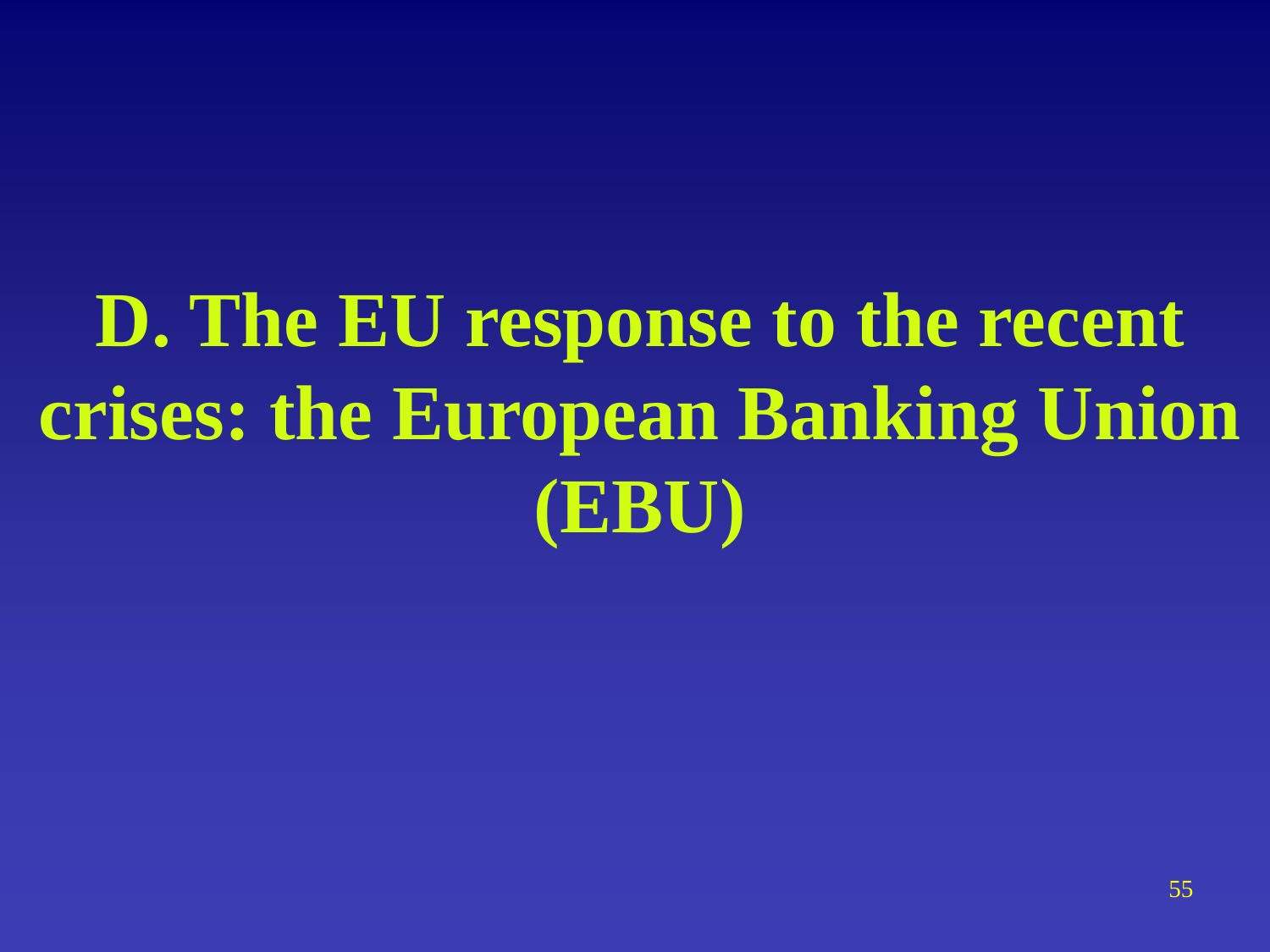# D. The EU response to the recent crises: the European Banking Union (EBU)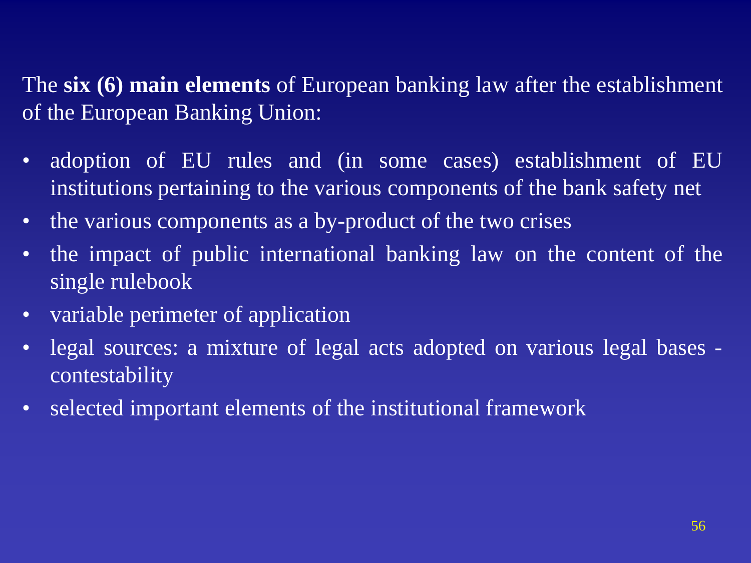The **six (6) main elements** of European banking law after the establishment of the European Banking Union:

- adoption of EU rules and (in some cases) establishment of EU institutions pertaining to the various components of the bank safety net
- the various components as a by-product of the two crises
- the impact of public international banking law on the content of the single rulebook
- variable perimeter of application
- legal sources: a mixture of legal acts adopted on various legal bases - contestability
- selected important elements of the institutional framework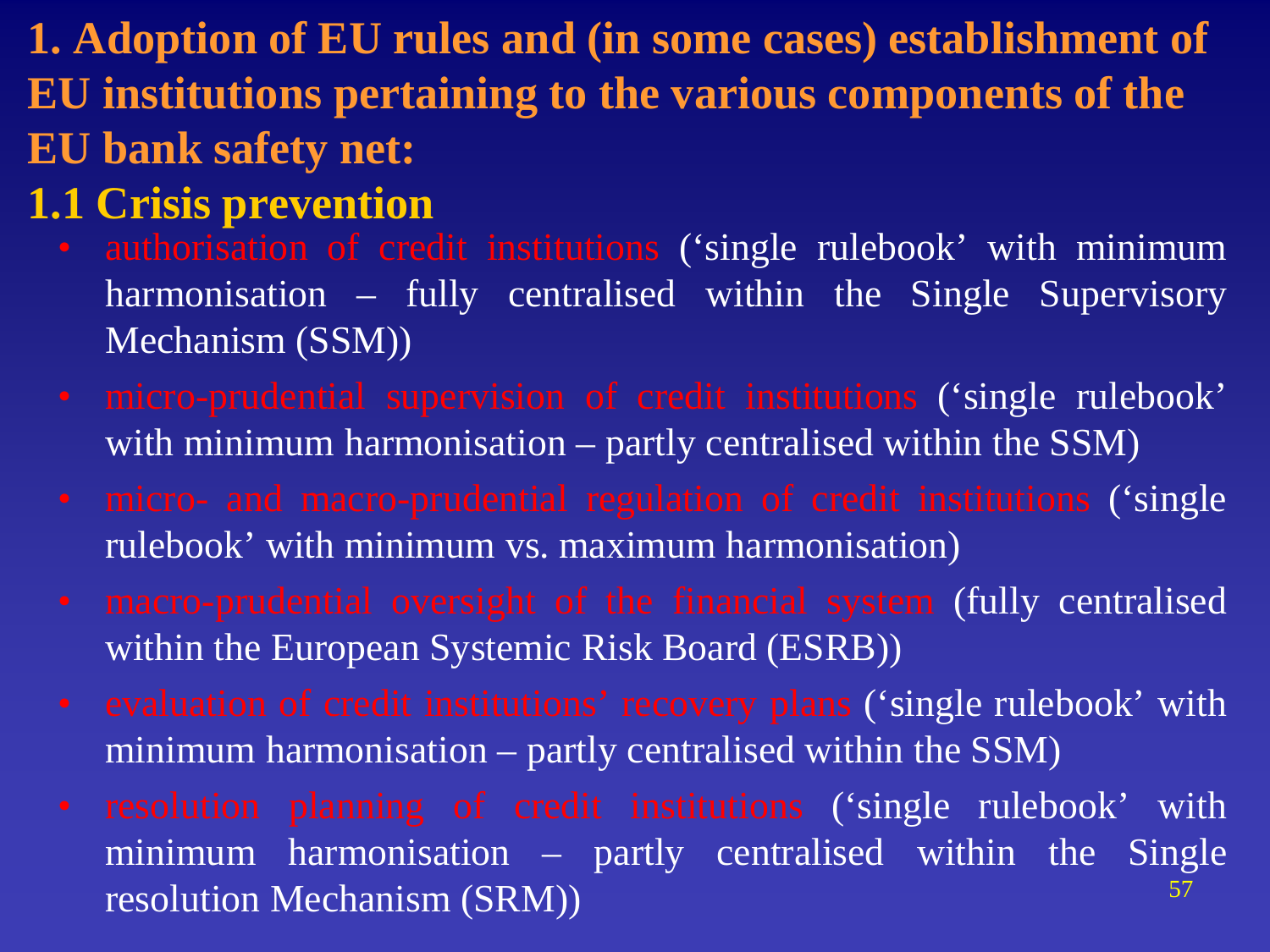## 1. Adoption of EU rules and (in some cases) establishment of EU institutions pertaining to the various components of the EU bank safety net:

### 1.1 Crisis prevention

- authorisation of credit institutions ('single rulebook' with minimum harmonisation – fully centralised within the Single Supervisory Mechanism (SSM))
- micro-prudential supervision of credit institutions ('single rulebook' with minimum harmonisation – partly centralised within the SSM)
- micro- and macro-prudential regulation of credit institutions ('single rulebook' with minimum vs. maximum harmonisation)
- macro-prudential oversight of the financial system (fully centralised within the European Systemic Risk Board (ESRB))
- evaluation of credit institutions' recovery plans ('single rulebook' with minimum harmonisation – partly centralised within the SSM)
- resolution planning of credit institutions ('single rulebook' with minimum harmonisation – partly centralised within the Single resolution Mechanism (SRM))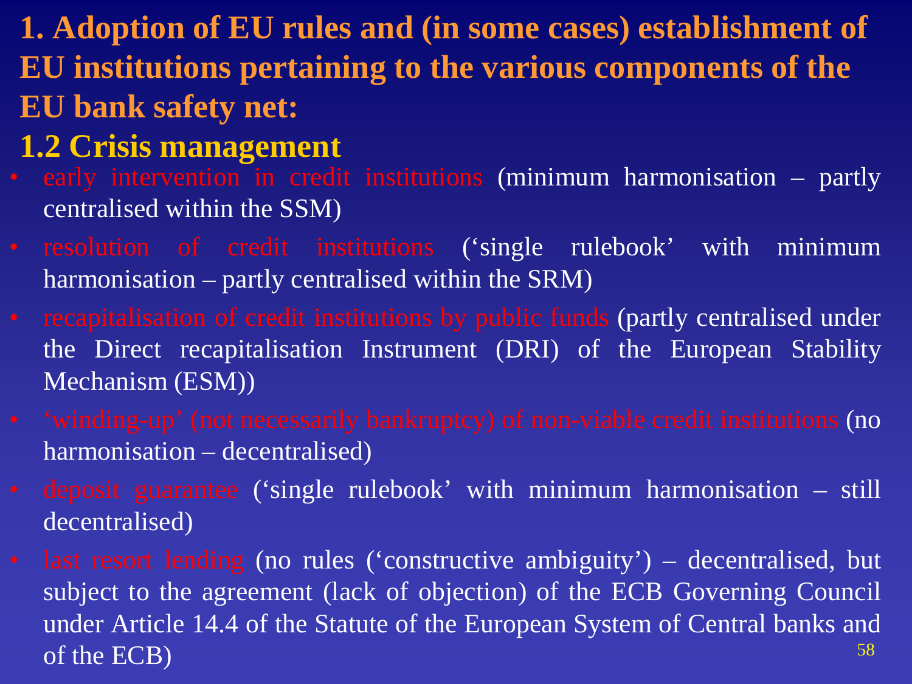# 1. Adoption of EU rules and (in some cases) establishment of EU institutions pertaining to the various components of the EU bank safety net:

## 1.2 Crisis management

- early intervention in credit institutions (minimum harmonisation – partly centralised within the SSM)
- resolution of credit institutions ('single rulebook' with minimum harmonisation – partly centralised within the SRM)
- recapitalisation of credit institutions by public funds (partly centralised under the Direct recapitalisation Instrument (DRI) of the European Stability Mechanism (ESM))
- 'winding-up' (not necessarily bankruptcy) of non-viable credit institutions (no harmonisation – decentralised)
- deposit guarantee ('single rulebook' with minimum harmonisation – still decentralised)
- last resort lending (no rules ('constructive ambiguity') – decentralised, but subject to the agreement (lack of objection) of the ECB Governing Council under Article 14.4 of the Statute of the European System of Central banks and of the ECB)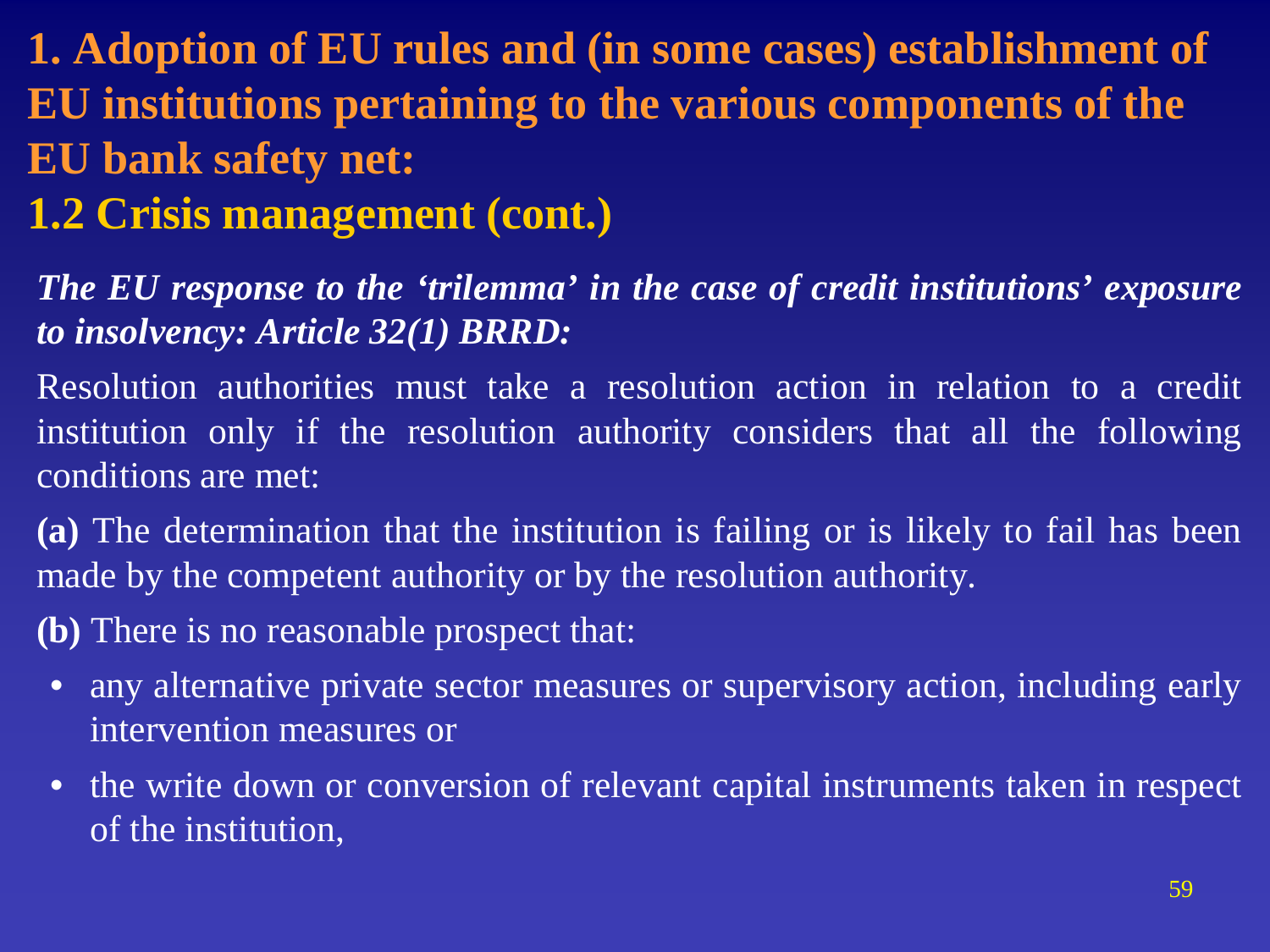# 1. Adoption of EU rules and (in some cases) establishment of EU institutions pertaining to the various components of the EU bank safety net:

## 1.2 Crisis management (cont.)

***The EU response to the 'trilemma' in the case of credit institutions' exposure to insolvency: Article 32(1) BRRD:***

Resolution authorities must take a resolution action in relation to a credit institution only if the resolution authority considers that all the following conditions are met:

**(a)** The determination that the institution is failing or is likely to fail has been made by the competent authority or by the resolution authority.

**(b)** There is no reasonable prospect that:

- any alternative private sector measures or supervisory action, including early intervention measures or
- the write down or conversion of relevant capital instruments taken in respect of the institution,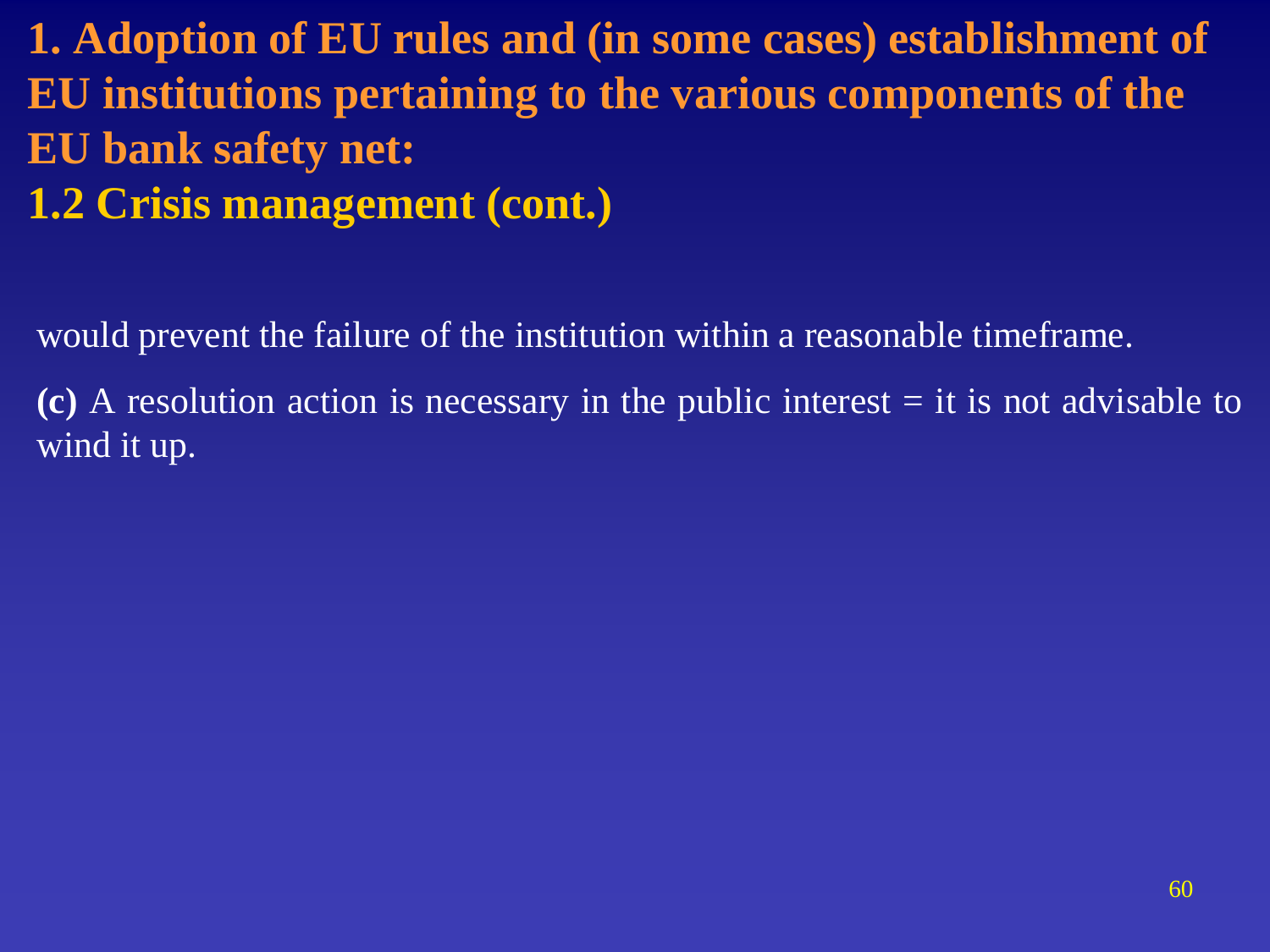# 1. Adoption of EU rules and (in some cases) establishment of EU institutions pertaining to the various components of the EU bank safety net:

## 1.2 Crisis management (cont.)

would prevent the failure of the institution within a reasonable timeframe.

**(c)** A resolution action is necessary in the public interest = it is not advisable to wind it up.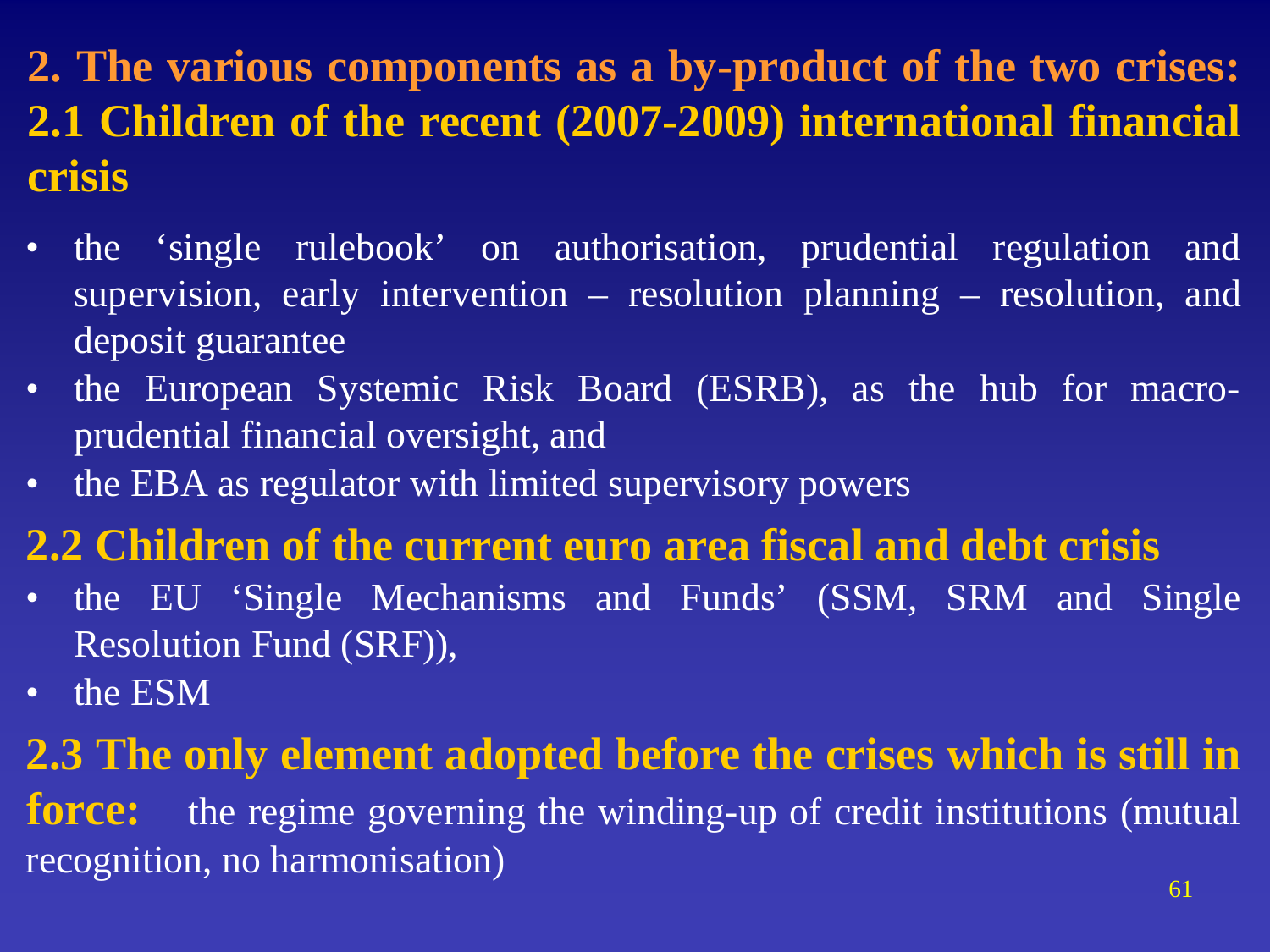## 2. The various components as a by-product of the two crises:

### 2.1 Children of the recent (2007-2009) international financial crisis

- the 'single rulebook' on authorisation, prudential regulation and supervision, early intervention – resolution planning – resolution, and deposit guarantee
- the European Systemic Risk Board (ESRB), as the hub for macro-prudential financial oversight, and
- the EBA as regulator with limited supervisory powers

### 2.2 Children of the current euro area fiscal and debt crisis

- the EU 'Single Mechanisms and Funds' (SSM, SRM and Single Resolution Fund (SRF)),
- the ESM

**2.3 The only element adopted before the crises which is still in force:** the regime governing the winding-up of credit institutions (mutual recognition, no harmonisation)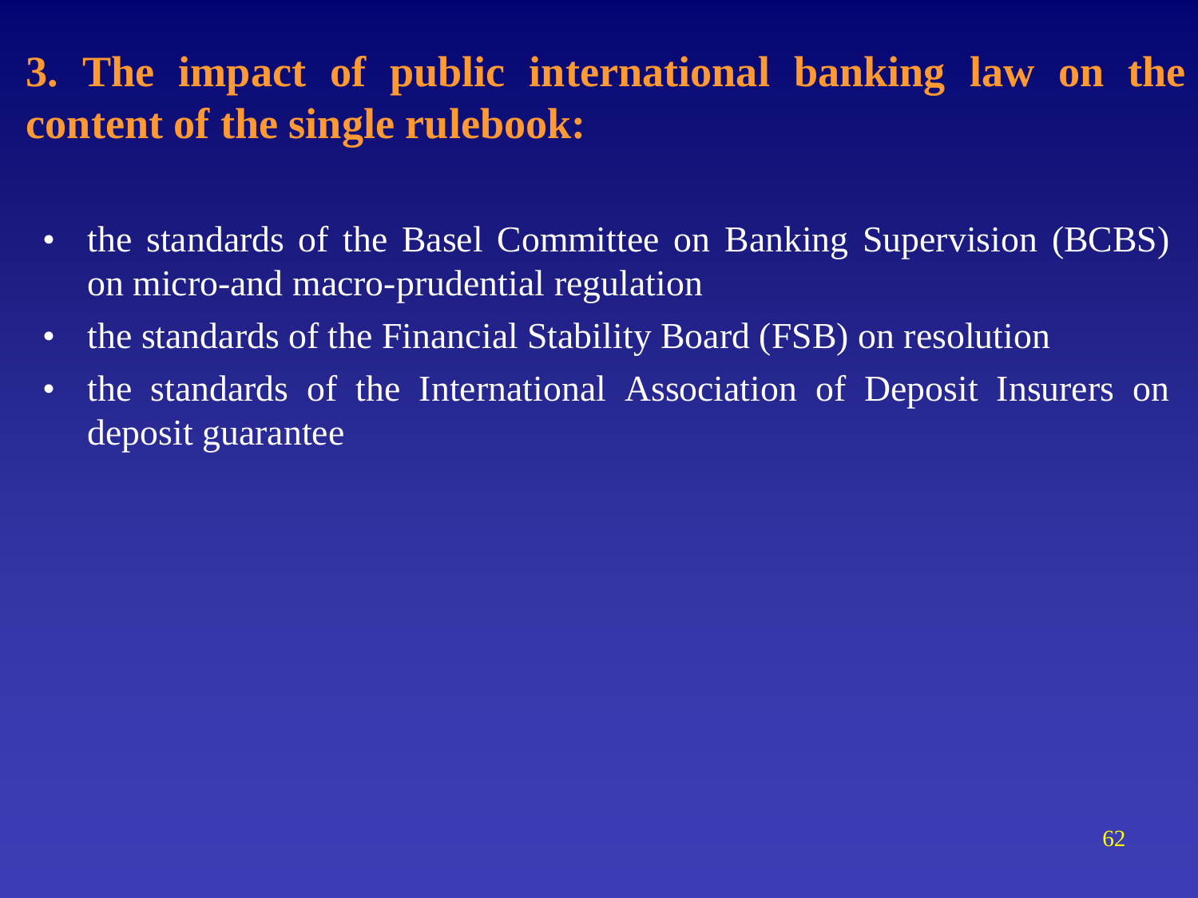## 3. The impact of public international banking law on the content of the single rulebook:

- the standards of the Basel Committee on Banking Supervision (BCBS) on micro-and macro-prudential regulation
- the standards of the Financial Stability Board (FSB) on resolution
- the standards of the International Association of Deposit Insurers on deposit guarantee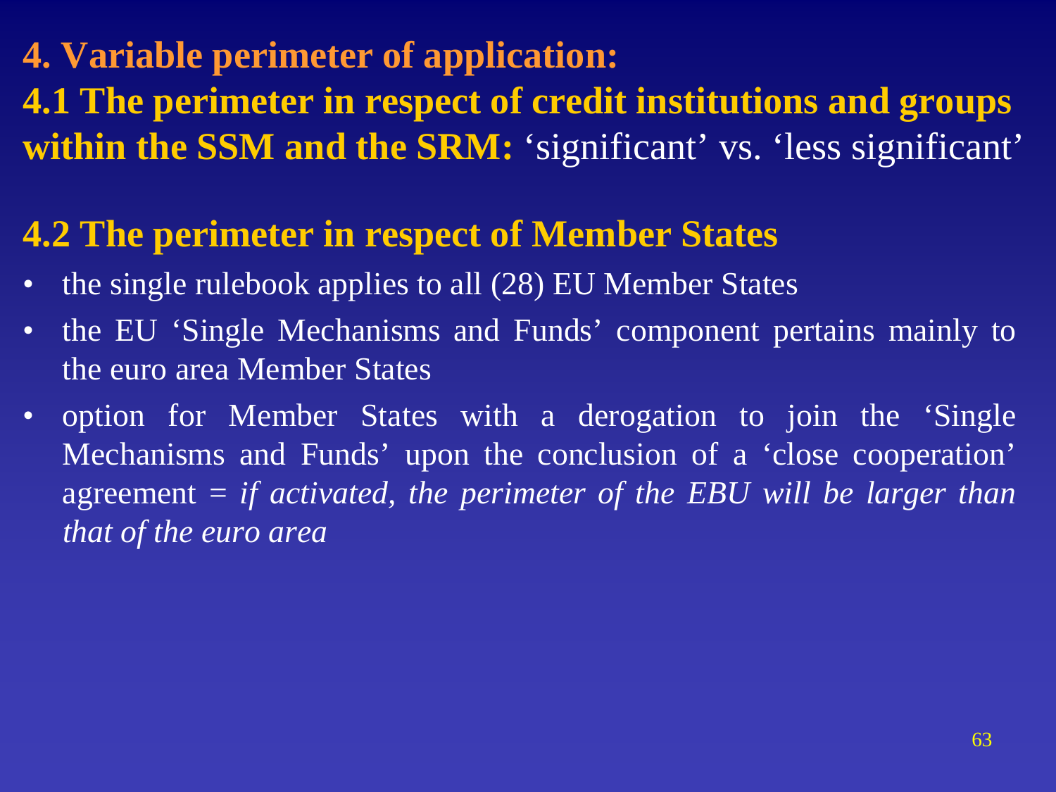## 4. Variable perimeter of application:

**4.1 The perimeter in respect of credit institutions and groups within the SSM and the SRM:** 'significant' vs. 'less significant'

**4.2 The perimeter in respect of Member States**

- the single rulebook applies to all (28) EU Member States
- the EU 'Single Mechanisms and Funds' component pertains mainly to the euro area Member States
- option for Member States with a derogation to join the 'Single Mechanisms and Funds' upon the conclusion of a 'close cooperation' agreement = *if activated, the perimeter of the EBU will be larger than that of the euro area*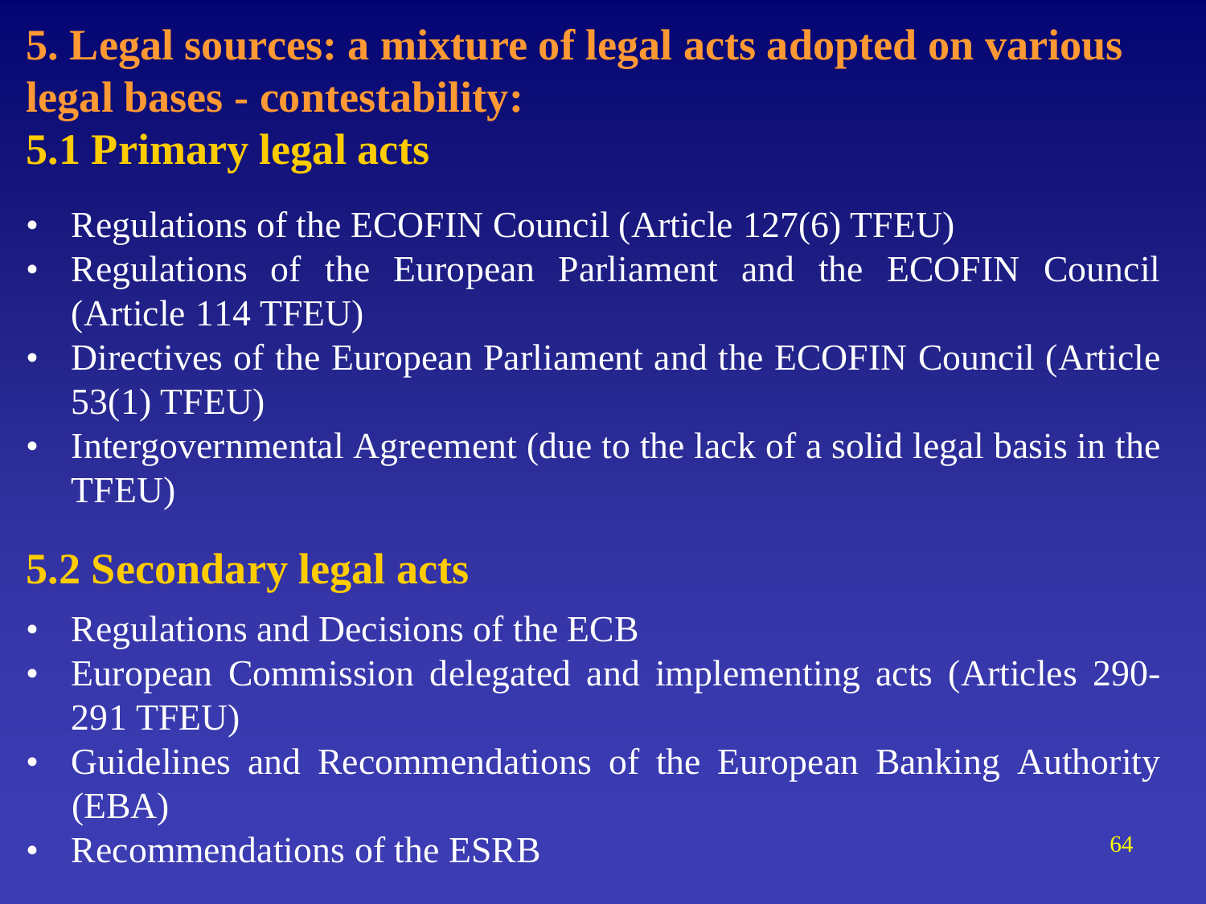## 5. Legal sources: a mixture of legal acts adopted on various legal bases - contestability:

### 5.1 Primary legal acts

- Regulations of the ECOFIN Council (Article 127(6) TFEU)
- Regulations of the European Parliament and the ECOFIN Council (Article 114 TFEU)
- Directives of the European Parliament and the ECOFIN Council (Article 53(1) TFEU)
- Intergovernmental Agreement (due to the lack of a solid legal basis in the TFEU)

### 5.2 Secondary legal acts

- Regulations and Decisions of the ECB
- European Commission delegated and implementing acts (Articles 290-291 TFEU)
- Guidelines and Recommendations of the European Banking Authority (EBA)
- Recommendations of the ESRB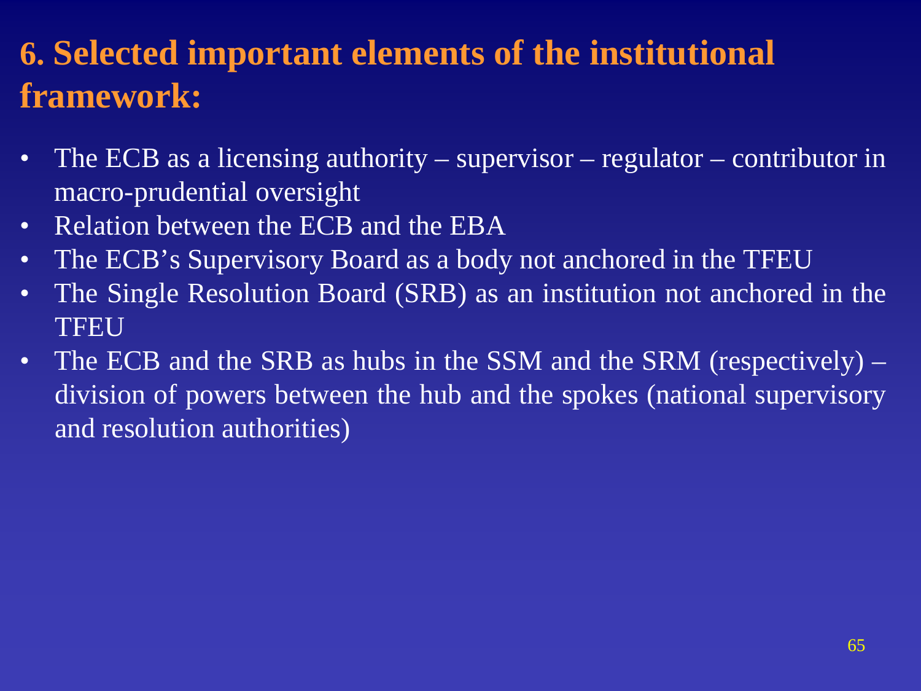## 6. Selected important elements of the institutional framework:

- The ECB as a licensing authority – supervisor – regulator – contributor in macro-prudential oversight
- Relation between the ECB and the EBA
- The ECB's Supervisory Board as a body not anchored in the TFEU
- The Single Resolution Board (SRB) as an institution not anchored in the TFEU
- The ECB and the SRB as hubs in the SSM and the SRM (respectively) – division of powers between the hub and the spokes (national supervisory and resolution authorities)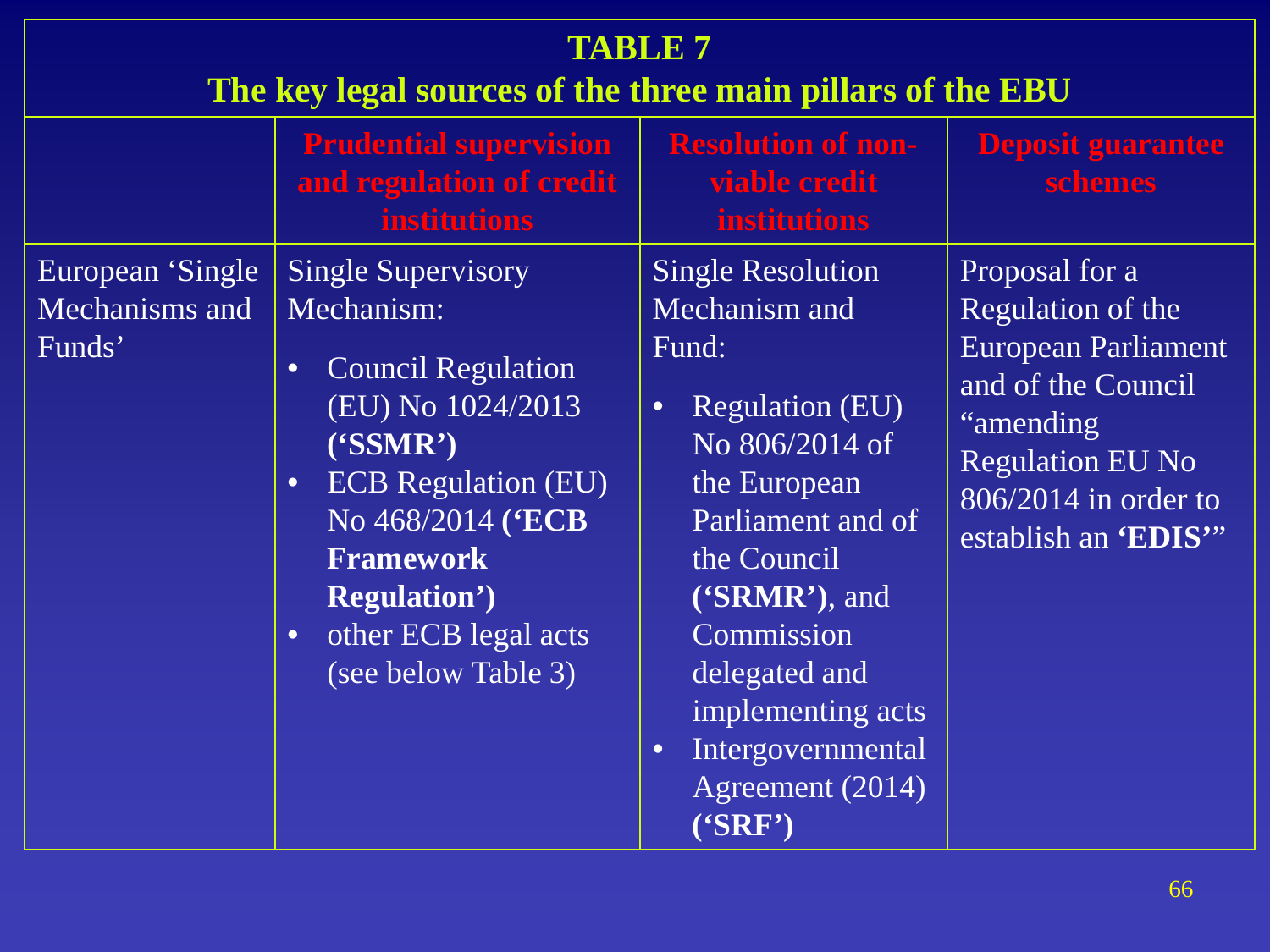**TABLE 7**
**The key legal sources of the three main pillars of the EBU**

| | **Prudential supervision and regulation of credit institutions** | **Resolution of non-viable credit institutions** | **Deposit guarantee schemes** |
|---|---|---|---|
| European 'Single Mechanisms and Funds' | Single Supervisory Mechanism:<br>• Council Regulation (EU) No 1024/2013 **('SSMR')**<br>• ECB Regulation (EU) No 468/2014 **('ECB Framework Regulation')**<br>• other ECB legal acts (see below Table 3) | Single Resolution Mechanism and Fund:<br>• Regulation (EU) No 806/2014 of the European Parliament and of the Council **('SRMR')**, and Commission delegated and implementing acts<br>• Intergovernmental Agreement (2014) **('SRF')** | Proposal for a Regulation of the European Parliament and of the Council "amending Regulation EU No 806/2014 in order to establish an **'EDIS'**" |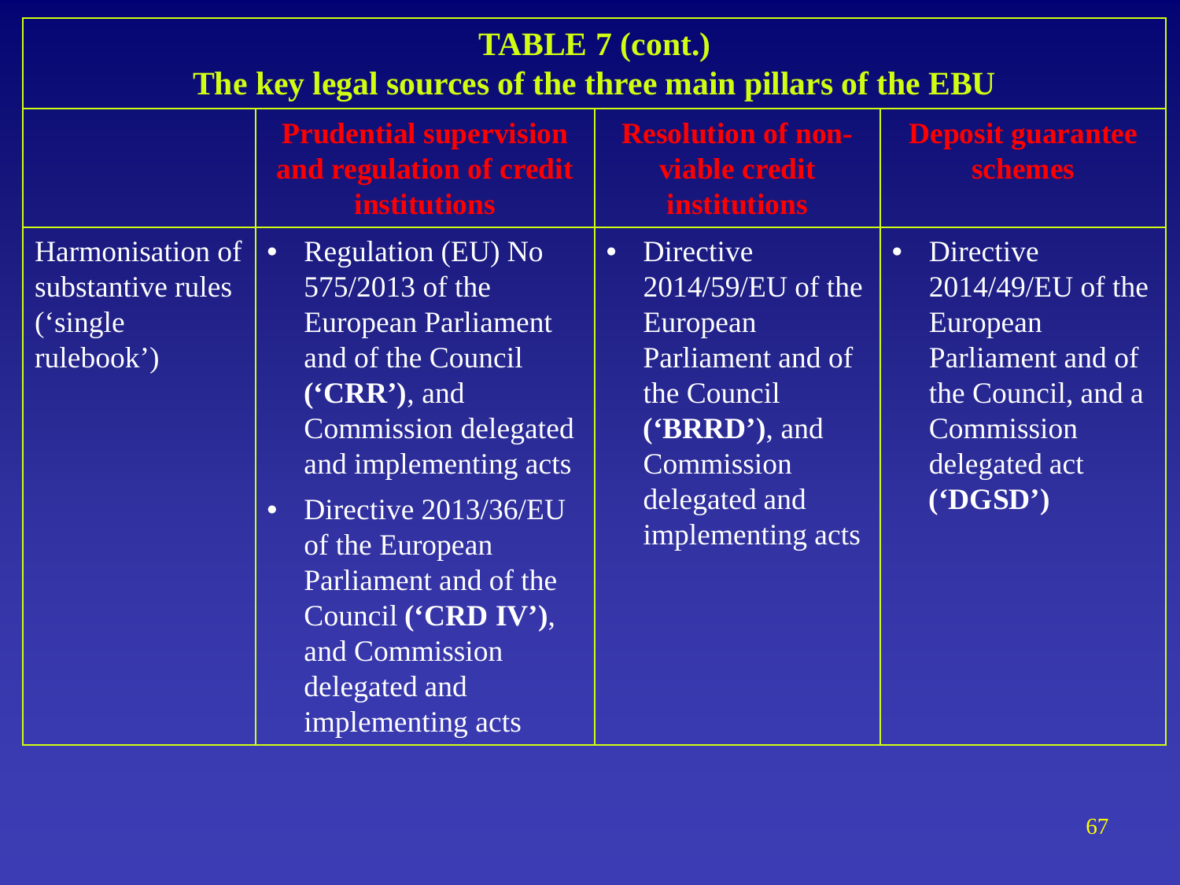**TABLE 7 (cont.)**
**The key legal sources of the three main pillars of the EBU**

| | Prudential supervision and regulation of credit institutions | Resolution of non-viable credit institutions | Deposit guarantee schemes |
|---|---|---|---|
| Harmonisation of substantive rules ('single rulebook') | • Regulation (EU) No 575/2013 of the European Parliament and of the Council **('CRR')**, and Commission delegated and implementing acts<br>• Directive 2013/36/EU of the European Parliament and of the Council **('CRD IV')**, and Commission delegated and implementing acts | • Directive 2014/59/EU of the European Parliament and of the Council **('BRRD')**, and Commission delegated and implementing acts | • Directive 2014/49/EU of the European Parliament and of the Council, and a Commission delegated act **('DGSD')** |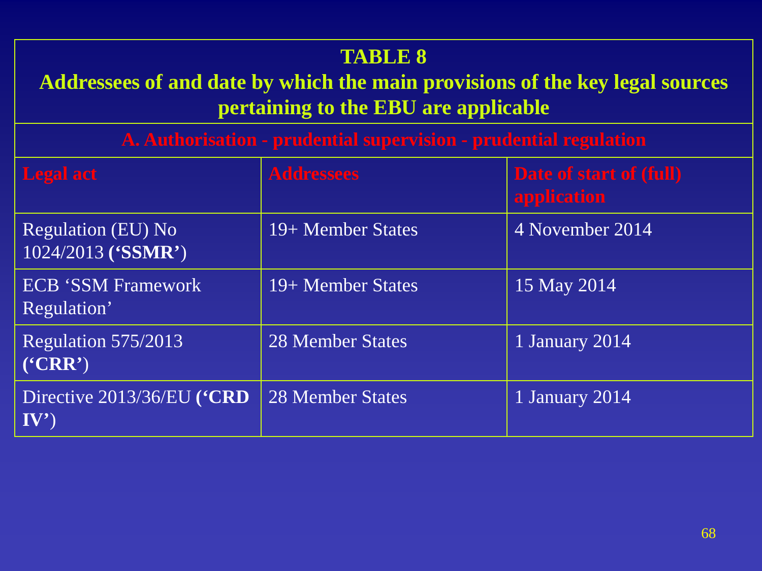**TABLE 8**

**Addressees of and date by which the main provisions of the key legal sources pertaining to the EBU are applicable**

| **A. Authorisation - prudential supervision - prudential regulation** | | |
|---|---|---|
| **Legal act** | **Addressees** | **Date of start of (full) application** |
| Regulation (EU) No 1024/2013 (**‘SSMR’**) | 19+ Member States | 4 November 2014 |
| ECB ‘SSM Framework Regulation’ | 19+ Member States | 15 May 2014 |
| Regulation 575/2013 (**‘CRR’**) | 28 Member States | 1 January 2014 |
| Directive 2013/36/EU (**‘CRD IV’**) | 28 Member States | 1 January 2014 |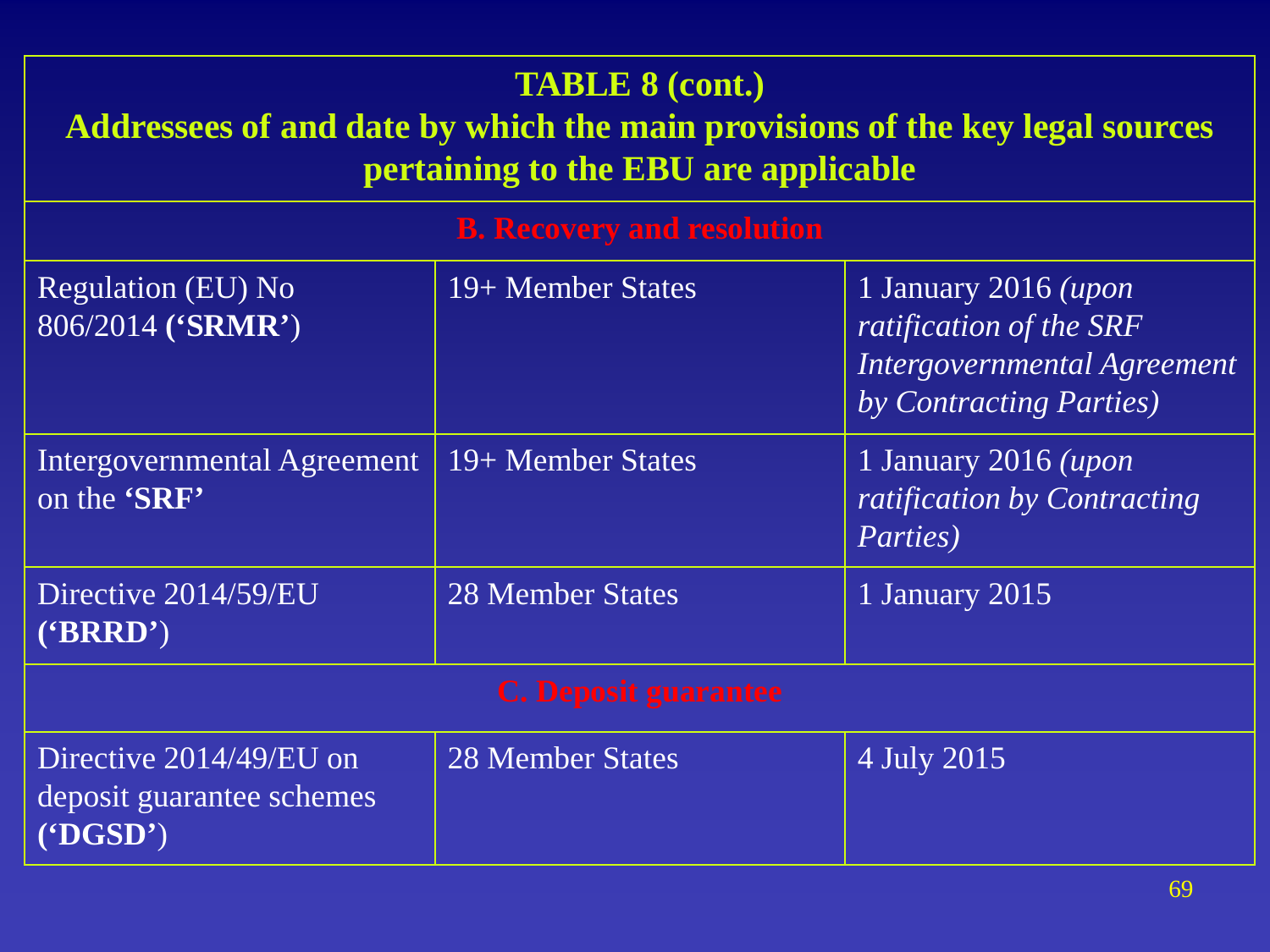**TABLE 8 (cont.)**
**Addressees of and date by which the main provisions of the key legal sources pertaining to the EBU are applicable**

| **B. Recovery and resolution** | | |
|---|---|---|
| Regulation (EU) No 806/2014 (**'SRMR'**) | 19+ Member States | 1 January 2016 *(upon ratification of the SRF Intergovernmental Agreement by Contracting Parties)* |
| Intergovernmental Agreement on the **'SRF'** | 19+ Member States | 1 January 2016 *(upon ratification by Contracting Parties)* |
| Directive 2014/59/EU (**'BRRD'**) | 28 Member States | 1 January 2015 |
| **C. Deposit guarantee** | | |
| Directive 2014/49/EU on deposit guarantee schemes (**'DGSD'**) | 28 Member States | 4 July 2015 |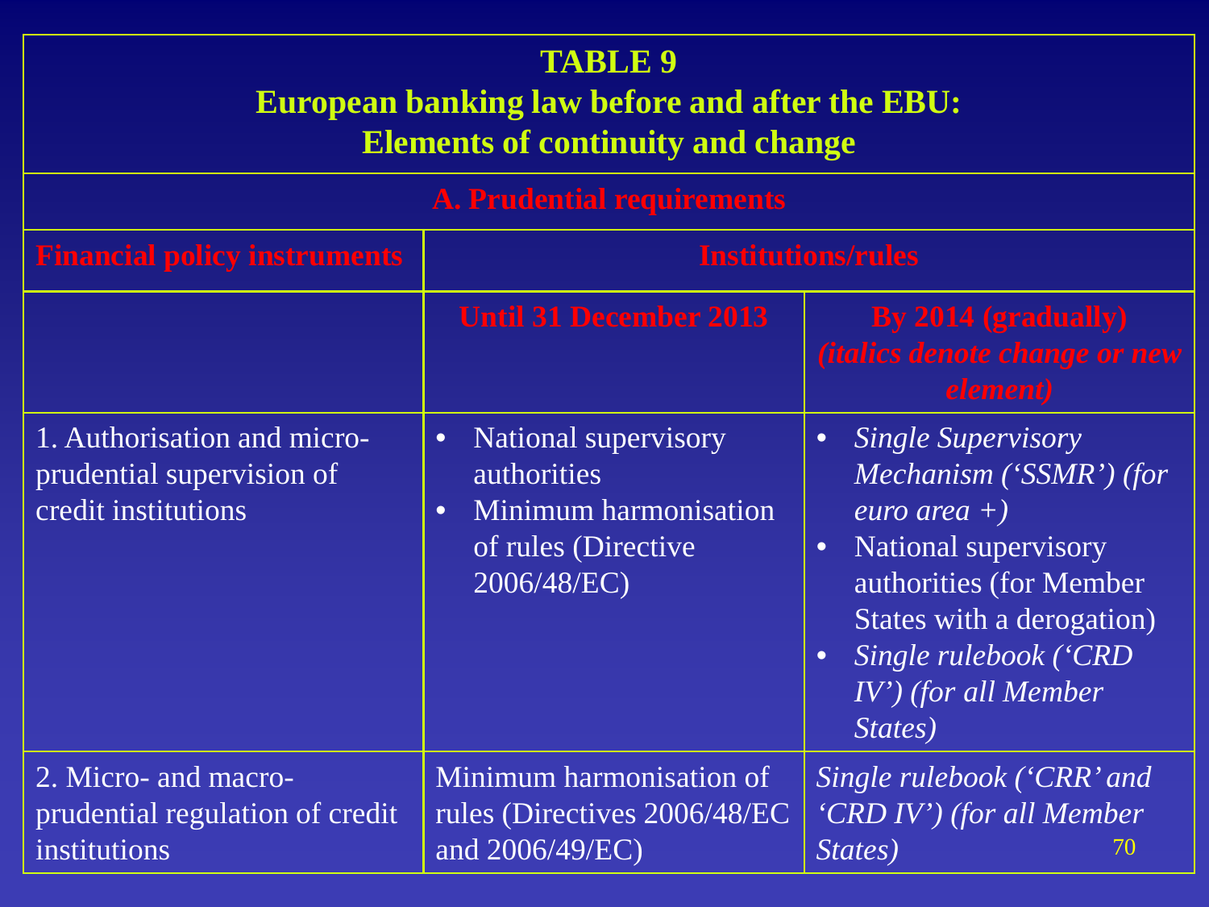**TABLE 9**
**European banking law before and after the EBU:**
**Elements of continuity and change**

| **A. Prudential requirements** | | |
|---|---|---|
| **Financial policy instruments** | **Institutions/rules** | |
| | **Until 31 December 2013** | **By 2014 (gradually)** ***(italics denote change or new element)*** |
| 1. Authorisation and micro-prudential supervision of credit institutions | • National supervisory authorities<br>• Minimum harmonisation of rules (Directive 2006/48/EC) | • *Single Supervisory Mechanism (‘SSMR’) (for euro area +)*<br>• National supervisory authorities (for Member States with a derogation)<br>• *Single rulebook (‘CRD IV’) (for all Member States)* |
| 2. Micro- and macro-prudential regulation of credit institutions | Minimum harmonisation of rules (Directives 2006/48/EC and 2006/49/EC) | *Single rulebook (‘CRR’ and ‘CRD IV’) (for all Member States)* |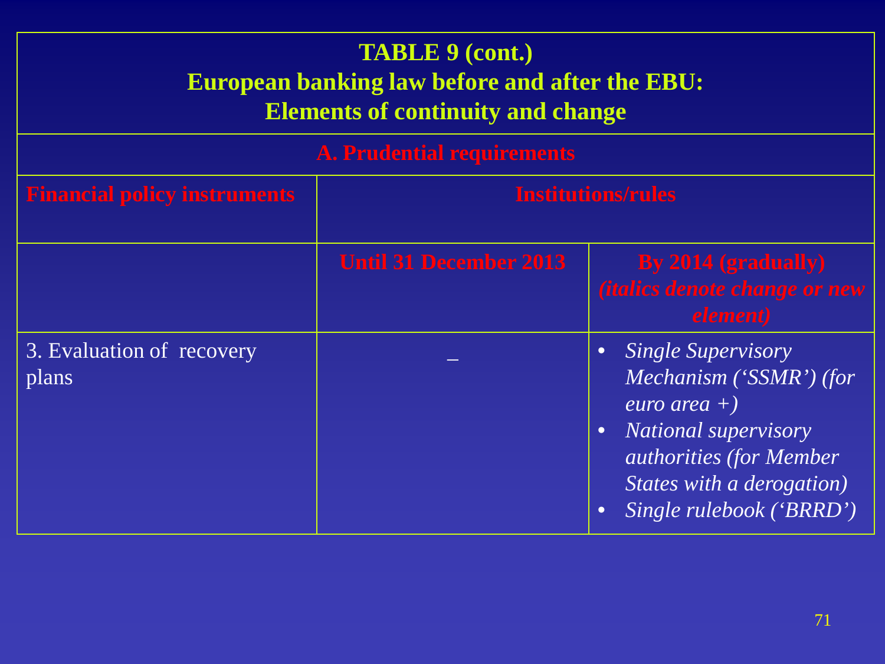**TABLE 9 (cont.)**
**European banking law before and after the EBU:**
**Elements of continuity and change**

| **A. Prudential requirements** | | |
|---|---|---|
| **Financial policy instruments** | **Institutions/rules** | |
| | **Until 31 December 2013** | **By 2014 (gradually)** ***(italics denote change or new element)*** |
| 3. Evaluation of recovery plans | – | • *Single Supervisory Mechanism ('SSMR') (for euro area +)* <br> • *National supervisory authorities (for Member States with a derogation)* <br> • *Single rulebook ('BRRD')* |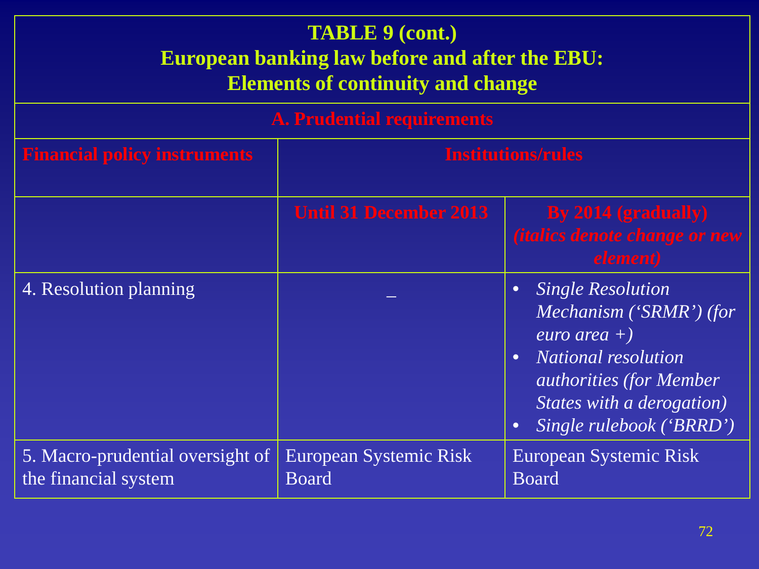**TABLE 9 (cont.)**
**European banking law before and after the EBU:**
**Elements of continuity and change**

| **A. Prudential requirements** | | |
|---|---|---|
| **Financial policy instruments** | **Institutions/rules** | |
| | **Until 31 December 2013** | **By 2014 (gradually)** ***(italics denote change or new element)*** |
| 4. Resolution planning | – | • *Single Resolution Mechanism ('SRMR') (for euro area +)* • *National resolution authorities (for Member States with a derogation)* • *Single rulebook ('BRRD')* |
| 5. Macro-prudential oversight of the financial system | European Systemic Risk Board | European Systemic Risk Board |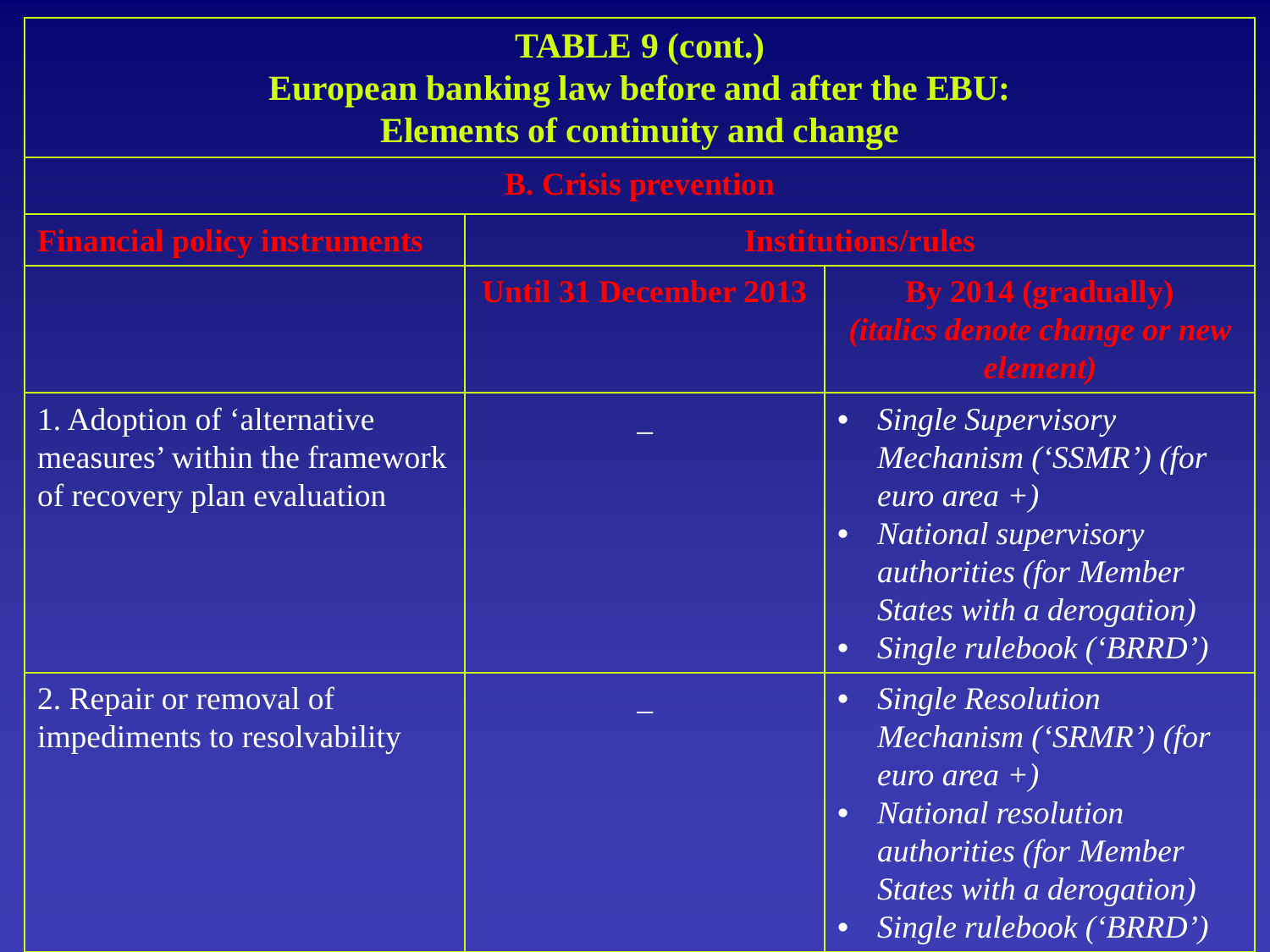**TABLE 9 (cont.)**
**European banking law before and after the EBU:**
**Elements of continuity and change**

| B. Crisis prevention | | |
|---|---|---|
| **Financial policy instruments** | **Institutions/rules** | |
| | **Until 31 December 2013** | **By 2014 (gradually)** ***(italics denote change or new element)*** |
| 1. Adoption of ‘alternative measures’ within the framework of recovery plan evaluation | _ | • *Single Supervisory Mechanism (‘SSMR’) (for euro area +)* <br> • *National supervisory authorities (for Member States with a derogation)* <br> • *Single rulebook (‘BRRD’)* |
| 2. Repair or removal of impediments to resolvability | _ | • *Single Resolution Mechanism (‘SRMR’) (for euro area +)* <br> • *National resolution authorities (for Member States with a derogation)* <br> • *Single rulebook (‘BRRD’)* |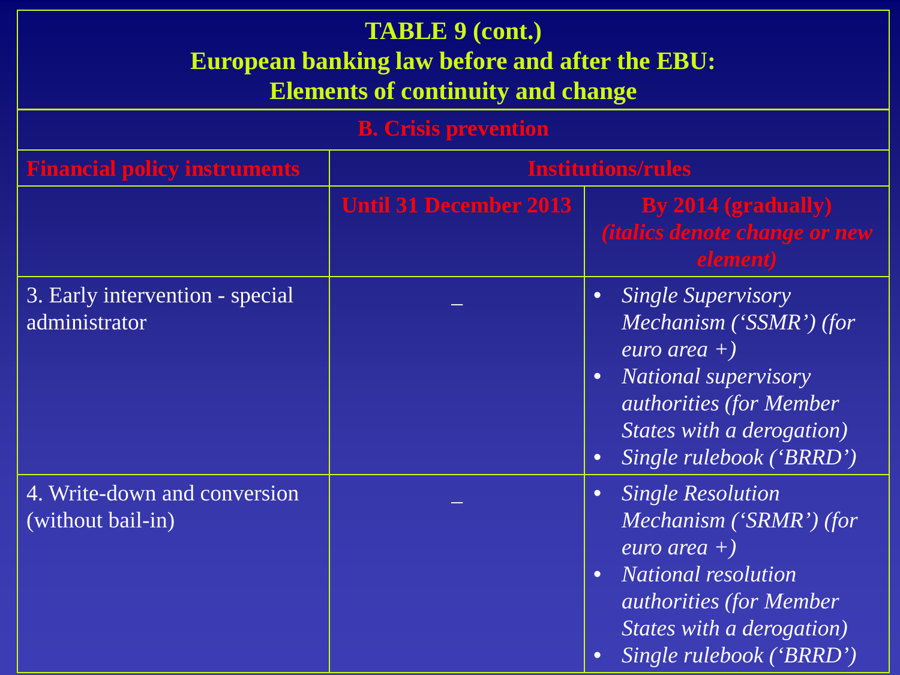| TABLE 9 (cont.) European banking law before and after the EBU: Elements of continuity and change | | |
|---|---|---|
| **B. Crisis prevention** | | |
| **Financial policy instruments** | **Institutions/rules** | |
| | **Until 31 December 2013** | **By 2014 (gradually)** ***(italics denote change or new element)*** |
| 3. Early intervention - special administrator | _ | • *Single Supervisory Mechanism (‘SSMR’) (for euro area +)*<br>• *National supervisory authorities (for Member States with a derogation)*<br>• *Single rulebook (‘BRRD’)* |
| 4. Write-down and conversion (without bail-in) | _ | • *Single Resolution Mechanism (‘SRMR’) (for euro area +)*<br>• *National resolution authorities (for Member States with a derogation)*<br>• *Single rulebook (‘BRRD’)* |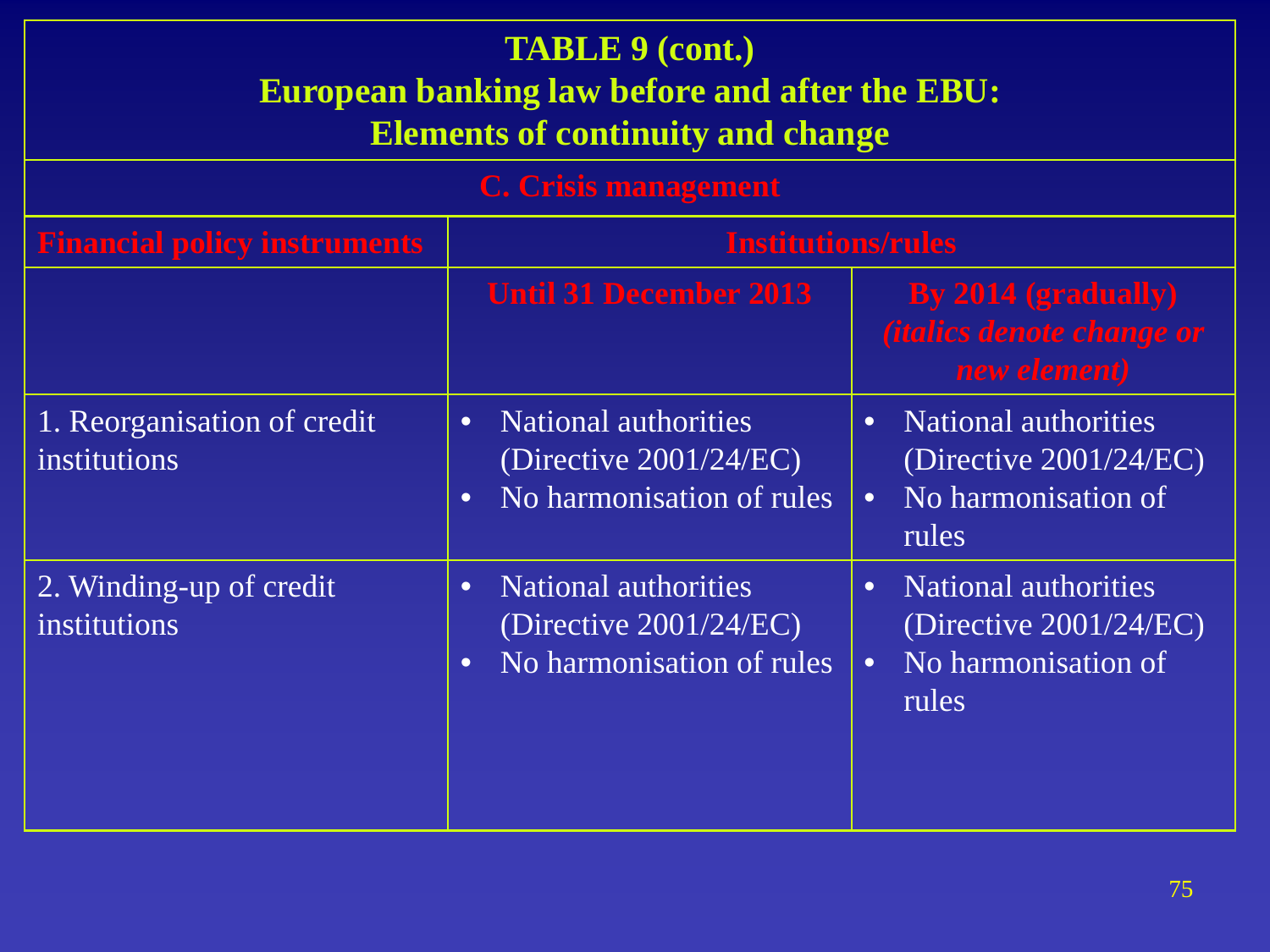## TABLE 9 (cont.)
## European banking law before and after the EBU: Elements of continuity and change

| C. Crisis management | | |
|---|---|---|
| **Financial policy instruments** | **Institutions/rules** | |
| | **Until 31 December 2013** | **By 2014 (gradually)** ***(italics denote change or new element)*** |
| 1. Reorganisation of credit institutions | • National authorities (Directive 2001/24/EC) <br> • No harmonisation of rules | • National authorities (Directive 2001/24/EC) <br> • No harmonisation of rules |
| 2. Winding-up of credit institutions | • National authorities (Directive 2001/24/EC) <br> • No harmonisation of rules | • National authorities (Directive 2001/24/EC) <br> • No harmonisation of rules |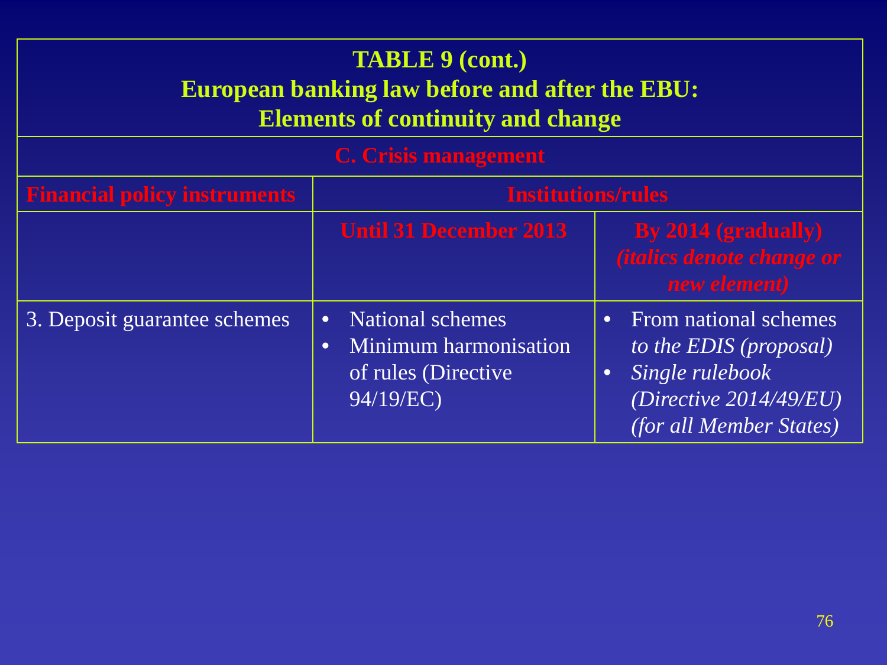**TABLE 9 (cont.)**
**European banking law before and after the EBU:**
**Elements of continuity and change**

| C. Crisis management | | |
|---|---|---|
| **Financial policy instruments** | **Institutions/rules** | |
| | **Until 31 December 2013** | **By 2014 (gradually)** ***(italics denote change or new element)*** |
| 3. Deposit guarantee schemes | • National schemes<br>• Minimum harmonisation of rules (Directive 94/19/EC) | • From national schemes *to the EDIS (proposal)*<br>• *Single rulebook (Directive 2014/49/EU) (for all Member States)* |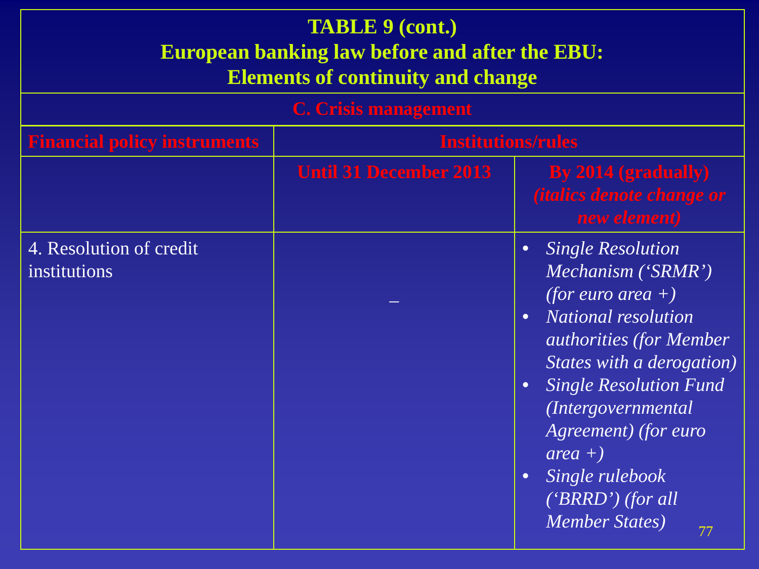## TABLE 9 (cont.)

## European banking law before and after the EBU: Elements of continuity and change

| C. Crisis management | | |
|---|---|---|
| **Financial policy instruments** | **Institutions/rules** | |
| | **Until 31 December 2013** | **By 2014 (gradually)** ***(italics denote change or new element)*** |
| 4. Resolution of credit institutions | – | • *Single Resolution Mechanism ('SRMR') (for euro area +)*<br>• *National resolution authorities (for Member States with a derogation)*<br>• *Single Resolution Fund (Intergovernmental Agreement) (for euro area +)*<br>• *Single rulebook ('BRRD') (for all Member States)* |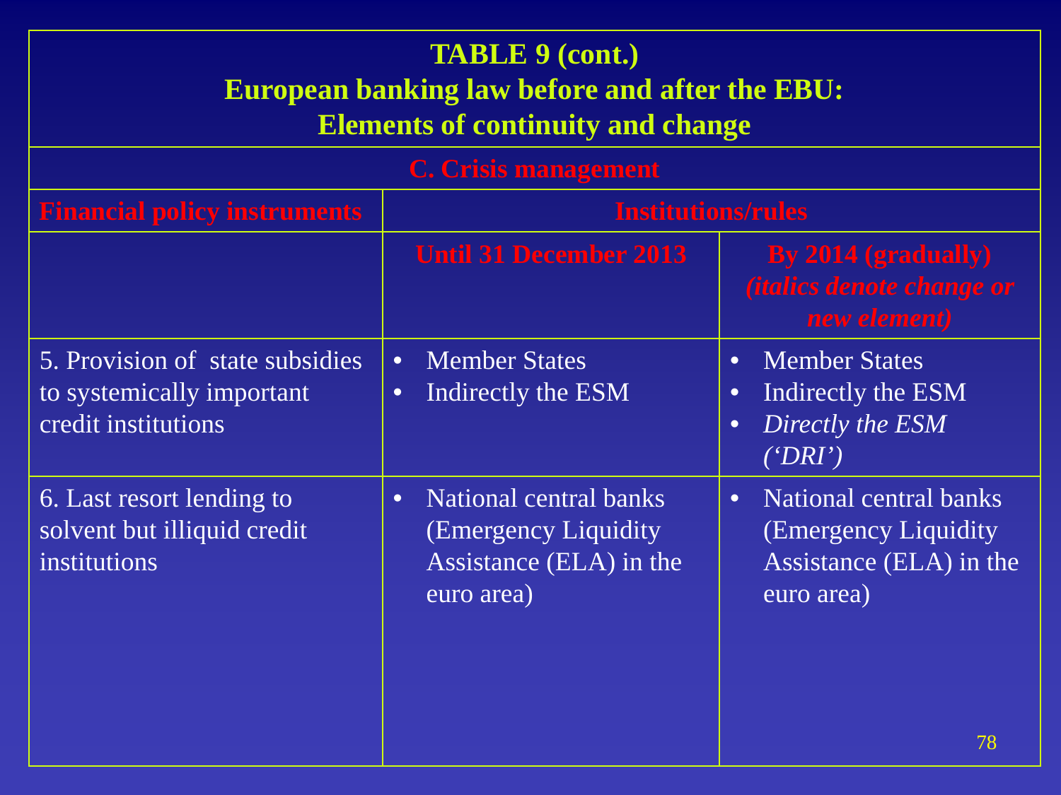**TABLE 9 (cont.)**
**European banking law before and after the EBU:**
**Elements of continuity and change**

| **C. Crisis management** | | |
|---|---|---|
| **Financial policy instruments** | **Institutions/rules** | |
| | **Until 31 December 2013** | **By 2014 (gradually)** ***(italics denote change or new element)*** |
| 5. Provision of state subsidies to systemically important credit institutions | • Member States<br>• Indirectly the ESM | • Member States<br>• Indirectly the ESM<br>• *Directly the ESM ('DRI')* |
| 6. Last resort lending to solvent but illiquid credit institutions | • National central banks (Emergency Liquidity Assistance (ELA) in the euro area) | • National central banks (Emergency Liquidity Assistance (ELA) in the euro area) |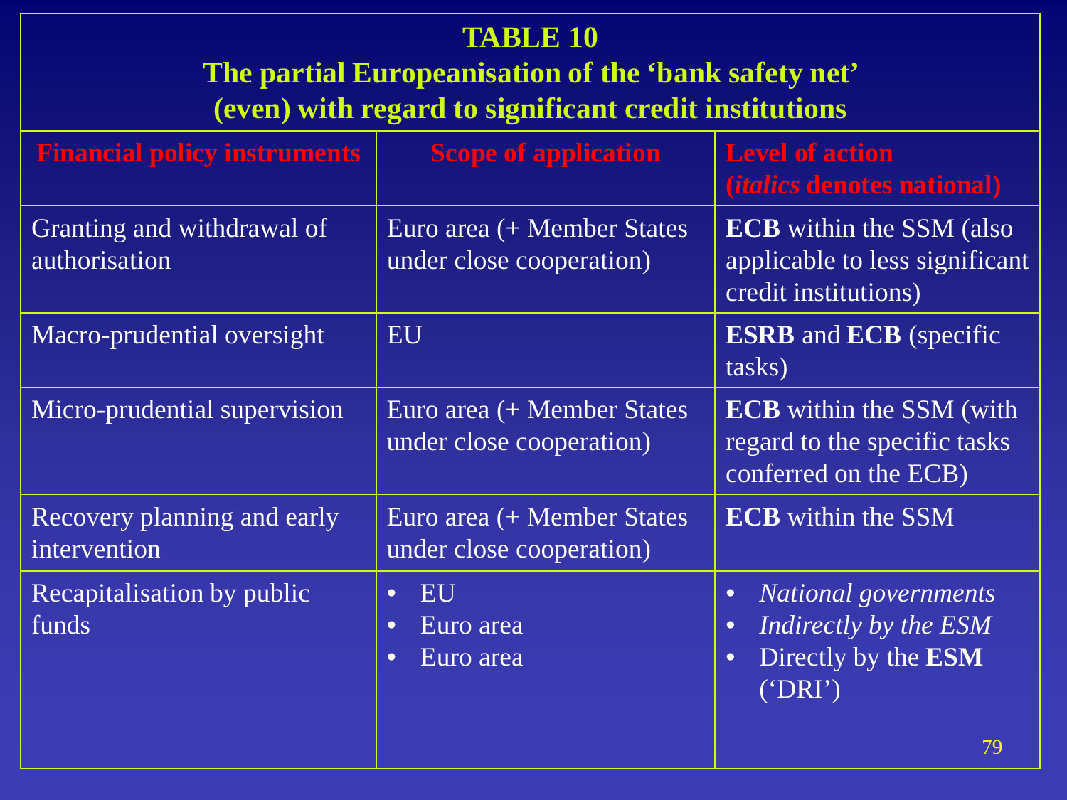**TABLE 10**
**The partial Europeanisation of the 'bank safety net' (even) with regard to significant credit institutions**

| Financial policy instruments | Scope of application | Level of action (*italics* denotes national) |
|---|---|---|
| Granting and withdrawal of authorisation | Euro area (+ Member States under close cooperation) | **ECB** within the SSM (also applicable to less significant credit institutions) |
| Macro-prudential oversight | EU | **ESRB** and **ECB** (specific tasks) |
| Micro-prudential supervision | Euro area (+ Member States under close cooperation) | **ECB** within the SSM (with regard to the specific tasks conferred on the ECB) |
| Recovery planning and early intervention | Euro area (+ Member States under close cooperation) | **ECB** within the SSM |
| Recapitalisation by public funds | • EU<br>• Euro area<br>• Euro area | • *National governments*<br>• *Indirectly by the ESM*<br>• Directly by the **ESM** ('DRI') |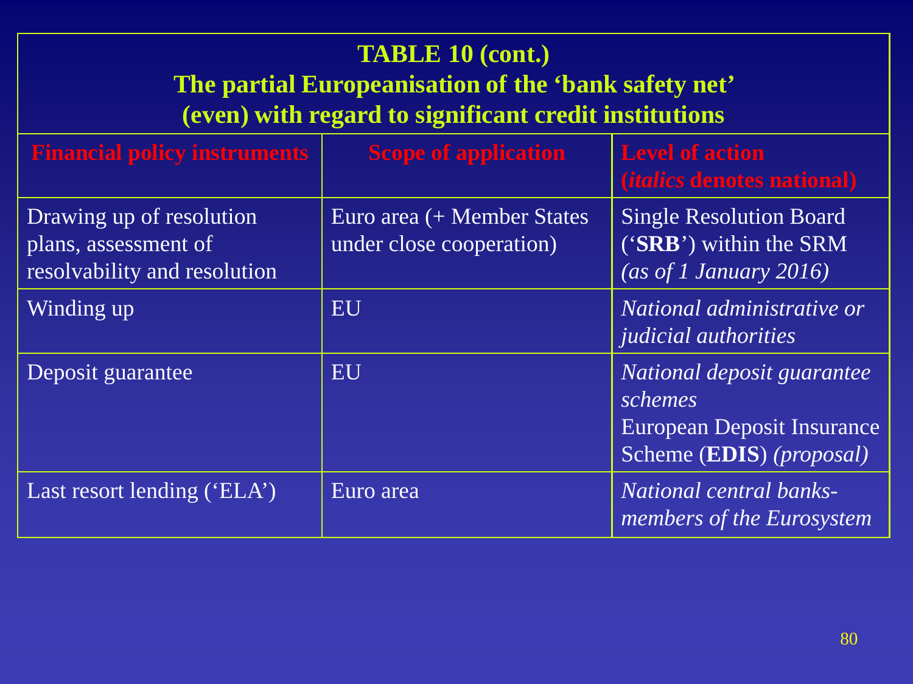**TABLE 10 (cont.)**
**The partial Europeanisation of the 'bank safety net' (even) with regard to significant credit institutions**

| Financial policy instruments | Scope of application | Level of action (*italics* denotes national) |
|---|---|---|
| Drawing up of resolution plans, assessment of resolvability and resolution | Euro area (+ Member States under close cooperation) | Single Resolution Board ('**SRB**') within the SRM *(as of 1 January 2016)* |
| Winding up | EU | *National administrative or judicial authorities* |
| Deposit guarantee | EU | *National deposit guarantee schemes* European Deposit Insurance Scheme (**EDIS**) *(proposal)* |
| Last resort lending ('ELA') | Euro area | *National central banks-members of the Eurosystem* |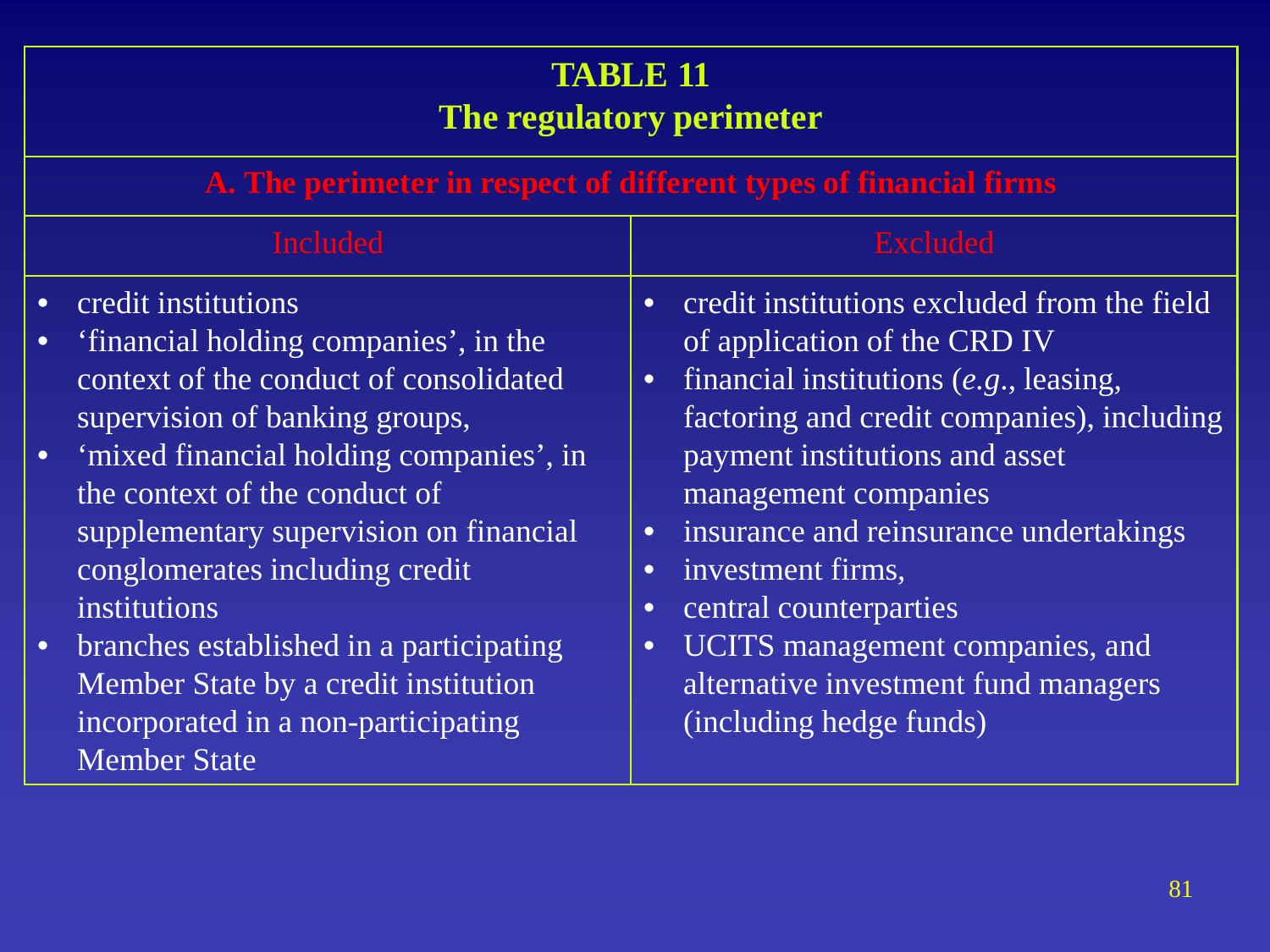| **TABLE 11**<br>**The regulatory perimeter** | |
|---|---|
| **A. The perimeter in respect of different types of financial firms** | |
| Included | Excluded |
| • credit institutions<br>• ‘financial holding companies’, in the context of the conduct of consolidated supervision of banking groups,<br>• ‘mixed financial holding companies’, in the context of the conduct of supplementary supervision on financial conglomerates including credit institutions<br>• branches established in a participating Member State by a credit institution incorporated in a non-participating Member State | • credit institutions excluded from the field of application of the CRD IV<br>• financial institutions (*e.g.*, leasing, factoring and credit companies), including payment institutions and asset management companies<br>• insurance and reinsurance undertakings<br>• investment firms,<br>• central counterparties<br>• UCITS management companies, and alternative investment fund managers (including hedge funds) |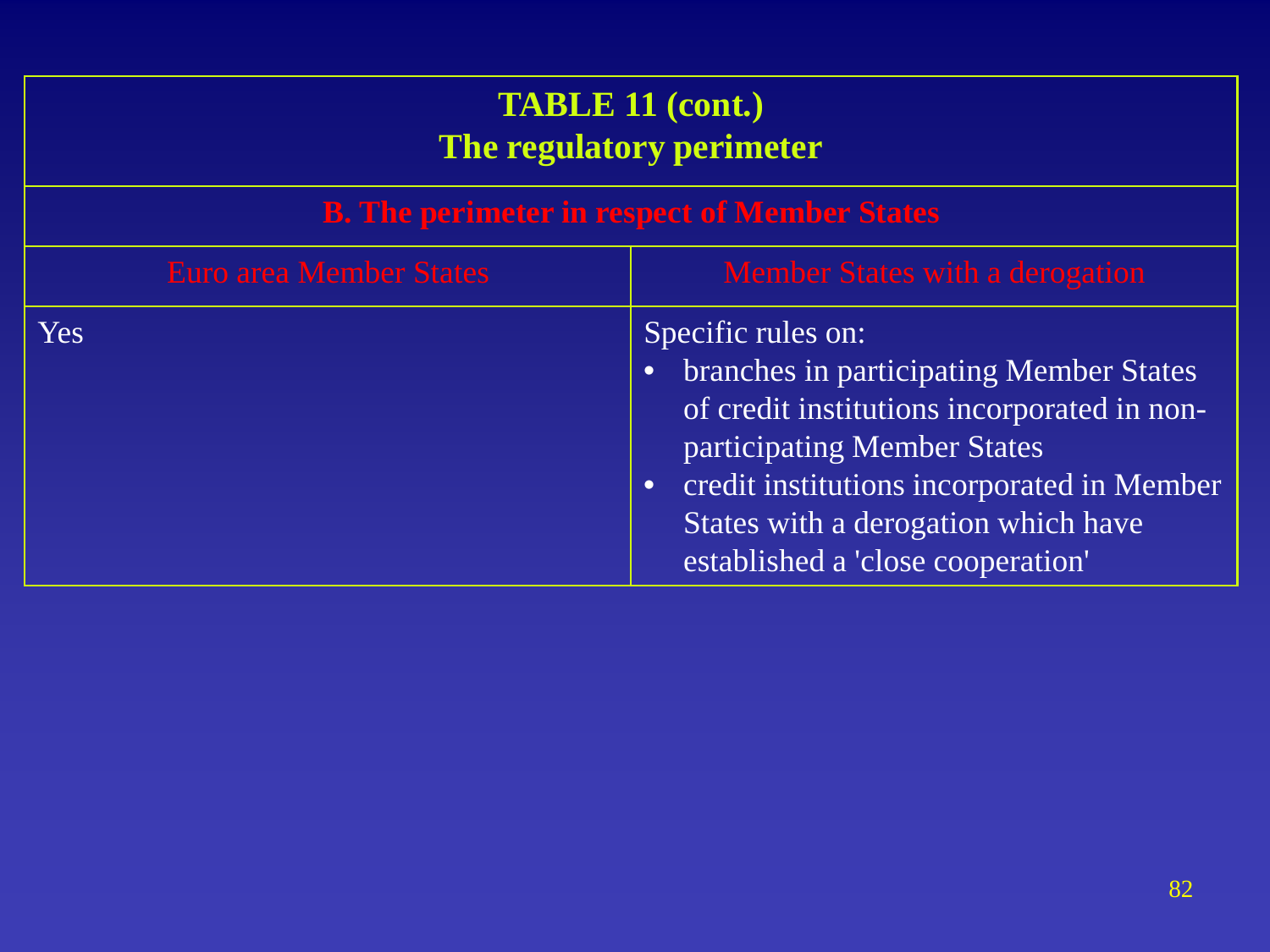## TABLE 11 (cont.)
## The regulatory perimeter

| B. The perimeter in respect of Member States | |
|---|---|
| Euro area Member States | Member States with a derogation |
| Yes | Specific rules on:<br>• branches in participating Member States of credit institutions incorporated in non-participating Member States<br>• credit institutions incorporated in Member States with a derogation which have established a 'close cooperation' |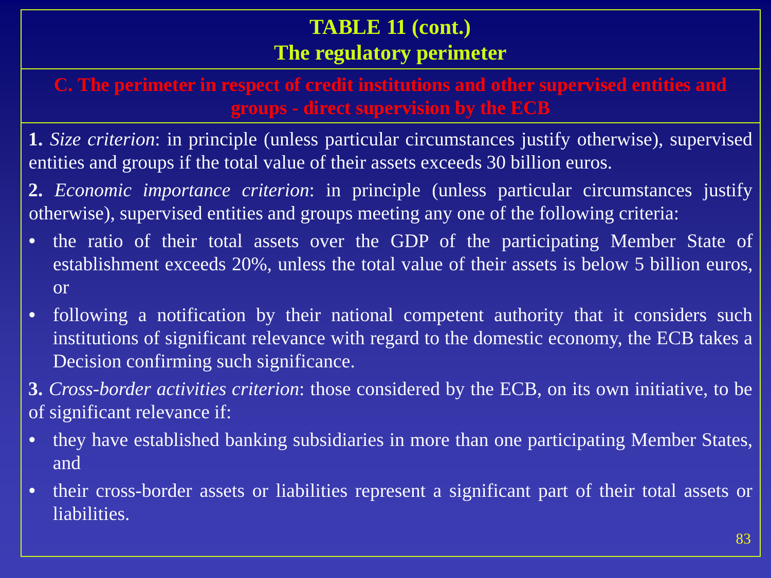## TABLE 11 (cont.)
## The regulatory perimeter

### C. The perimeter in respect of credit institutions and other supervised entities and groups - direct supervision by the ECB

**1.** *Size criterion*: in principle (unless particular circumstances justify otherwise), supervised entities and groups if the total value of their assets exceeds 30 billion euros.

**2.** *Economic importance criterion*: in principle (unless particular circumstances justify otherwise), supervised entities and groups meeting any one of the following criteria:

- the ratio of their total assets over the GDP of the participating Member State of establishment exceeds 20%, unless the total value of their assets is below 5 billion euros, or
- following a notification by their national competent authority that it considers such institutions of significant relevance with regard to the domestic economy, the ECB takes a Decision confirming such significance.

**3.** *Cross-border activities criterion*: those considered by the ECB, on its own initiative, to be of significant relevance if:

- they have established banking subsidiaries in more than one participating Member States, and
- their cross-border assets or liabilities represent a significant part of their total assets or liabilities.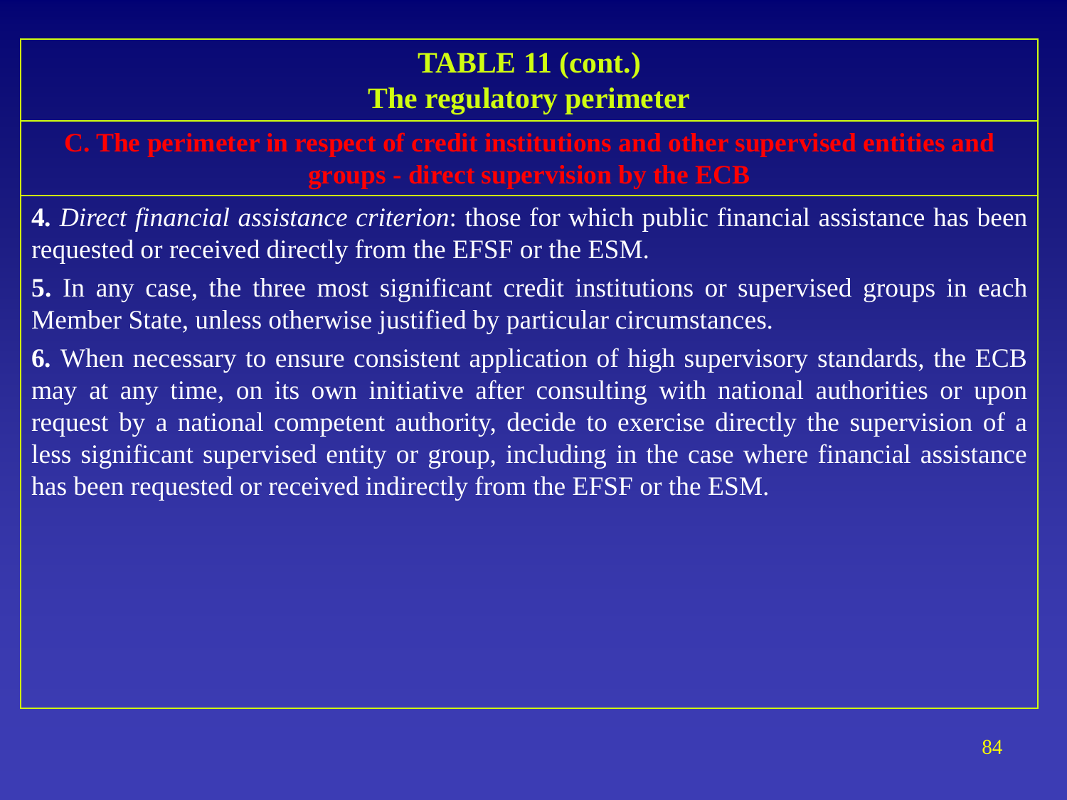# TABLE 11 (cont.)
## The regulatory perimeter

### C. The perimeter in respect of credit institutions and other supervised entities and groups - direct supervision by the ECB

**4.** *Direct financial assistance criterion*: those for which public financial assistance has been requested or received directly from the EFSF or the ESM.

**5.** In any case, the three most significant credit institutions or supervised groups in each Member State, unless otherwise justified by particular circumstances.

**6.** When necessary to ensure consistent application of high supervisory standards, the ECB may at any time, on its own initiative after consulting with national authorities or upon request by a national competent authority, decide to exercise directly the supervision of a less significant supervised entity or group, including in the case where financial assistance has been requested or received indirectly from the EFSF or the ESM.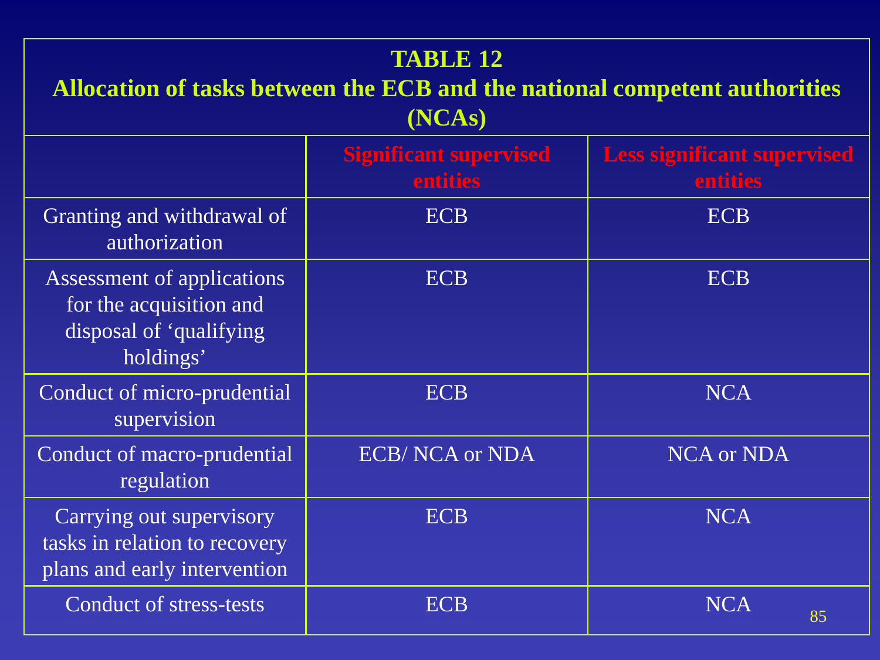**TABLE 12**
**Allocation of tasks between the ECB and the national competent authorities (NCAs)**

| | Significant supervised entities | Less significant supervised entities |
|---|---|---|
| Granting and withdrawal of authorization | ECB | ECB |
| Assessment of applications for the acquisition and disposal of 'qualifying holdings' | ECB | ECB |
| Conduct of micro-prudential supervision | ECB | NCA |
| Conduct of macro-prudential regulation | ECB/ NCA or NDA | NCA or NDA |
| Carrying out supervisory tasks in relation to recovery plans and early intervention | ECB | NCA |
| Conduct of stress-tests | ECB | NCA |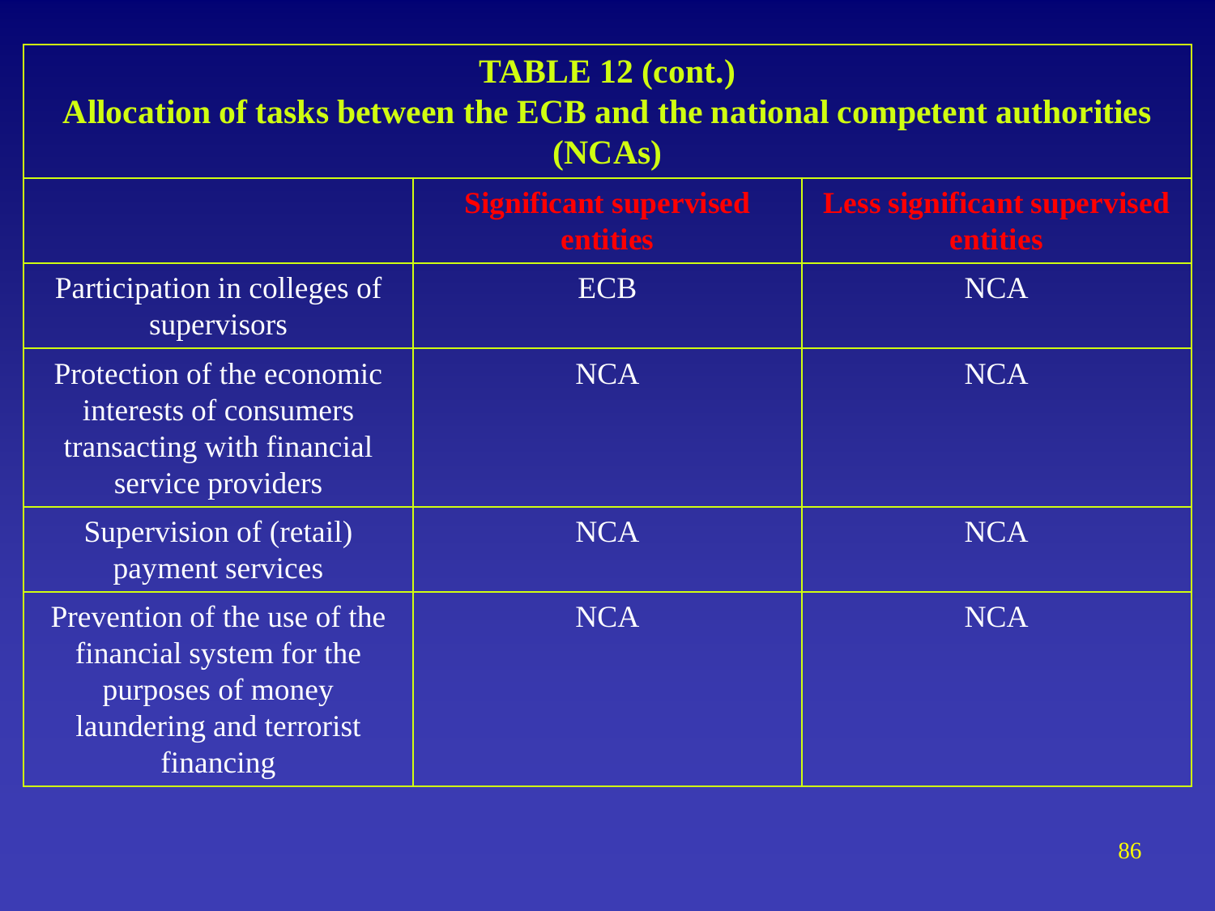**TABLE 12 (cont.)**
**Allocation of tasks between the ECB and the national competent authorities (NCAs)**

| | Significant supervised entities | Less significant supervised entities |
|---|---|---|
| Participation in colleges of supervisors | ECB | NCA |
| Protection of the economic interests of consumers transacting with financial service providers | NCA | NCA |
| Supervision of (retail) payment services | NCA | NCA |
| Prevention of the use of the financial system for the purposes of money laundering and terrorist financing | NCA | NCA |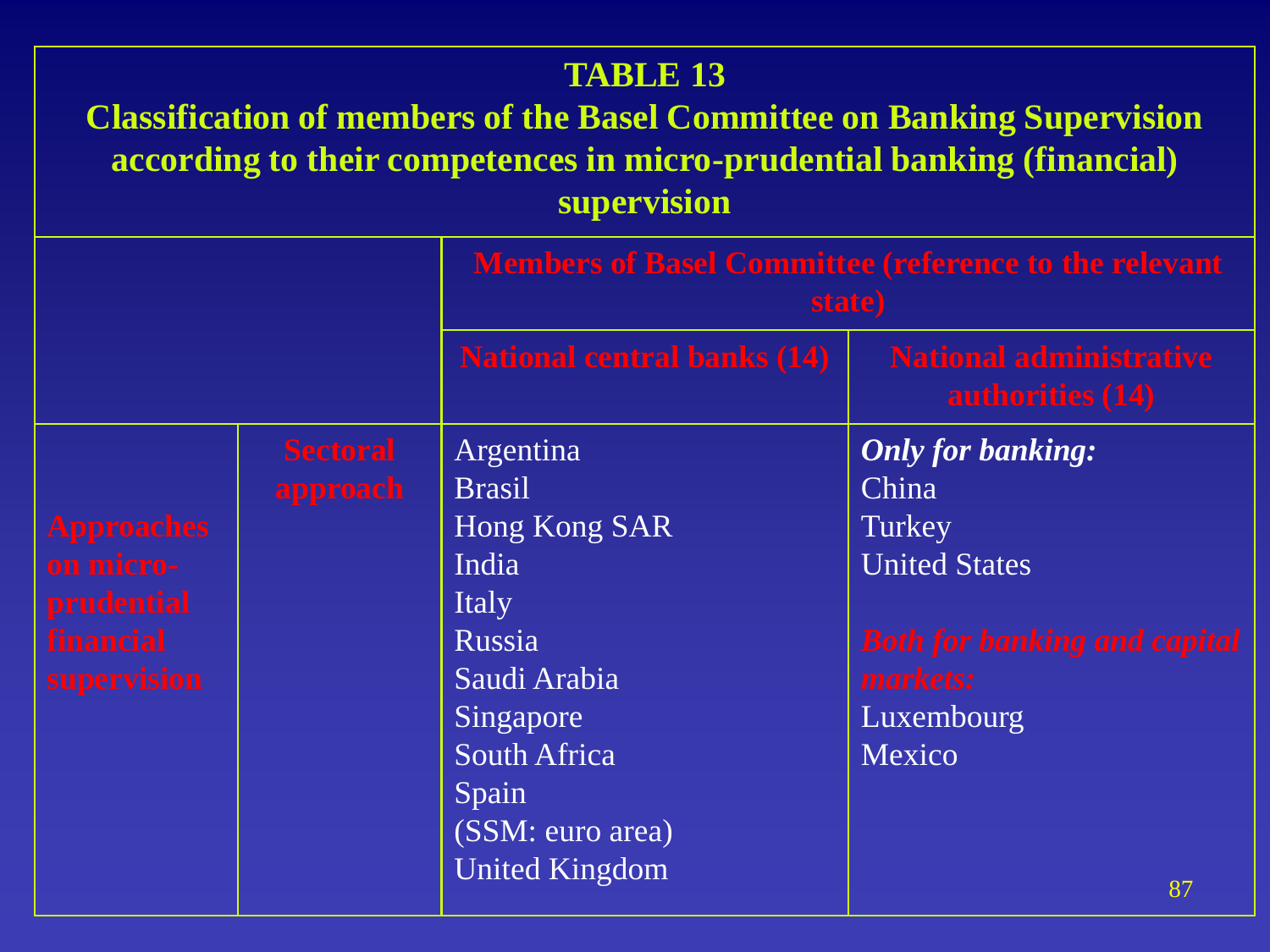**TABLE 13**
**Classification of members of the Basel Committee on Banking Supervision according to their competences in micro-prudential banking (financial) supervision**

| | | Members of Basel Committee (reference to the relevant state) | |
|---|---|---|---|
| | | **National central banks (14)** | **National administrative authorities (14)** |
| **Approaches on micro-prudential financial supervision** | **Sectoral approach** | Argentina<br>Brasil<br>Hong Kong SAR<br>India<br>Italy<br>Russia<br>Saudi Arabia<br>Singapore<br>South Africa<br>Spain<br>(SSM: euro area)<br>United Kingdom | ***Only for banking:***<br>China<br>Turkey<br>United States<br><br>***Both for banking and capital markets:***<br>Luxembourg<br>Mexico |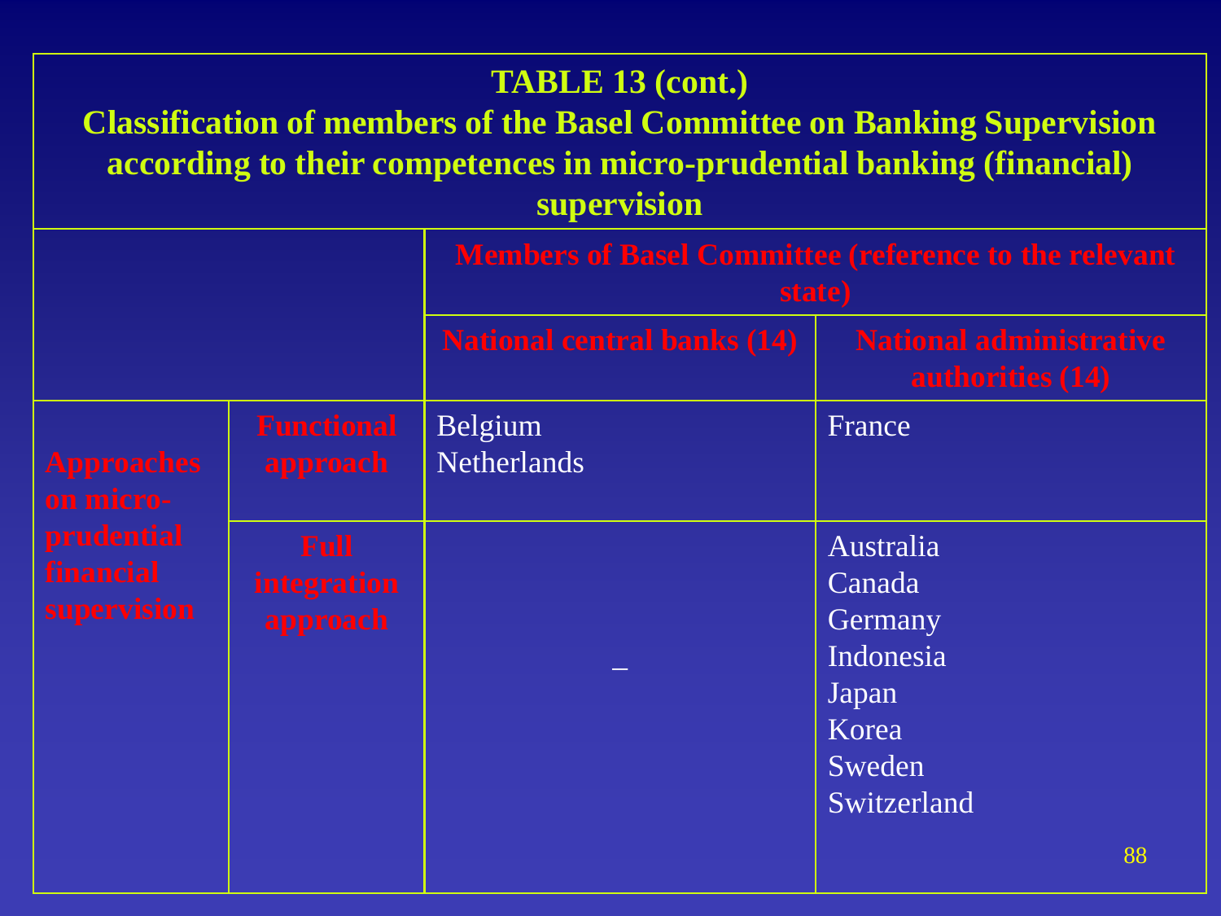**TABLE 13 (cont.)**

**Classification of members of the Basel Committee on Banking Supervision according to their competences in micro-prudential banking (financial) supervision**

| | | Members of Basel Committee (reference to the relevant state) | |
|---|---|---|---|
| | | **National central banks (14)** | **National administrative authorities (14)** |
| **Approaches on micro-prudential financial supervision** | **Functional approach** | Belgium<br>Netherlands | France |
| | **Full integration approach** | – | Australia<br>Canada<br>Germany<br>Indonesia<br>Japan<br>Korea<br>Sweden<br>Switzerland |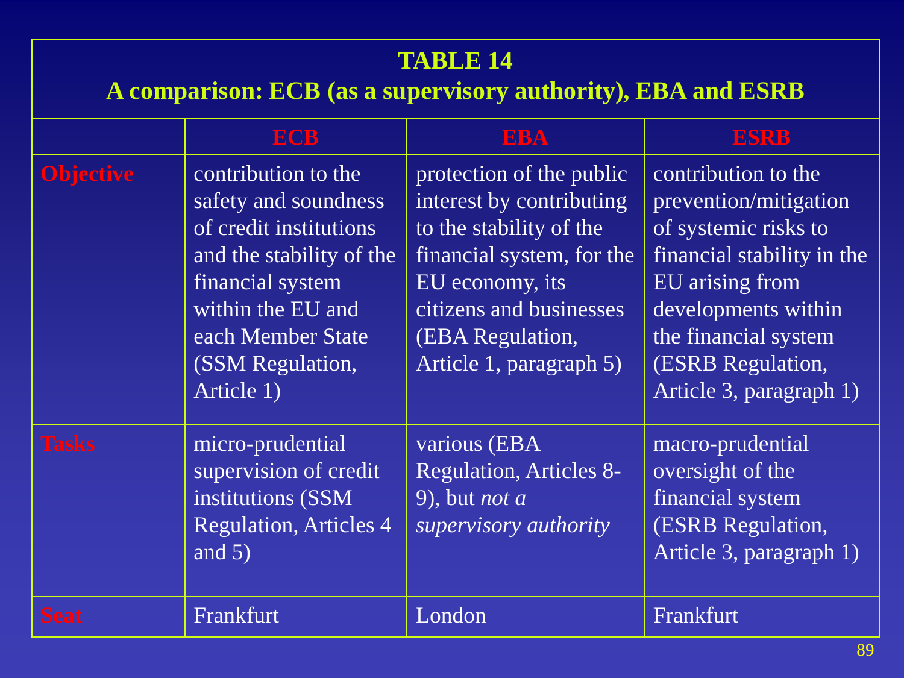## TABLE 14
## A comparison: ECB (as a supervisory authority), EBA and ESRB

| | ECB | EBA | ESRB |
|---|---|---|---|
| **Objective** | contribution to the safety and soundness of credit institutions and the stability of the financial system within the EU and each Member State (SSM Regulation, Article 1) | protection of the public interest by contributing to the stability of the financial system, for the EU economy, its citizens and businesses (EBA Regulation, Article 1, paragraph 5) | contribution to the prevention/mitigation of systemic risks to financial stability in the EU arising from developments within the financial system (ESRB Regulation, Article 3, paragraph 1) |
| **Tasks** | micro-prudential supervision of credit institutions (SSM Regulation, Articles 4 and 5) | various (EBA Regulation, Articles 8-9), but *not a supervisory authority* | macro-prudential oversight of the financial system (ESRB Regulation, Article 3, paragraph 1) |
| **Seat** | Frankfurt | London | Frankfurt |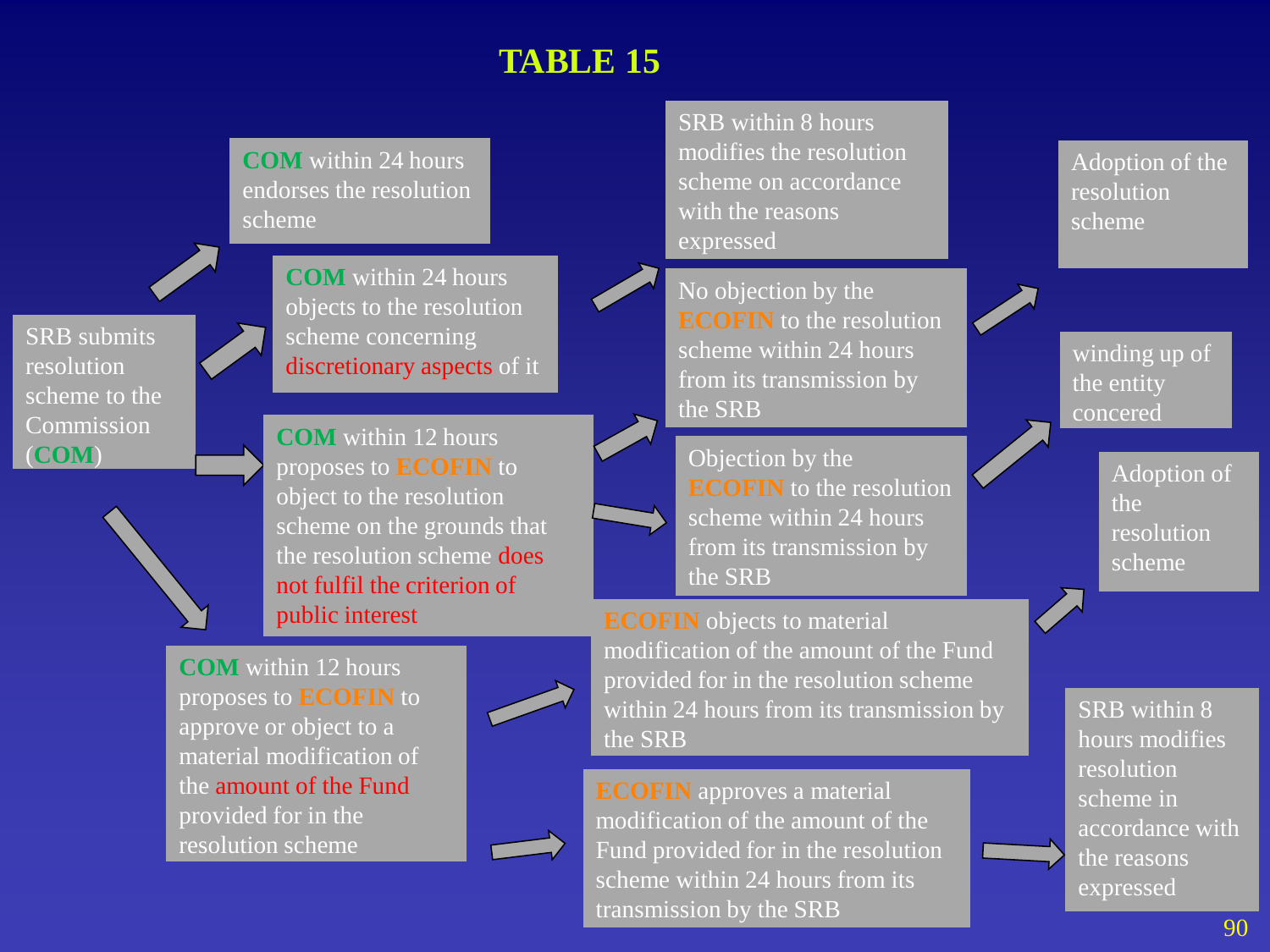# TABLE 15

SRB submits resolution scheme to the Commission (**COM**)

- **COM** within 24 hours endorses the resolution scheme
- **COM** within 24 hours objects to the resolution scheme concerning discretionary aspects of it
  - SRB within 8 hours modifies the resolution scheme on accordance with the reasons expressed
- **COM** within 12 hours proposes to **ECOFIN** to object to the resolution scheme on the grounds that the resolution scheme does not fulfil the criterion of public interest
  - No objection by the **ECOFIN** to the resolution scheme within 24 hours from its transmission by the SRB
    - Adoption of the resolution scheme
  - Objection by the **ECOFIN** to the resolution scheme within 24 hours from its transmission by the SRB
    - winding up of the entity concered
- **COM** within 12 hours proposes to **ECOFIN** to approve or object to a material modification of the amount of the Fund provided for in the resolution scheme
  - **ECOFIN** objects to material modification of the amount of the Fund provided for in the resolution scheme within 24 hours from its transmission by the SRB
    - Adoption of the resolution scheme
  - **ECOFIN** approves a material modification of the amount of the Fund provided for in the resolution scheme within 24 hours from its transmission by the SRB
    - SRB within 8 hours modifies resolution scheme in accordance with the reasons expressed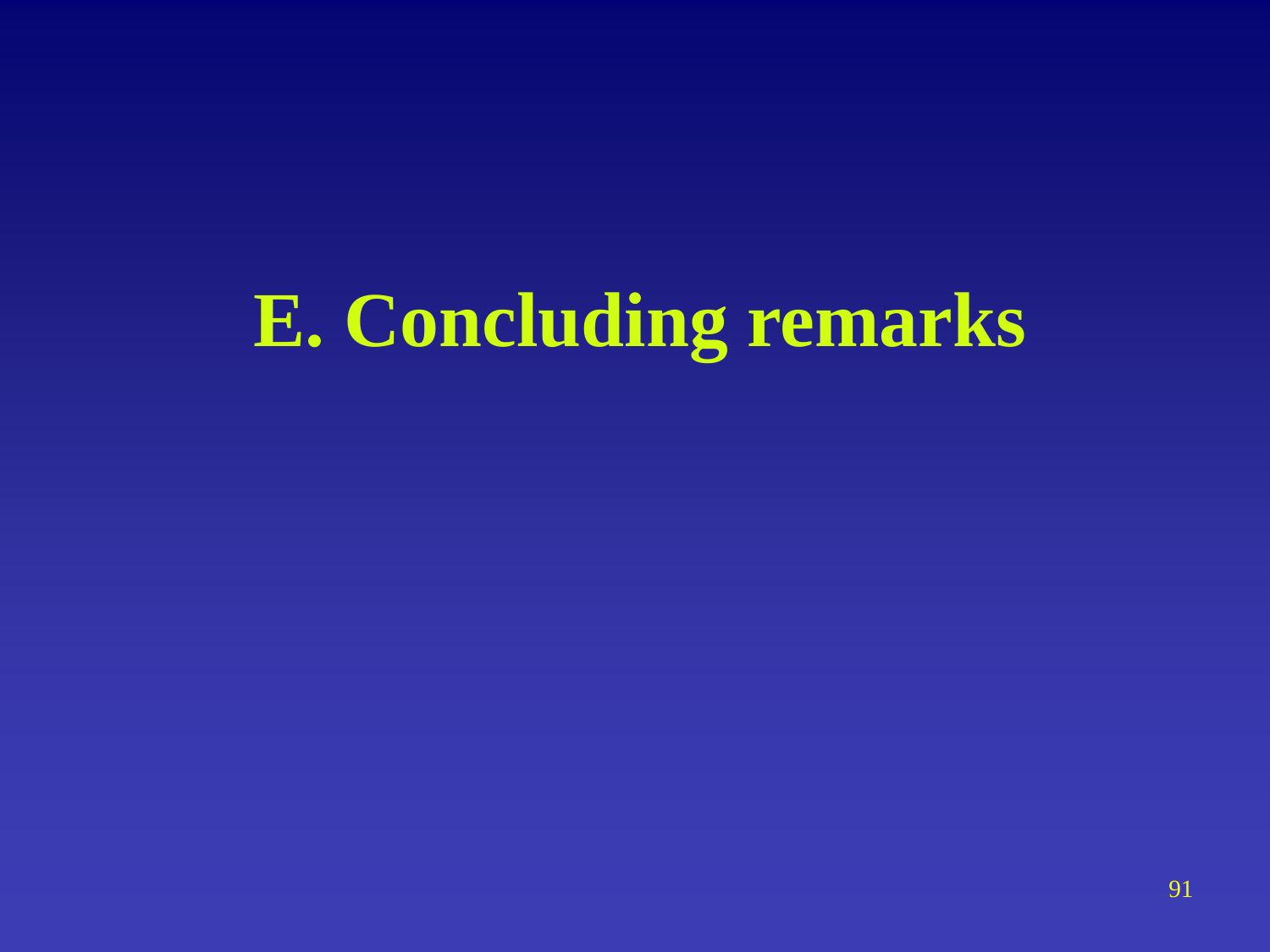# E. Concluding remarks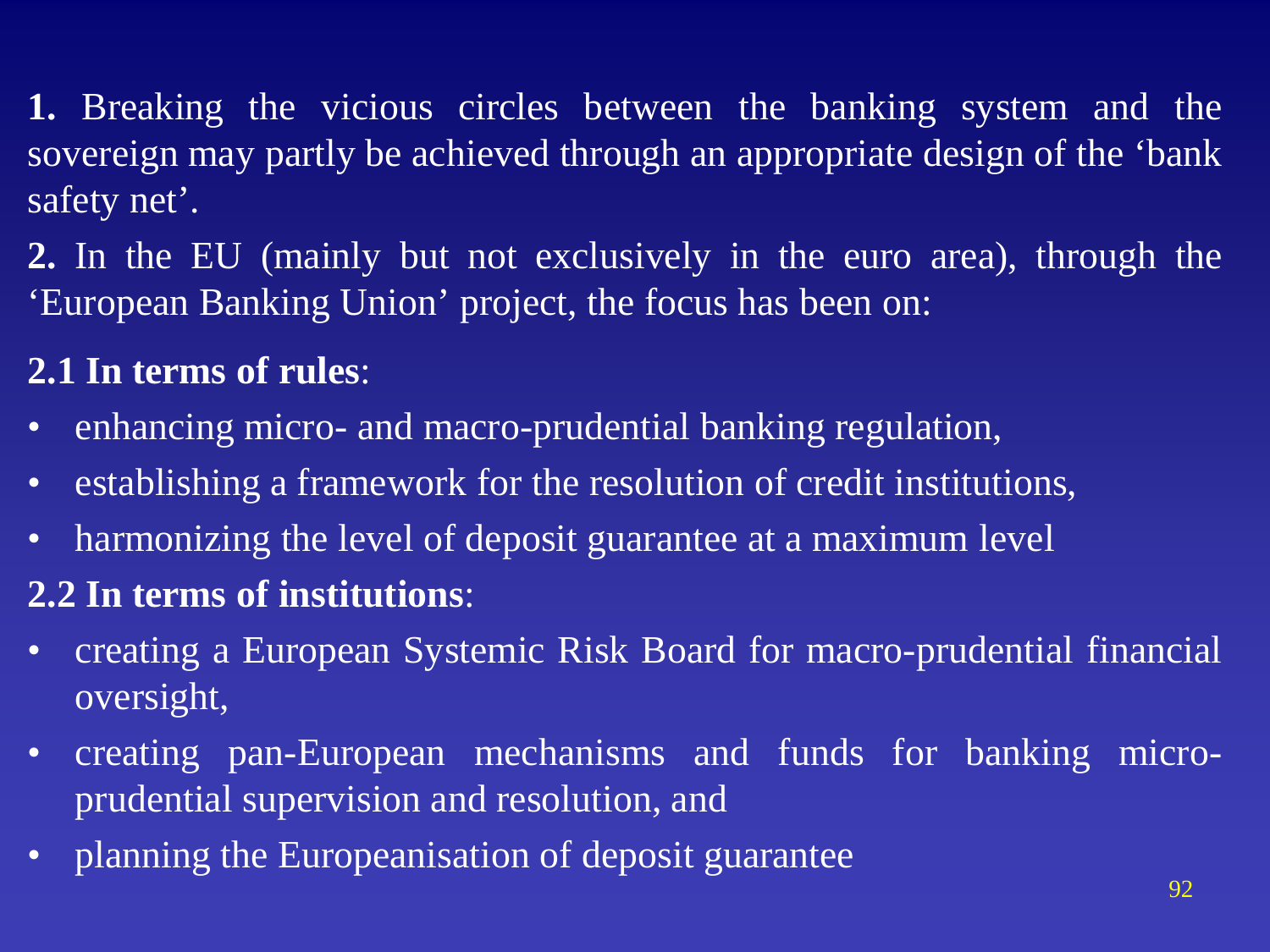**1.** Breaking the vicious circles between the banking system and the sovereign may partly be achieved through an appropriate design of the 'bank safety net'.

**2.** In the EU (mainly but not exclusively in the euro area), through the 'European Banking Union' project, the focus has been on:

**2.1 In terms of rules**:

- enhancing micro- and macro-prudential banking regulation,
- establishing a framework for the resolution of credit institutions,
- harmonizing the level of deposit guarantee at a maximum level

**2.2 In terms of institutions**:

- creating a European Systemic Risk Board for macro-prudential financial oversight,
- creating pan-European mechanisms and funds for banking micro-prudential supervision and resolution, and
- planning the Europeanisation of deposit guarantee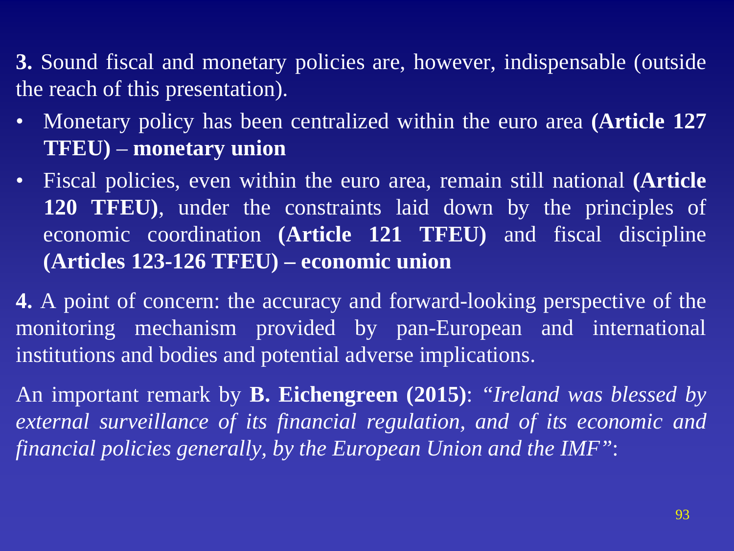**3.** Sound fiscal and monetary policies are, however, indispensable (outside the reach of this presentation).

- Monetary policy has been centralized within the euro area **(Article 127 TFEU) – monetary union**
- Fiscal policies, even within the euro area, remain still national **(Article 120 TFEU)**, under the constraints laid down by the principles of economic coordination **(Article 121 TFEU)** and fiscal discipline **(Articles 123-126 TFEU) – economic union**

**4.** A point of concern: the accuracy and forward-looking perspective of the monitoring mechanism provided by pan-European and international institutions and bodies and potential adverse implications.

An important remark by **B. Eichengreen (2015)**: *"Ireland was blessed by external surveillance of its financial regulation, and of its economic and financial policies generally, by the European Union and the IMF"*: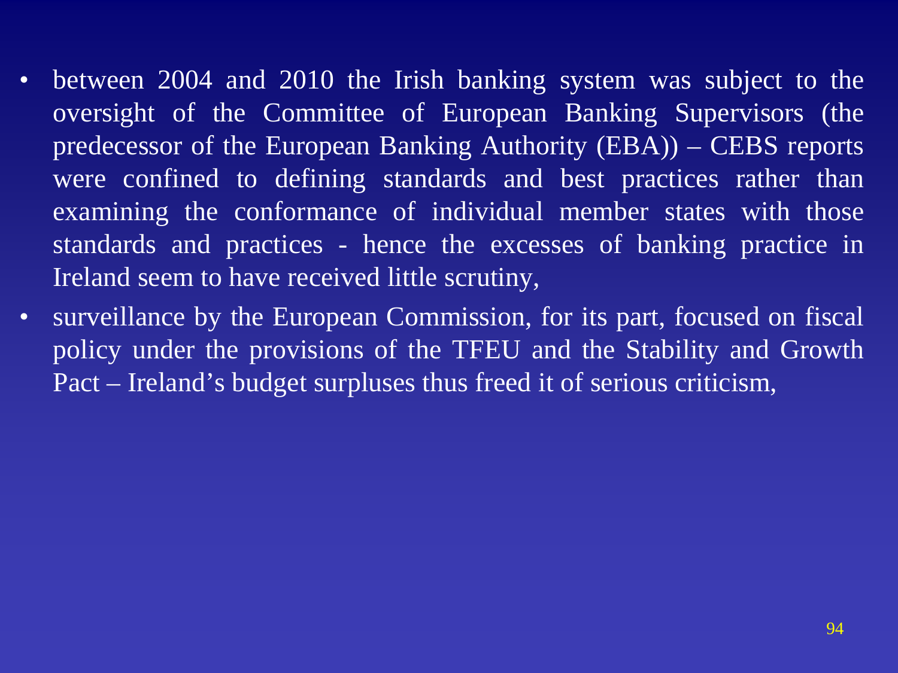- between 2004 and 2010 the Irish banking system was subject to the oversight of the Committee of European Banking Supervisors (the predecessor of the European Banking Authority (EBA)) – CEBS reports were confined to defining standards and best practices rather than examining the conformance of individual member states with those standards and practices - hence the excesses of banking practice in Ireland seem to have received little scrutiny,
- surveillance by the European Commission, for its part, focused on fiscal policy under the provisions of the TFEU and the Stability and Growth Pact – Ireland's budget surpluses thus freed it of serious criticism,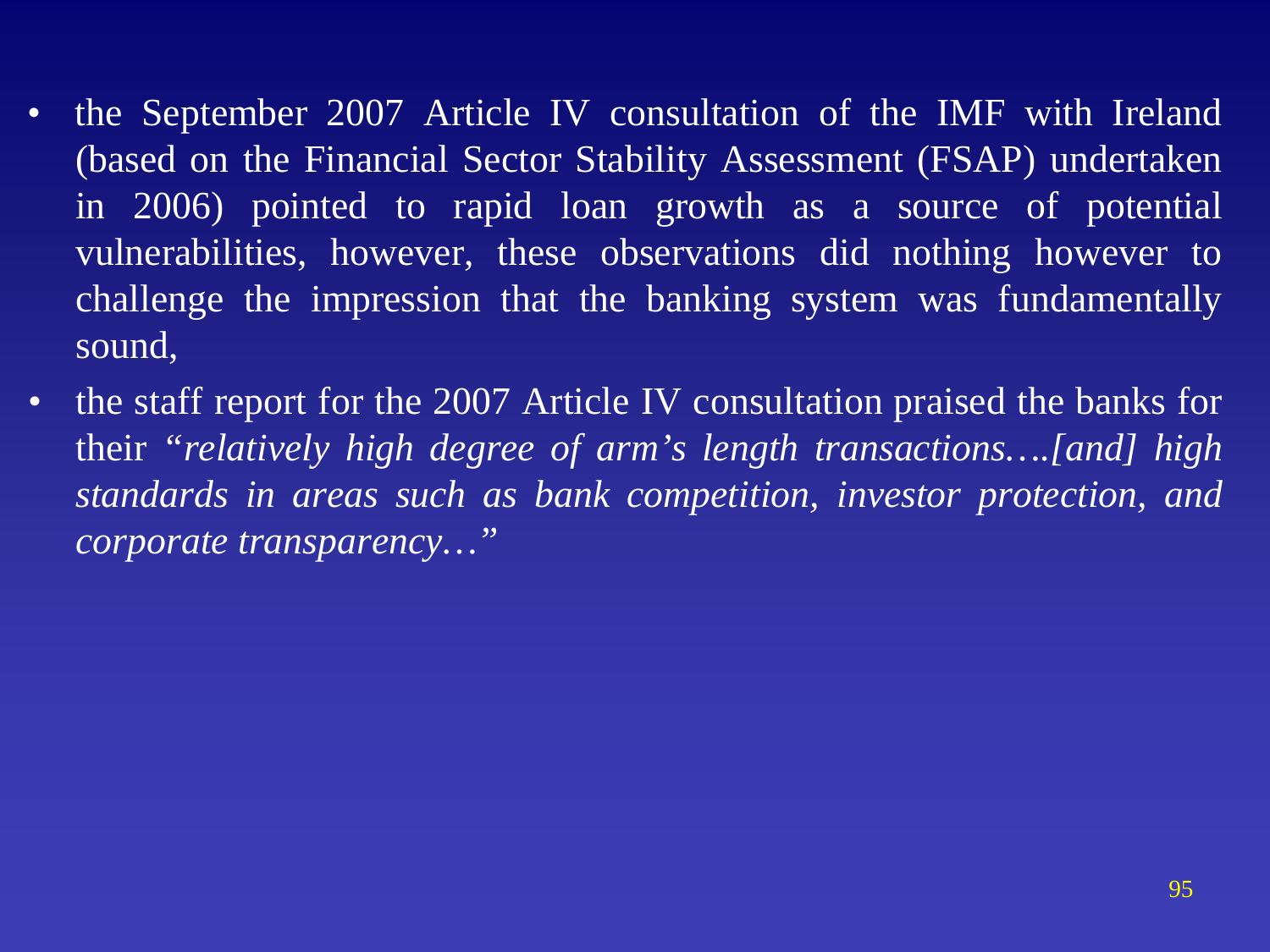- the September 2007 Article IV consultation of the IMF with Ireland (based on the Financial Sector Stability Assessment (FSAP) undertaken in 2006) pointed to rapid loan growth as a source of potential vulnerabilities, however, these observations did nothing however to challenge the impression that the banking system was fundamentally sound,
- the staff report for the 2007 Article IV consultation praised the banks for their *"relatively high degree of arm's length transactions….[and] high standards in areas such as bank competition, investor protection, and corporate transparency…"*